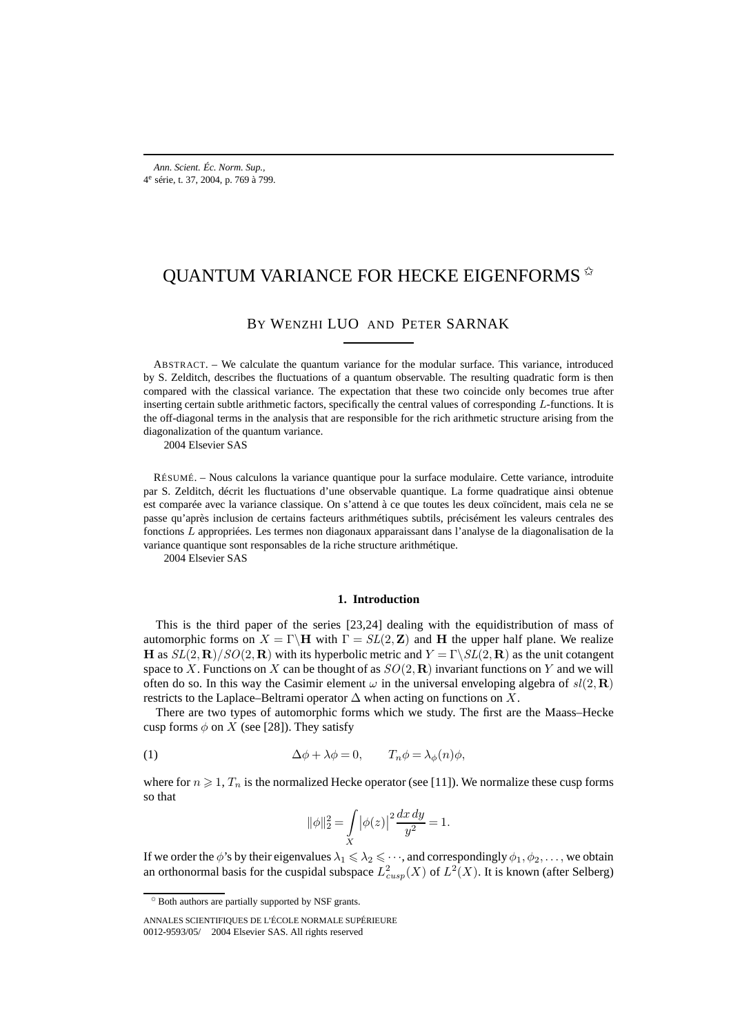# QUANTUM VARIANCE FOR HECKE EIGENFORMS ✩

BY WENZHI LUO AND PETER SARNAK

ABSTRACT. – We calculate the quantum variance for the modular surface. This variance, introduced by S. Zelditch, describes the fluctuations of a quantum observable. The resulting quadratic form is then compared with the classical variance. The expectation that these two coincide only becomes true after inserting certain subtle arithmetic factors, specifically the central values of corresponding $L$-functions. It is the off-diagonal terms in the analysis that are responsible for the rich arithmetic structure arising from the diagonalization of the quantum variance.

2004 Elsevier SAS

RÉSUMÉ. – Nous calculons la variance quantique pour la surface modulaire. Cette variance, introduite par S. Zelditch, décrit les fluctuations d'une observable quantique. La forme quadratique ainsi obtenue est comparée avec la variance classique. On s'attend à ce que toutes les deux coïncident, mais cela ne se passe qu'après inclusion de certains facteurs arithmétiques subtils, précisément les valeurs centrales des fonctions $L$ appropriées. Les termes non diagonaux apparaissant dans l'analyse de la diagonalisation de la variance quantique sont responsables de la riche structure arithmétique.

2004 Elsevier SAS

## 1. Introduction

This is the third paper of the series [23,24] dealing with the equidistribution of mass of automorphic forms on $X = \Gamma\backslash\mathbf{H}$ with $\Gamma = SL(2,\mathbf{Z})$ and $\mathbf{H}$ the upper half plane. We realize $\mathbf{H}$ as $SL(2,\mathbf{R})/SO(2,\mathbf{R})$ with its hyperbolic metric and $Y = \Gamma\backslash SL(2,\mathbf{R})$ as the unit cotangent space to $X$. Functions on $X$ can be thought of as $SO(2,\mathbf{R})$ invariant functions on $Y$ and we will often do so. In this way the Casimir element $\omega$ in the universal enveloping algebra of $sl(2,\mathbf{R})$ restricts to the Laplace–Beltrami operator $\Delta$ when acting on functions on $X$.

There are two types of automorphic forms which we study. The first are the Maass–Hecke cusp forms $\phi$ on $X$ (see [28]). They satisfy

$$\Delta\phi + \lambda\phi = 0, \qquad T_n\phi = \lambda_\phi(n)\phi, \tag{1}$$

where for $n \geqslant 1$, $T_n$ is the normalized Hecke operator (see [11]). We normalize these cusp forms so that

$$\|\phi\|_2^2 = \int_X |\phi(z)|^2 \frac{dx\,dy}{y^2} = 1.$$

If we order the $\phi$'s by their eigenvalues $\lambda_1 \leqslant \lambda_2 \leqslant \cdots$, and correspondingly $\phi_1, \phi_2, \ldots$, we obtain an orthonormal basis for the cuspidal subspace $L^2_{cusp}(X)$ of $L^2(X)$. It is known (after Selberg)

✩ Both authors are partially supported by NSF grants.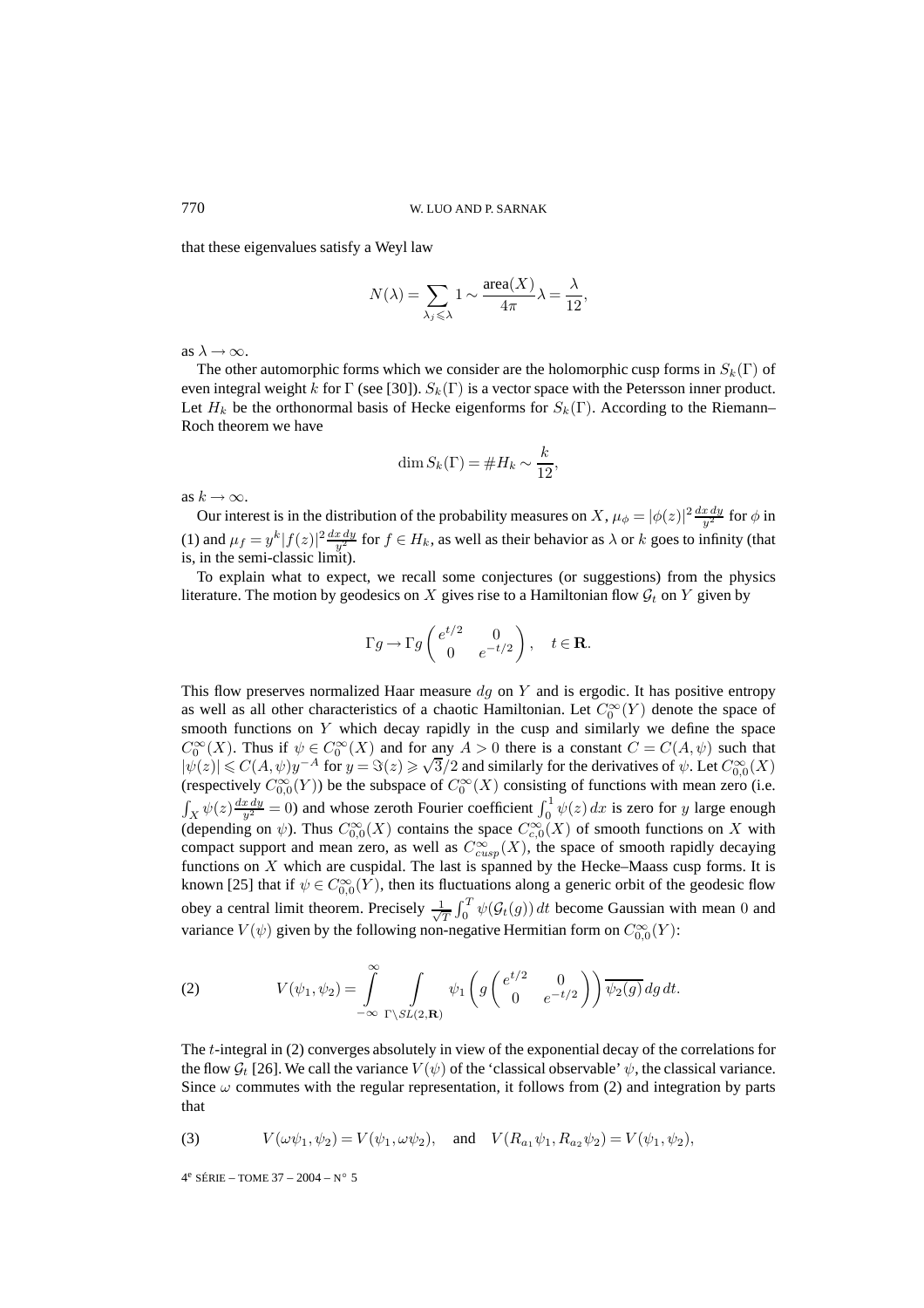that these eigenvalues satisfy a Weyl law

$$N(\lambda) = \sum_{\lambda_j \leqslant \lambda} 1 \sim \frac{\text{area}(X)}{4\pi}\lambda = \frac{\lambda}{12},$$

as $\lambda \to \infty$.

The other automorphic forms which we consider are the holomorphic cusp forms in $S_k(\Gamma)$ of even integral weight $k$ for $\Gamma$ (see [30]). $S_k(\Gamma)$ is a vector space with the Petersson inner product. Let $H_k$ be the orthonormal basis of Hecke eigenforms for $S_k(\Gamma)$. According to the Riemann–Roch theorem we have

$$\dim S_k(\Gamma) = \#H_k \sim \frac{k}{12},$$

as $k \to \infty$.

Our interest is in the distribution of the probability measures on $X$, $\mu_\phi = |\phi(z)|^2 \frac{dx\,dy}{y^2}$ for $\phi$ in (1) and $\mu_f = y^k |f(z)|^2 \frac{dx\,dy}{y^2}$ for $f \in H_k$, as well as their behavior as $\lambda$ or $k$ goes to infinity (that is, in the semi-classic limit).

To explain what to expect, we recall some conjectures (or suggestions) from the physics literature. The motion by geodesics on $X$ gives rise to a Hamiltonian flow $\mathcal{G}_t$ on $Y$ given by

$$\Gamma g \to \Gamma g \begin{pmatrix} e^{t/2} & 0 \\ 0 & e^{-t/2} \end{pmatrix}, \quad t \in \mathbf{R}.$$

This flow preserves normalized Haar measure $dg$ on $Y$ and is ergodic. It has positive entropy as well as all other characteristics of a chaotic Hamiltonian. Let $C_0^\infty(Y)$ denote the space of smooth functions on $Y$ which decay rapidly in the cusp and similarly we define the space $C_0^\infty(X)$. Thus if $\psi \in C_0^\infty(X)$ and for any $A > 0$ there is a constant $C = C(A, \psi)$ such that $|\psi(z)| \leqslant C(A, \psi) y^{-A}$ for $y = \Im(z) \geqslant \sqrt{3}/2$ and similarly for the derivatives of $\psi$. Let $C_{0,0}^\infty(X)$ (respectively $C_{0,0}^\infty(Y)$) be the subspace of $C_0^\infty(X)$ consisting of functions with mean zero (i.e. $\int_X \psi(z) \frac{dx\,dy}{y^2} = 0$) and whose zeroth Fourier coefficient $\int_0^1 \psi(z)\,dx$ is zero for $y$ large enough (depending on $\psi$). Thus $C_{0,0}^\infty(X)$ contains the space $C_{c,0}^\infty(X)$ of smooth functions on $X$ with compact support and mean zero, as well as $C_{cusp}^\infty(X)$, the space of smooth rapidly decaying functions on $X$ which are cuspidal. The last is spanned by the Hecke–Maass cusp forms. It is known [25] that if $\psi \in C_{0,0}^\infty(Y)$, then its fluctuations along a generic orbit of the geodesic flow obey a central limit theorem. Precisely $\frac{1}{\sqrt{T}} \int_0^T \psi(\mathcal{G}_t(g))\,dt$ become Gaussian with mean 0 and variance $V(\psi)$ given by the following non-negative Hermitian form on $C_{0,0}^\infty(Y)$:

$$V(\psi_1, \psi_2) = \int_{-\infty}^{\infty} \int_{\Gamma \backslash SL(2,\mathbf{R})} \psi_1 \left( g \begin{pmatrix} e^{t/2} & 0 \\ 0 & e^{-t/2} \end{pmatrix} \right) \overline{\psi_2(g)}\,dg\,dt. \tag{2}$$

The $t$-integral in (2) converges absolutely in view of the exponential decay of the correlations for the flow $\mathcal{G}_t$ [26]. We call the variance $V(\psi)$ of the 'classical observable' $\psi$, the classical variance. Since $\omega$ commutes with the regular representation, it follows from (2) and integration by parts that

$$V(\omega\psi_1, \psi_2) = V(\psi_1, \omega\psi_2), \quad \text{and} \quad V(R_{a_1}\psi_1, R_{a_2}\psi_2) = V(\psi_1, \psi_2), \tag{3}$$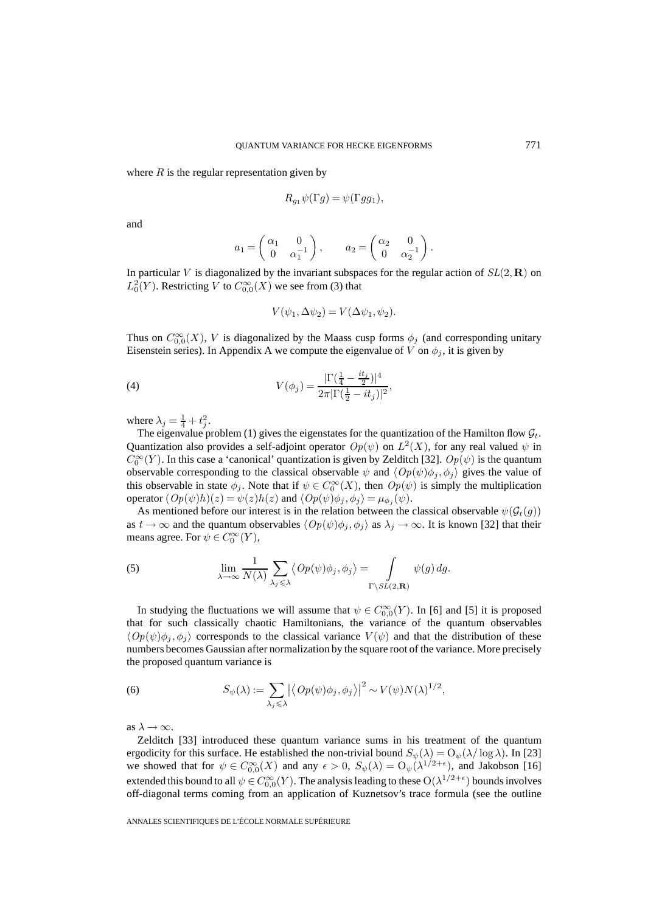where $R$ is the regular representation given by

$$R_{g_1}\psi(\Gamma g) = \psi(\Gamma g g_1),$$

and

$$a_1 = \begin{pmatrix} \alpha_1 & 0 \\ 0 & \alpha_1^{-1} \end{pmatrix}, \qquad a_2 = \begin{pmatrix} \alpha_2 & 0 \\ 0 & \alpha_2^{-1} \end{pmatrix}.$$

In particular $V$ is diagonalized by the invariant subspaces for the regular action of $SL(2, \mathbf{R})$ on $L_0^2(Y)$. Restricting $V$ to $C_{0,0}^\infty(X)$ we see from (3) that

$$V(\psi_1, \Delta\psi_2) = V(\Delta\psi_1, \psi_2).$$

Thus on $C_{0,0}^\infty(X)$, $V$ is diagonalized by the Maass cusp forms $\phi_j$ (and corresponding unitary Eisenstein series). In Appendix A we compute the eigenvalue of $V$ on $\phi_j$, it is given by

$$V(\phi_j) = \frac{|\Gamma(\frac{1}{4} - \frac{it_j}{2})|^4}{2\pi|\Gamma(\frac{1}{2} - it_j)|^2}, \tag{4}$$

where $\lambda_j = \frac{1}{4} + t_j^2$.

The eigenvalue problem (1) gives the eigenstates for the quantization of the Hamilton flow $\mathcal{G}_t$. Quantization also provides a self-adjoint operator $Op(\psi)$ on $L^2(X)$, for any real valued $\psi$ in $C_0^\infty(Y)$. In this case a 'canonical' quantization is given by Zelditch [32]. $Op(\psi)$ is the quantum observable corresponding to the classical observable $\psi$ and $\langle Op(\psi)\phi_j, \phi_j\rangle$ gives the value of this observable in state $\phi_j$. Note that if $\psi \in C_0^\infty(X)$, then $Op(\psi)$ is simply the multiplication operator $(Op(\psi)h)(z) = \psi(z)h(z)$ and $\langle Op(\psi)\phi_j, \phi_j\rangle = \mu_{\phi_j}(\psi)$.

As mentioned before our interest is in the relation between the classical observable $\psi(\mathcal{G}_t(g))$ as $t \to \infty$ and the quantum observables $\langle Op(\psi)\phi_j, \phi_j\rangle$ as $\lambda_j \to \infty$. It is known [32] that their means agree. For $\psi \in C_0^\infty(Y)$,

$$\lim_{\lambda \to \infty} \frac{1}{N(\lambda)} \sum_{\lambda_j \leqslant \lambda} \langle Op(\psi)\phi_j, \phi_j\rangle = \int_{\Gamma\backslash SL(2,\mathbf{R})} \psi(g)\, dg. \tag{5}$$

In studying the fluctuations we will assume that $\psi \in C_{0,0}^\infty(Y)$. In [6] and [5] it is proposed that for such classically chaotic Hamiltonians, the variance of the quantum observables $\langle Op(\psi)\phi_j, \phi_j\rangle$ corresponds to the classical variance $V(\psi)$ and that the distribution of these numbers becomes Gaussian after normalization by the square root of the variance. More precisely the proposed quantum variance is

$$S_\psi(\lambda) := \sum_{\lambda_j \leqslant \lambda} \left|\langle Op(\psi)\phi_j, \phi_j\rangle\right|^2 \sim V(\psi) N(\lambda)^{1/2}, \tag{6}$$

as $\lambda \to \infty$.

Zelditch [33] introduced these quantum variance sums in his treatment of the quantum ergodicity for this surface. He established the non-trivial bound $S_\psi(\lambda) = \mathrm{O}_\psi(\lambda/\log\lambda)$. In [23] we showed that for $\psi \in C_{0,0}^\infty(X)$ and any $\epsilon > 0$, $S_\psi(\lambda) = \mathrm{O}_\psi(\lambda^{1/2+\epsilon})$, and Jakobson [16] extended this bound to all $\psi \in C_{0,0}^\infty(Y)$. The analysis leading to these $\mathrm{O}(\lambda^{1/2+\epsilon})$ bounds involves off-diagonal terms coming from an application of Kuznetsov's trace formula (see the outline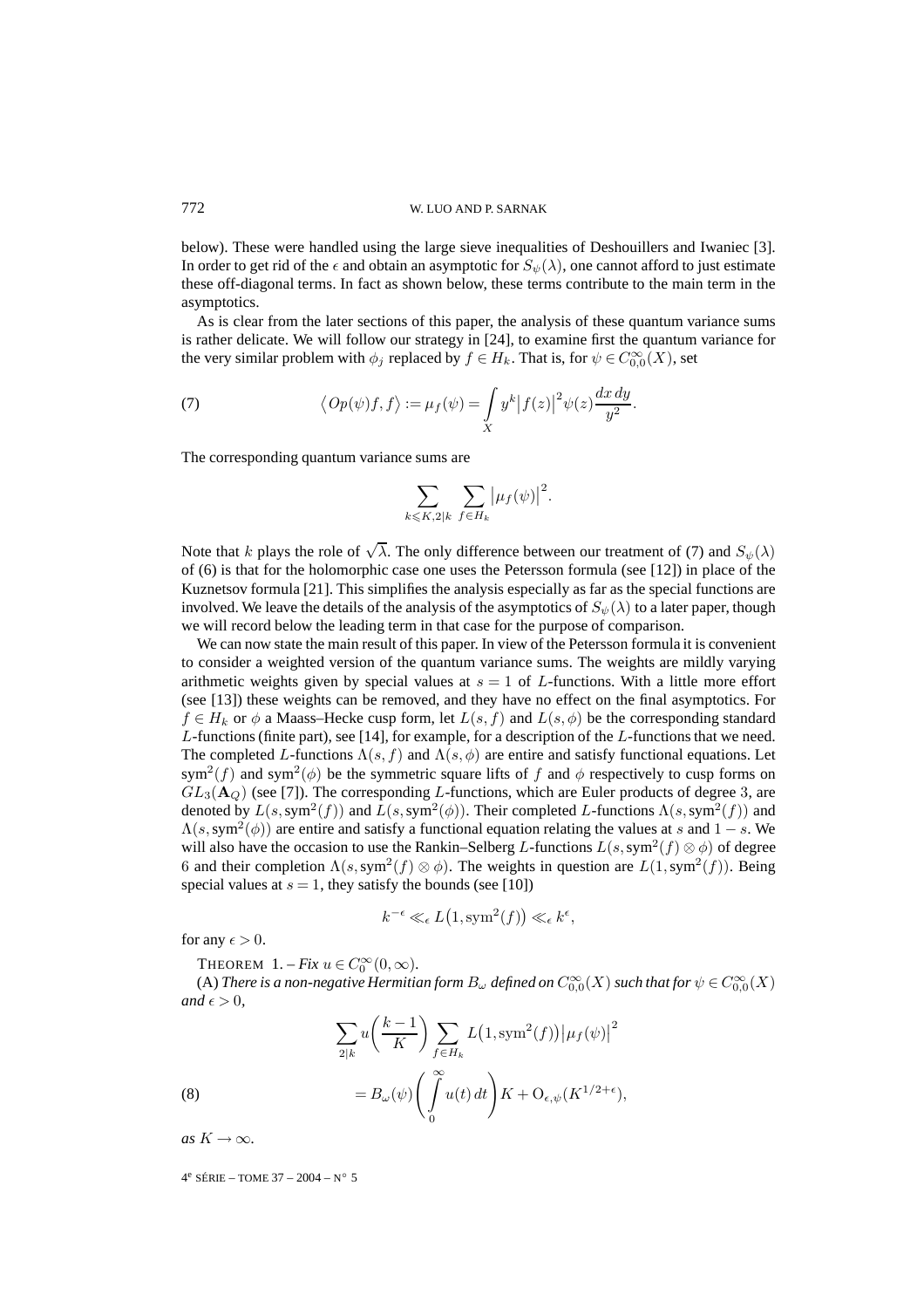below). These were handled using the large sieve inequalities of Deshouillers and Iwaniec [3]. In order to get rid of the $\epsilon$ and obtain an asymptotic for $S_\psi(\lambda)$, one cannot afford to just estimate these off-diagonal terms. In fact as shown below, these terms contribute to the main term in the asymptotics.

As is clear from the later sections of this paper, the analysis of these quantum variance sums is rather delicate. We will follow our strategy in [24], to examine first the quantum variance for the very similar problem with $\phi_j$ replaced by $f \in H_k$. That is, for $\psi \in C_{0,0}^\infty(X)$, set

$$\langle Op(\psi)f, f\rangle := \mu_f(\psi) = \int_X y^k \big|f(z)\big|^2 \psi(z)\frac{dx\,dy}{y^2}. \tag{7}$$

The corresponding quantum variance sums are

$$\sum_{k \leqslant K, 2|k} \sum_{f \in H_k} \big|\mu_f(\psi)\big|^2.$$

Note that $k$ plays the role of $\sqrt{\lambda}$. The only difference between our treatment of (7) and $S_\psi(\lambda)$ of (6) is that for the holomorphic case one uses the Petersson formula (see [12]) in place of the Kuznetsov formula [21]. This simplifies the analysis especially as far as the special functions are involved. We leave the details of the analysis of the asymptotics of $S_\psi(\lambda)$ to a later paper, though we will record below the leading term in that case for the purpose of comparison.

We can now state the main result of this paper. In view of the Petersson formula it is convenient to consider a weighted version of the quantum variance sums. The weights are mildly varying arithmetic weights given by special values at $s = 1$ of $L$-functions. With a little more effort (see [13]) these weights can be removed, and they have no effect on the final asymptotics. For $f \in H_k$ or $\phi$ a Maass–Hecke cusp form, let $L(s, f)$ and $L(s, \phi)$ be the corresponding standard $L$-functions (finite part), see [14], for example, for a description of the $L$-functions that we need. The completed $L$-functions $\Lambda(s, f)$ and $\Lambda(s, \phi)$ are entire and satisfy functional equations. Let $\mathrm{sym}^2(f)$ and $\mathrm{sym}^2(\phi)$ be the symmetric square lifts of $f$ and $\phi$ respectively to cusp forms on $GL_3(\mathbf{A}_Q)$ (see [7]). The corresponding $L$-functions, which are Euler products of degree 3, are denoted by $L(s, \mathrm{sym}^2(f))$ and $L(s, \mathrm{sym}^2(\phi))$. Their completed $L$-functions $\Lambda(s, \mathrm{sym}^2(f))$ and $\Lambda(s, \mathrm{sym}^2(\phi))$ are entire and satisfy a functional equation relating the values at $s$ and $1 - s$. We will also have the occasion to use the Rankin–Selberg $L$-functions $L(s, \mathrm{sym}^2(f) \otimes \phi)$ of degree 6 and their completion $\Lambda(s, \mathrm{sym}^2(f) \otimes \phi)$. The weights in question are $L(1, \mathrm{sym}^2(f))$. Being special values at $s = 1$, they satisfy the bounds (see [10])

$$k^{-\epsilon} \ll_\epsilon L\big(1, \mathrm{sym}^2(f)\big) \ll_\epsilon k^\epsilon,$$

for any $\epsilon > 0$.

THEOREM 1. – *Fix* $u \in C_0^\infty(0, \infty)$.

(A) *There is a non-negative Hermitian form* $B_\omega$ *defined on* $C_{0,0}^\infty(X)$ *such that for* $\psi \in C_{0,0}^\infty(X)$ *and* $\epsilon > 0$,

$$\sum_{2|k} u\bigg(\frac{k-1}{K}\bigg) \sum_{f \in H_k} L\big(1, \mathrm{sym}^2(f)\big)\big|\mu_f(\psi)\big|^2 = B_\omega(\psi)\Bigg(\int_0^\infty u(t)\,dt\Bigg)K + \mathrm{O}_{\epsilon,\psi}(K^{1/2+\epsilon}), \tag{8}$$

*as* $K \to \infty$.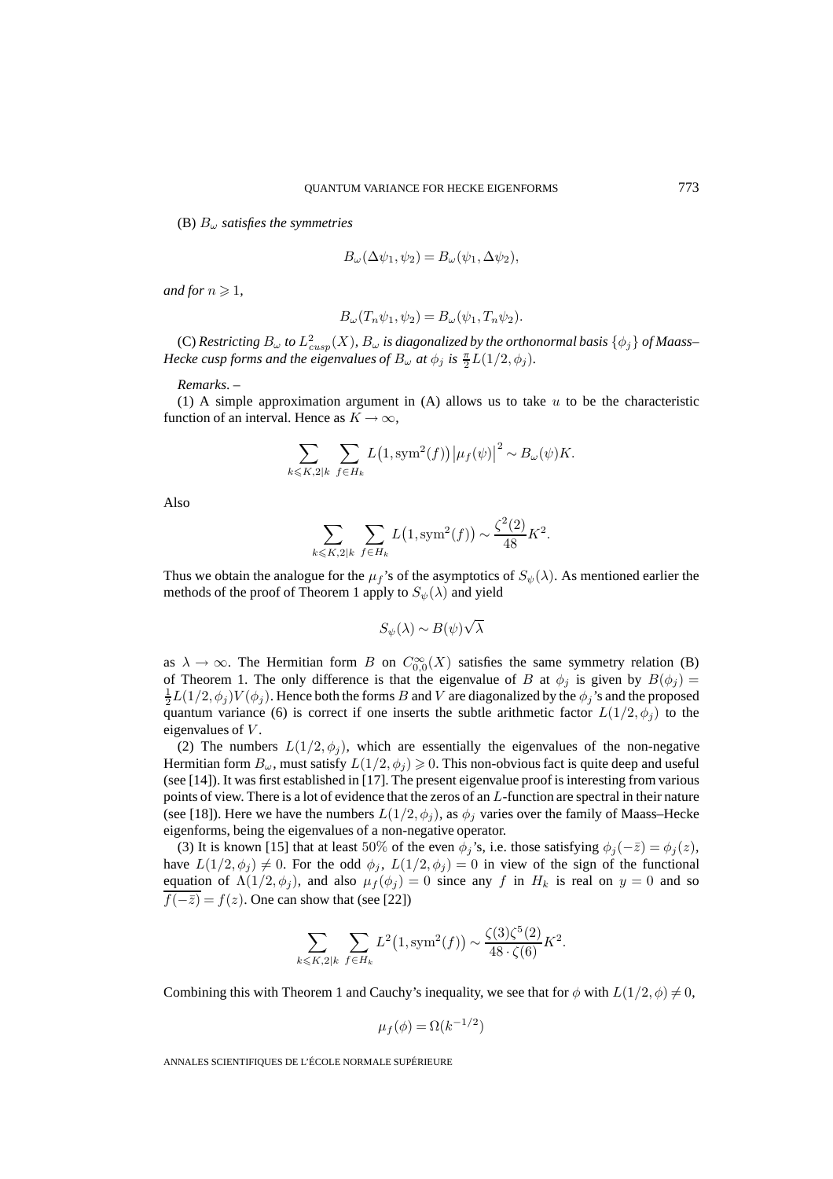(B) $B_\omega$ *satisfies the symmetries*

$$B_\omega(\Delta\psi_1, \psi_2) = B_\omega(\psi_1, \Delta\psi_2),$$

*and for* $n \geqslant 1$,

$$B_\omega(T_n\psi_1, \psi_2) = B_\omega(\psi_1, T_n\psi_2).$$

(C) *Restricting* $B_\omega$ *to* $L^2_{cusp}(X)$, $B_\omega$ *is diagonalized by the orthonormal basis* $\{\phi_j\}$ *of Maass–Hecke cusp forms and the eigenvalues of* $B_\omega$ *at* $\phi_j$ *is* $\frac{\pi}{2}L(1/2, \phi_j)$.

*Remarks*. –

(1) A simple approximation argument in (A) allows us to take $u$ to be the characteristic function of an interval. Hence as $K \to \infty$,

$$\sum_{k \leqslant K, 2|k} \sum_{f \in H_k} L\big(1, \mathrm{sym}^2(f)\big)\big|\mu_f(\psi)\big|^2 \sim B_\omega(\psi)K.$$

Also

$$\sum_{k \leqslant K, 2|k} \sum_{f \in H_k} L\big(1, \mathrm{sym}^2(f)\big) \sim \frac{\zeta^2(2)}{48}K^2.$$

Thus we obtain the analogue for the $\mu_f$'s of the asymptotics of $S_\psi(\lambda)$. As mentioned earlier the methods of the proof of Theorem 1 apply to $S_\psi(\lambda)$ and yield

$$S_\psi(\lambda) \sim B(\psi)\sqrt{\lambda}$$

as $\lambda \to \infty$. The Hermitian form $B$ on $C^\infty_{0,0}(X)$ satisfies the same symmetry relation (B) of Theorem 1. The only difference is that the eigenvalue of $B$ at $\phi_j$ is given by $B(\phi_j) = \frac{1}{2}L(1/2, \phi_j)V(\phi_j)$. Hence both the forms $B$ and $V$ are diagonalized by the $\phi_j$'s and the proposed quantum variance (6) is correct if one inserts the subtle arithmetic factor $L(1/2, \phi_j)$ to the eigenvalues of $V$.

(2) The numbers $L(1/2, \phi_j)$, which are essentially the eigenvalues of the non-negative Hermitian form $B_\omega$, must satisfy $L(1/2, \phi_j) \geqslant 0$. This non-obvious fact is quite deep and useful (see [14]). It was first established in [17]. The present eigenvalue proof is interesting from various points of view. There is a lot of evidence that the zeros of an $L$-function are spectral in their nature (see [18]). Here we have the numbers $L(1/2, \phi_j)$, as $\phi_j$ varies over the family of Maass–Hecke eigenforms, being the eigenvalues of a non-negative operator.

(3) It is known [15] that at least 50% of the even $\phi_j$'s, i.e. those satisfying $\phi_j(-\bar{z}) = \phi_j(z)$, have $L(1/2, \phi_j) \neq 0$. For the odd $\phi_j$, $L(1/2, \phi_j) = 0$ in view of the sign of the functional equation of $\Lambda(1/2, \phi_j)$, and also $\mu_f(\phi_j) = 0$ since any $f$ in $H_k$ is real on $y = 0$ and so $\overline{f(-\bar{z})} = f(z)$. One can show that (see [22])

$$\sum_{k \leqslant K, 2|k} \sum_{f \in H_k} L^2\big(1, \mathrm{sym}^2(f)\big) \sim \frac{\zeta(3)\zeta^5(2)}{48 \cdot \zeta(6)}K^2.$$

Combining this with Theorem 1 and Cauchy's inequality, we see that for $\phi$ with $L(1/2, \phi) \neq 0$,

$$\mu_f(\phi) = \Omega(k^{-1/2})$$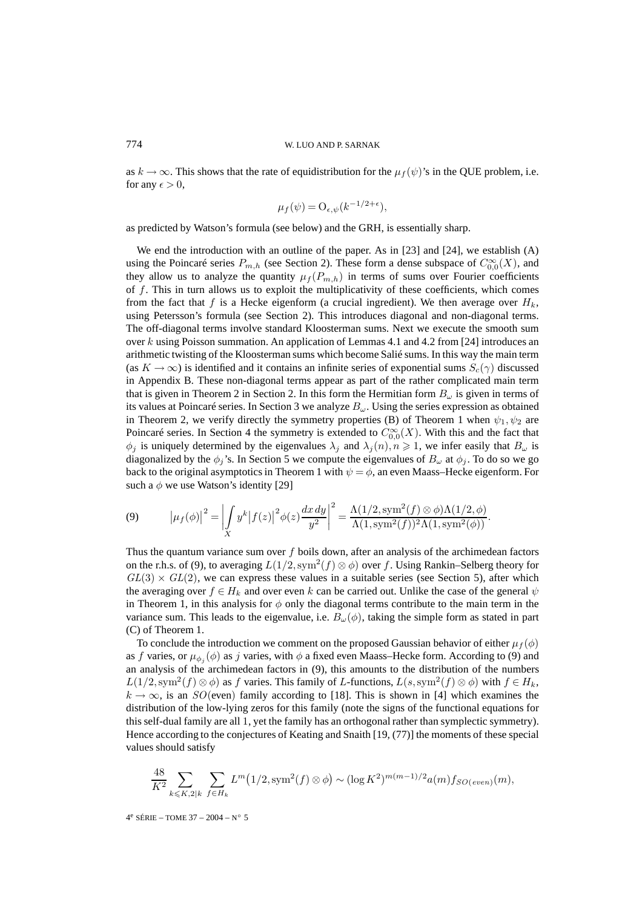as $k \to \infty$. This shows that the rate of equidistribution for the $\mu_f(\psi)$'s in the QUE problem, i.e. for any $\epsilon > 0$,

$$\mu_f(\psi) = \mathrm{O}_{\epsilon,\psi}(k^{-1/2+\epsilon}),$$

as predicted by Watson's formula (see below) and the GRH, is essentially sharp.

We end the introduction with an outline of the paper. As in [23] and [24], we establish (A) using the Poincaré series $P_{m,h}$ (see Section 2). These form a dense subspace of $C_{0,0}^{\infty}(X)$, and they allow us to analyze the quantity $\mu_f(P_{m,h})$ in terms of sums over Fourier coefficients of $f$. This in turn allows us to exploit the multiplicativity of these coefficients, which comes from the fact that $f$ is a Hecke eigenform (a crucial ingredient). We then average over $H_k$, using Petersson's formula (see Section 2). This introduces diagonal and non-diagonal terms. The off-diagonal terms involve standard Kloosterman sums. Next we execute the smooth sum over $k$ using Poisson summation. An application of Lemmas 4.1 and 4.2 from [24] introduces an arithmetic twisting of the Kloosterman sums which become Salié sums. In this way the main term (as $K \to \infty$) is identified and it contains an infinite series of exponential sums $S_c(\gamma)$ discussed in Appendix B. These non-diagonal terms appear as part of the rather complicated main term that is given in Theorem 2 in Section 2. In this form the Hermitian form $B_\omega$ is given in terms of its values at Poincaré series. In Section 3 we analyze $B_\omega$. Using the series expression as obtained in Theorem 2, we verify directly the symmetry properties (B) of Theorem 1 when $\psi_1, \psi_2$ are Poincaré series. In Section 4 the symmetry is extended to $C_{0,0}^{\infty}(X)$. With this and the fact that $\phi_j$ is uniquely determined by the eigenvalues $\lambda_j$ and $\lambda_j(n), n \geqslant 1$, we infer easily that $B_\omega$ is diagonalized by the $\phi_j$'s. In Section 5 we compute the eigenvalues of $B_\omega$ at $\phi_j$. To do so we go back to the original asymptotics in Theorem 1 with $\psi = \phi$, an even Maass–Hecke eigenform. For such a $\phi$ we use Watson's identity [29]

$$(9) \qquad \left|\mu_f(\phi)\right|^2 = \left|\int_X y^k \left|f(z)\right|^2 \phi(z) \frac{dx\,dy}{y^2}\right|^2 = \frac{\Lambda(1/2, \mathrm{sym}^2(f) \otimes \phi)\Lambda(1/2, \phi)}{\Lambda(1, \mathrm{sym}^2(f))^2 \Lambda(1, \mathrm{sym}^2(\phi))}.$$

Thus the quantum variance sum over $f$ boils down, after an analysis of the archimedean factors on the r.h.s. of (9), to averaging $L(1/2, \mathrm{sym}^2(f) \otimes \phi)$ over $f$. Using Rankin–Selberg theory for $GL(3) \times GL(2)$, we can express these values in a suitable series (see Section 5), after which the averaging over $f \in H_k$ and over even $k$ can be carried out. Unlike the case of the general $\psi$ in Theorem 1, in this analysis for $\phi$ only the diagonal terms contribute to the main term in the variance sum. This leads to the eigenvalue, i.e. $B_\omega(\phi)$, taking the simple form as stated in part (C) of Theorem 1.

To conclude the introduction we comment on the proposed Gaussian behavior of either $\mu_f(\phi)$ as $f$ varies, or $\mu_{\phi_j}(\phi)$ as $j$ varies, with $\phi$ a fixed even Maass–Hecke form. According to (9) and an analysis of the archimedean factors in (9), this amounts to the distribution of the numbers $L(1/2, \mathrm{sym}^2(f) \otimes \phi)$ as $f$ varies. This family of $L$-functions, $L(s, \mathrm{sym}^2(f) \otimes \phi)$ with $f \in H_k$, $k \to \infty$, is an $SO(\text{even})$ family according to [18]. This is shown in [4] which examines the distribution of the low-lying zeros for this family (note the signs of the functional equations for this self-dual family are all 1, yet the family has an orthogonal rather than symplectic symmetry). Hence according to the conjectures of Keating and Snaith [19, (77)] the moments of these special values should satisfy

$$\frac{48}{K^2} \sum_{k \leqslant K, 2|k} \sum_{f \in H_k} L^m\bigl(1/2, \mathrm{sym}^2(f) \otimes \phi\bigr) \sim (\log K^2)^{m(m-1)/2} a(m) f_{SO(even)}(m),$$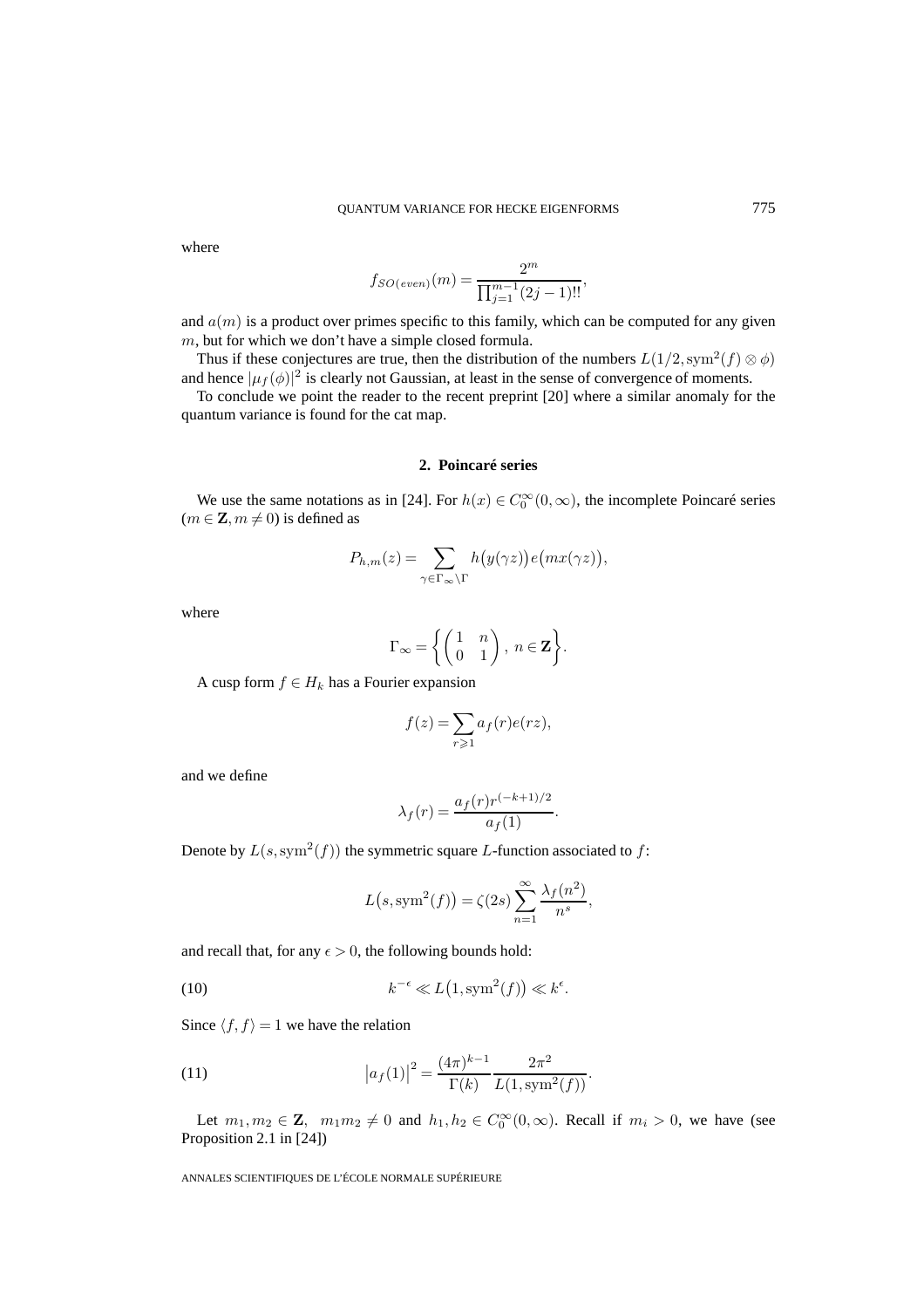where

$$f_{SO(even)}(m) = \frac{2^m}{\prod_{j=1}^{m-1}(2j-1)!!},$$

and $a(m)$ is a product over primes specific to this family, which can be computed for any given $m$, but for which we don't have a simple closed formula.

Thus if these conjectures are true, then the distribution of the numbers $L(1/2, \mathrm{sym}^2(f) \otimes \phi)$ and hence $|\mu_f(\phi)|^2$ is clearly not Gaussian, at least in the sense of convergence of moments.

To conclude we point the reader to the recent preprint [20] where a similar anomaly for the quantum variance is found for the cat map.

## 2. Poincaré series

We use the same notations as in [24]. For $h(x) \in C_0^\infty(0,\infty)$, the incomplete Poincaré series ($m \in \mathbf{Z}, m \neq 0$) is defined as

$$P_{h,m}(z) = \sum_{\gamma \in \Gamma_\infty \backslash \Gamma} h\big(y(\gamma z)\big) e\big(mx(\gamma z)\big),$$

where

$$\Gamma_\infty = \left\{ \begin{pmatrix} 1 & n \\ 0 & 1 \end{pmatrix},\ n \in \mathbf{Z} \right\}.$$

A cusp form $f \in H_k$ has a Fourier expansion

$$f(z) = \sum_{r \geqslant 1} a_f(r) e(rz),$$

and we define

$$\lambda_f(r) = \frac{a_f(r) r^{(-k+1)/2}}{a_f(1)}.$$

Denote by $L(s, \mathrm{sym}^2(f))$ the symmetric square $L$-function associated to $f$:

$$L\big(s, \mathrm{sym}^2(f)\big) = \zeta(2s) \sum_{n=1}^{\infty} \frac{\lambda_f(n^2)}{n^s},$$

and recall that, for any $\epsilon > 0$, the following bounds hold:

$$k^{-\epsilon} \ll L\big(1, \mathrm{sym}^2(f)\big) \ll k^{\epsilon}. \tag{10}$$

Since $\langle f, f \rangle = 1$ we have the relation

$$\big|a_f(1)\big|^2 = \frac{(4\pi)^{k-1}}{\Gamma(k)} \frac{2\pi^2}{L(1, \mathrm{sym}^2(f))}. \tag{11}$$

Let $m_1, m_2 \in \mathbf{Z}$, $m_1 m_2 \neq 0$ and $h_1, h_2 \in C_0^\infty(0,\infty)$. Recall if $m_i > 0$, we have (see Proposition 2.1 in [24])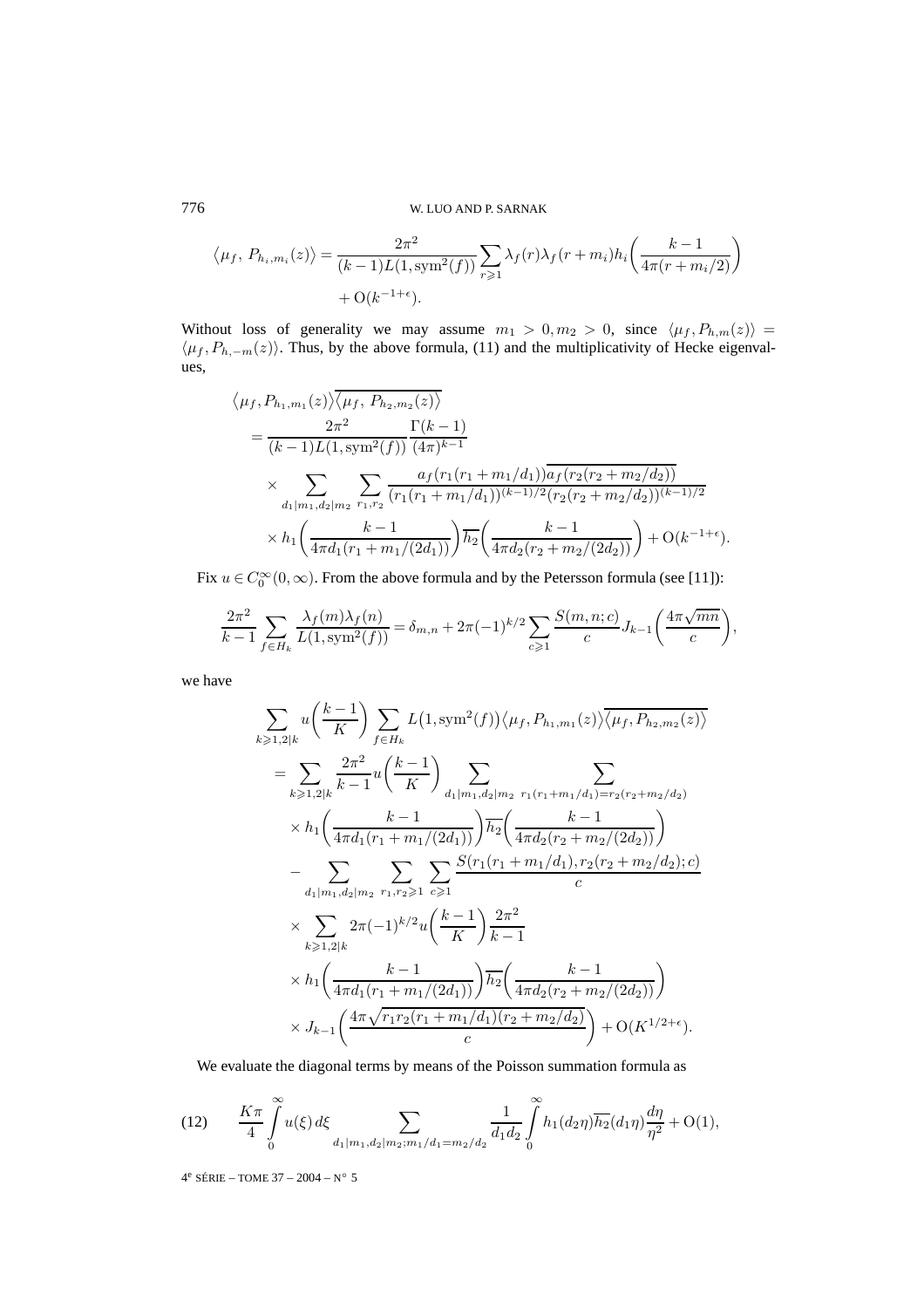$$\langle \mu_f,\, P_{h_i,m_i}(z)\rangle = \frac{2\pi^2}{(k-1)L(1,\mathrm{sym}^2(f))}\sum_{r\geqslant 1}\lambda_f(r)\lambda_f(r+m_i)h_i\left(\frac{k-1}{4\pi(r+m_i/2)}\right) + \mathrm{O}(k^{-1+\epsilon}).$$

Without loss of generality we may assume $m_1 > 0, m_2 > 0$, since $\langle \mu_f, P_{h,m}(z)\rangle = \langle \mu_f, P_{h,-m}(z)\rangle$. Thus, by the above formula, (11) and the multiplicativity of Hecke eigenvalues,

$$\begin{aligned}
&\langle \mu_f, P_{h_1,m_1}(z)\rangle \overline{\langle \mu_f,\, P_{h_2,m_2}(z)\rangle}\\
&\quad = \frac{2\pi^2}{(k-1)L(1,\mathrm{sym}^2(f))}\frac{\Gamma(k-1)}{(4\pi)^{k-1}}\\
&\qquad \times \sum_{d_1|m_1, d_2|m_2}\sum_{r_1,r_2}\frac{a_f(r_1(r_1+m_1/d_1))\overline{a_f(r_2(r_2+m_2/d_2))}}{(r_1(r_1+m_1/d_1))^{(k-1)/2}(r_2(r_2+m_2/d_2))^{(k-1)/2}}\\
&\qquad \times h_1\left(\frac{k-1}{4\pi d_1(r_1+m_1/(2d_1))}\right)\overline{h_2}\left(\frac{k-1}{4\pi d_2(r_2+m_2/(2d_2))}\right) + \mathrm{O}(k^{-1+\epsilon}).
\end{aligned}$$

Fix $u \in C_0^\infty(0,\infty)$. From the above formula and by the Petersson formula (see [11]):

$$\frac{2\pi^2}{k-1}\sum_{f\in H_k}\frac{\lambda_f(m)\lambda_f(n)}{L(1,\mathrm{sym}^2(f))} = \delta_{m,n} + 2\pi(-1)^{k/2}\sum_{c\geqslant 1}\frac{S(m,n;c)}{c}J_{k-1}\left(\frac{4\pi\sqrt{mn}}{c}\right),$$

we have

$$\begin{aligned}
&\sum_{k\geqslant 1, 2|k} u\left(\frac{k-1}{K}\right)\sum_{f\in H_k} L\big(1,\mathrm{sym}^2(f)\big)\langle \mu_f, P_{h_1,m_1}(z)\rangle\overline{\langle \mu_f, P_{h_2,m_2}(z)\rangle}\\
&\quad = \sum_{k\geqslant 1, 2|k}\frac{2\pi^2}{k-1}u\left(\frac{k-1}{K}\right)\sum_{d_1|m_1, d_2|m_2}\ \sum_{r_1(r_1+m_1/d_1)=r_2(r_2+m_2/d_2)}\\
&\qquad \times h_1\left(\frac{k-1}{4\pi d_1(r_1+m_1/(2d_1))}\right)\overline{h_2}\left(\frac{k-1}{4\pi d_2(r_2+m_2/(2d_2))}\right)\\
&\qquad - \sum_{d_1|m_1, d_2|m_2}\ \sum_{r_1,r_2\geqslant 1}\ \sum_{c\geqslant 1}\frac{S(r_1(r_1+m_1/d_1), r_2(r_2+m_2/d_2);c)}{c}\\
&\qquad \times \sum_{k\geqslant 1, 2|k} 2\pi(-1)^{k/2}u\left(\frac{k-1}{K}\right)\frac{2\pi^2}{k-1}\\
&\qquad \times h_1\left(\frac{k-1}{4\pi d_1(r_1+m_1/(2d_1))}\right)\overline{h_2}\left(\frac{k-1}{4\pi d_2(r_2+m_2/(2d_2))}\right)\\
&\qquad \times J_{k-1}\left(\frac{4\pi\sqrt{r_1r_2(r_1+m_1/d_1)(r_2+m_2/d_2)}}{c}\right) + \mathrm{O}(K^{1/2+\epsilon}).
\end{aligned}$$

We evaluate the diagonal terms by means of the Poisson summation formula as

$$\frac{K\pi}{4}\int_0^\infty u(\xi)\,d\xi \sum_{d_1|m_1, d_2|m_2; m_1/d_1=m_2/d_2}\frac{1}{d_1d_2}\int_0^\infty h_1(d_2\eta)\overline{h_2}(d_1\eta)\frac{d\eta}{\eta^2} + \mathrm{O}(1), \tag{12}$$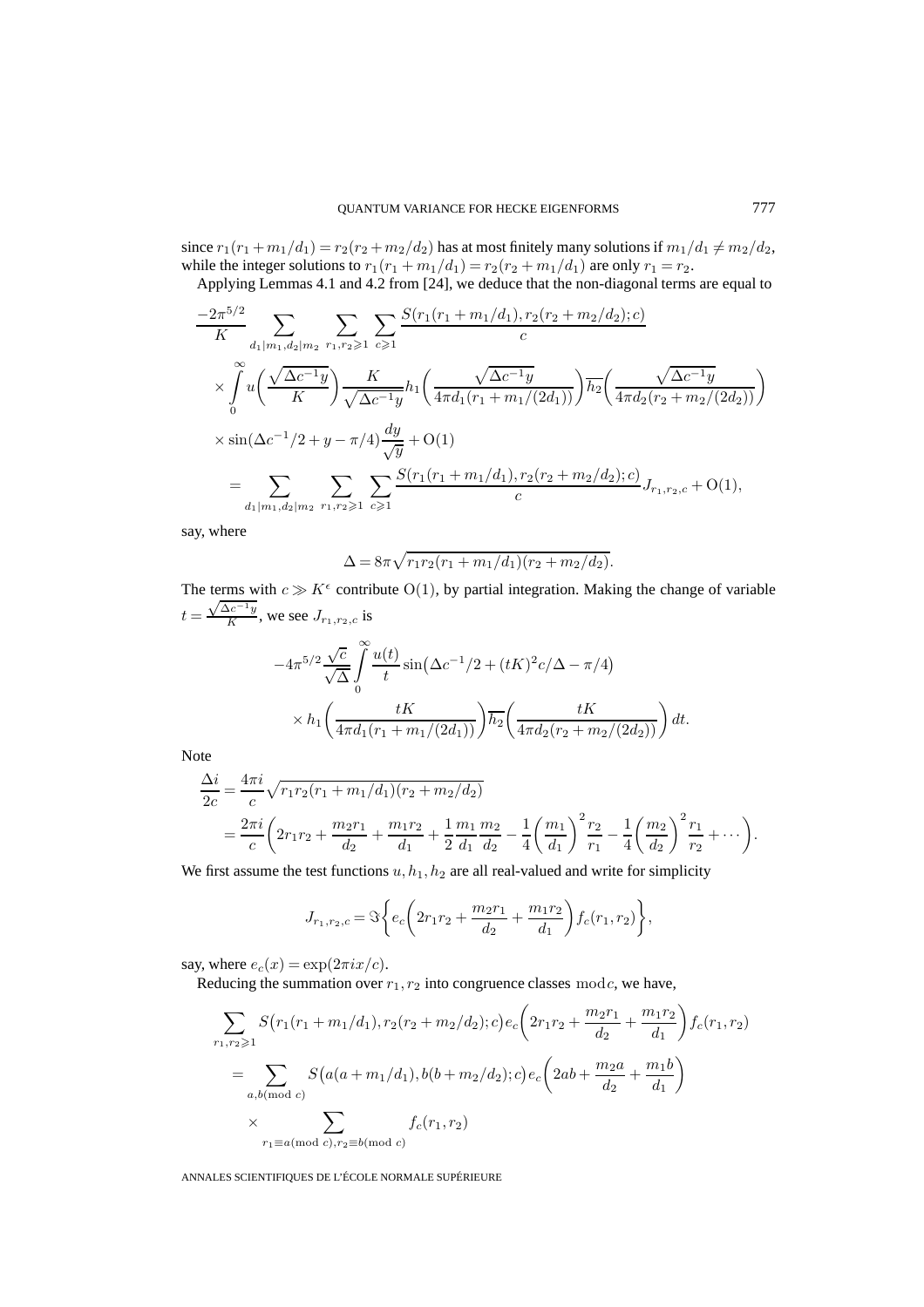since $r_1(r_1+m_1/d_1)=r_2(r_2+m_2/d_2)$ has at most finitely many solutions if $m_1/d_1\neq m_2/d_2$, while the integer solutions to $r_1(r_1+m_1/d_1)=r_2(r_2+m_1/d_1)$ are only $r_1=r_2$.

Applying Lemmas 4.1 and 4.2 from [24], we deduce that the non-diagonal terms are equal to

$$
\begin{aligned}
&\frac{-2\pi^{5/2}}{K}\sum_{d_1|m_1,d_2|m_2}\sum_{r_1,r_2\geqslant 1}\sum_{c\geqslant 1}\frac{S(r_1(r_1+m_1/d_1),r_2(r_2+m_2/d_2);c)}{c}\\
&\times\int_0^\infty u\Big(\frac{\sqrt{\Delta c^{-1}y}}{K}\Big)\frac{K}{\sqrt{\Delta c^{-1}y}}h_1\Big(\frac{\sqrt{\Delta c^{-1}y}}{4\pi d_1(r_1+m_1/(2d_1))}\Big)\overline{h_2}\Big(\frac{\sqrt{\Delta c^{-1}y}}{4\pi d_2(r_2+m_2/(2d_2))}\Big)\\
&\times\sin(\Delta c^{-1}/2+y-\pi/4)\frac{dy}{\sqrt{y}}+\mathrm{O}(1)\\
&=\sum_{d_1|m_1,d_2|m_2}\sum_{r_1,r_2\geqslant 1}\sum_{c\geqslant 1}\frac{S(r_1(r_1+m_1/d_1),r_2(r_2+m_2/d_2);c)}{c}J_{r_1,r_2,c}+\mathrm{O}(1),
\end{aligned}
$$

say, where

$$
\Delta=8\pi\sqrt{r_1r_2(r_1+m_1/d_1)(r_2+m_2/d_2)}.
$$

The terms with $c\gg K^{\epsilon}$ contribute $\mathrm{O}(1)$, by partial integration. Making the change of variable $t=\frac{\sqrt{\Delta c^{-1}y}}{K}$, we see $J_{r_1,r_2,c}$ is

$$
\begin{aligned}
&-4\pi^{5/2}\frac{\sqrt{c}}{\sqrt{\Delta}}\int_0^\infty\frac{u(t)}{t}\sin\big(\Delta c^{-1}/2+(tK)^2c/\Delta-\pi/4\big)\\
&\quad\times h_1\Big(\frac{tK}{4\pi d_1(r_1+m_1/(2d_1))}\Big)\overline{h_2}\Big(\frac{tK}{4\pi d_2(r_2+m_2/(2d_2))}\Big)\,dt.
\end{aligned}
$$

Note

$$
\begin{aligned}
\frac{\Delta i}{2c}&=\frac{4\pi i}{c}\sqrt{r_1r_2(r_1+m_1/d_1)(r_2+m_2/d_2)}\\
&=\frac{2\pi i}{c}\Big(2r_1r_2+\frac{m_2r_1}{d_2}+\frac{m_1r_2}{d_1}+\frac{1}{2}\frac{m_1}{d_1}\frac{m_2}{d_2}-\frac{1}{4}\Big(\frac{m_1}{d_1}\Big)^2\frac{r_2}{r_1}-\frac{1}{4}\Big(\frac{m_2}{d_2}\Big)^2\frac{r_1}{r_2}+\cdots\Big).
\end{aligned}
$$

We first assume the test functions $u,h_1,h_2$ are all real-valued and write for simplicity

$$
J_{r_1,r_2,c}=\Im\Big\{e_c\Big(2r_1r_2+\frac{m_2r_1}{d_2}+\frac{m_1r_2}{d_1}\Big)f_c(r_1,r_2)\Big\},
$$

say, where $e_c(x)=\exp(2\pi ix/c)$.

Reducing the summation over $r_1,r_2$ into congruence classes $\bmod c$, we have,

$$
\begin{aligned}
&\sum_{r_1,r_2\geqslant 1}S\big(r_1(r_1+m_1/d_1),r_2(r_2+m_2/d_2);c\big)e_c\Big(2r_1r_2+\frac{m_2r_1}{d_2}+\frac{m_1r_2}{d_1}\Big)f_c(r_1,r_2)\\
&=\sum_{a,b(\mathrm{mod}\ c)}S\big(a(a+m_1/d_1),b(b+m_2/d_2);c\big)e_c\Big(2ab+\frac{m_2a}{d_2}+\frac{m_1b}{d_1}\Big)\\
&\quad\times\sum_{r_1\equiv a(\mathrm{mod}\ c),r_2\equiv b(\mathrm{mod}\ c)}f_c(r_1,r_2)
\end{aligned}
$$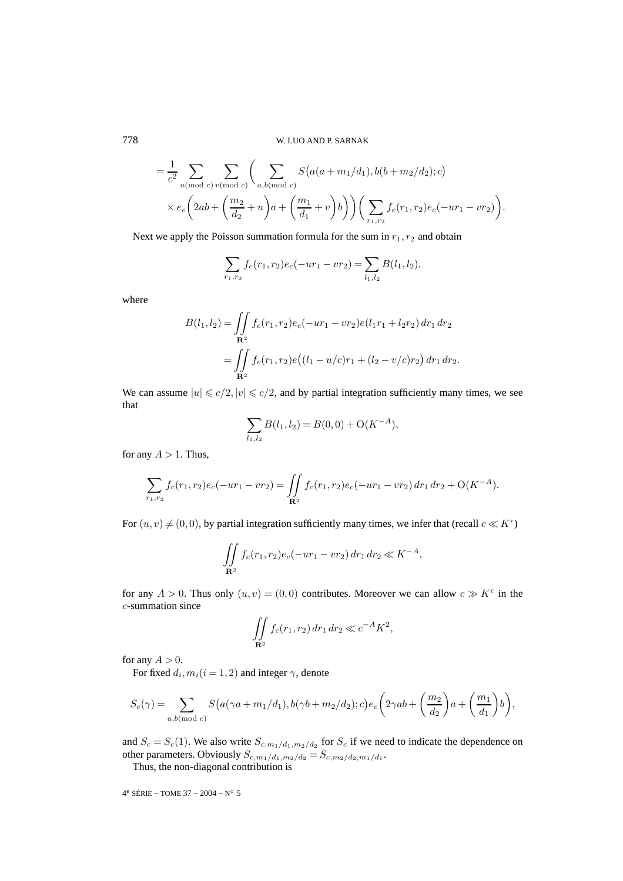$$
\begin{aligned}
&= \frac{1}{c^2} \sum_{u (\mathrm{mod}\ c)} \sum_{v (\mathrm{mod}\ c)} \bigg( \sum_{a,b (\mathrm{mod}\ c)} S\big(a(a+m_1/d_1), b(b+m_2/d_2); c\big) \\
&\quad \times e_c\bigg(2ab + \bigg(\frac{m_2}{d_2}+u\bigg)a + \bigg(\frac{m_1}{d_1}+v\bigg)b\bigg)\bigg) \bigg( \sum_{r_1,r_2} f_c(r_1,r_2) e_c(-ur_1 - vr_2)\bigg).
\end{aligned}
$$

Next we apply the Poisson summation formula for the sum in $r_1, r_2$ and obtain

$$
\sum_{r_1,r_2} f_c(r_1,r_2) e_c(-ur_1 - vr_2) = \sum_{l_1,l_2} B(l_1,l_2),
$$

where

$$
\begin{aligned}
B(l_1,l_2) &= \iint\limits_{\mathbf{R}^2} f_c(r_1,r_2) e_c(-ur_1 - vr_2) e(l_1 r_1 + l_2 r_2)\, dr_1\, dr_2 \\
&= \iint\limits_{\mathbf{R}^2} f_c(r_1,r_2) e\big((l_1 - u/c) r_1 + (l_2 - v/c) r_2\big)\, dr_1\, dr_2.
\end{aligned}
$$

We can assume $|u| \leqslant c/2, |v| \leqslant c/2$, and by partial integration sufficiently many times, we see that

$$
\sum_{l_1,l_2} B(l_1,l_2) = B(0,0) + \mathrm{O}(K^{-A}),
$$

for any $A > 1$. Thus,

$$
\sum_{r_1,r_2} f_c(r_1,r_2) e_c(-ur_1 - vr_2) = \iint\limits_{\mathbf{R}^2} f_c(r_1,r_2) e_c(-ur_1 - vr_2)\, dr_1\, dr_2 + \mathrm{O}(K^{-A}).
$$

For $(u,v) \neq (0,0)$, by partial integration sufficiently many times, we infer that (recall $c \ll K^{\epsilon}$)

$$
\iint\limits_{\mathbf{R}^2} f_c(r_1,r_2) e_c(-ur_1 - vr_2)\, dr_1\, dr_2 \ll K^{-A},
$$

for any $A > 0$. Thus only $(u,v) = (0,0)$ contributes. Moreover we can allow $c \gg K^{\epsilon}$ in the $c$-summation since

$$
\iint\limits_{\mathbf{R}^2} f_c(r_1,r_2)\, dr_1\, dr_2 \ll c^{-A} K^2,
$$

for any $A > 0$.

For fixed $d_i, m_i (i = 1,2)$ and integer $\gamma$, denote

$$
S_c(\gamma) = \sum_{a,b (\mathrm{mod}\ c)} S\big(a(\gamma a + m_1/d_1), b(\gamma b + m_2/d_2); c\big) e_c\bigg(2\gamma ab + \bigg(\frac{m_2}{d_2}\bigg)a + \bigg(\frac{m_1}{d_1}\bigg)b\bigg),
$$

and $S_c = S_c(1)$. We also write $S_{c, m_1/d_1, m_2/d_2}$ for $S_c$ if we need to indicate the dependence on other parameters. Obviously $S_{c, m_1/d_1, m_2/d_2} = S_{c, m_2/d_2, m_1/d_1}$.

Thus, the non-diagonal contribution is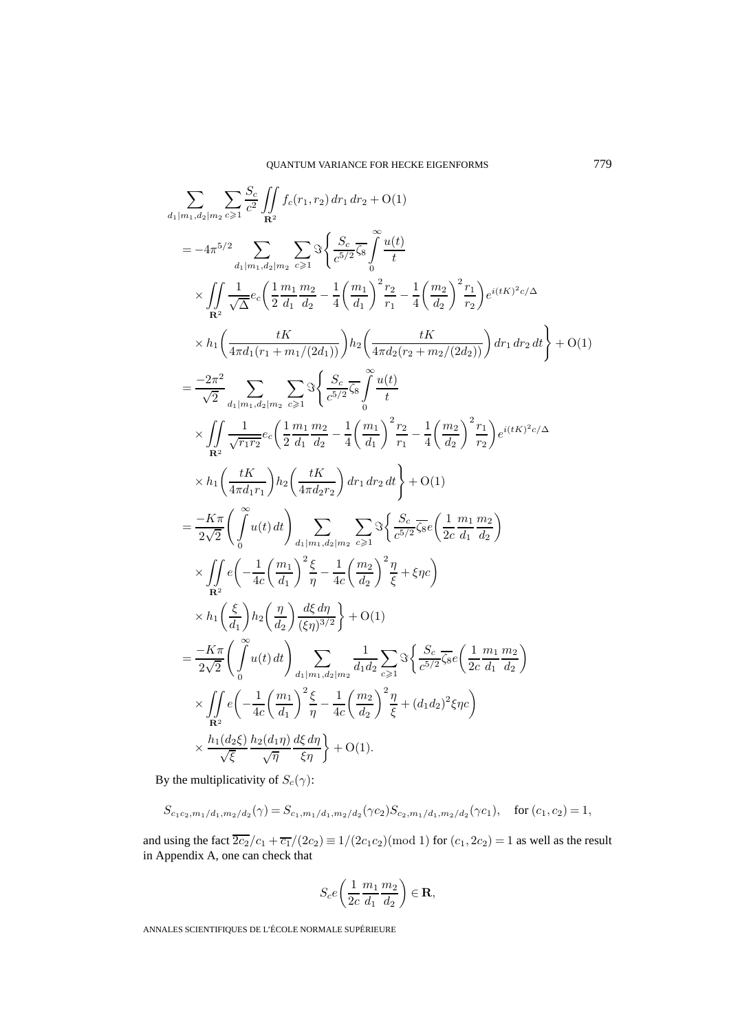$$
\begin{aligned}
&\sum_{d_1|m_1,d_2|m_2}\sum_{c\geqslant 1}\frac{S_c}{c^2}\iint\limits_{\mathbf{R}^2} f_c(r_1,r_2)\,dr_1\,dr_2+\mathrm{O}(1)\\
&=-4\pi^{5/2}\sum_{d_1|m_1,d_2|m_2}\sum_{c\geqslant 1}\Im\Biggl\{\frac{S_c}{c^{5/2}}\overline{\zeta_8}\int\limits_0^\infty\frac{u(t)}{t}\\
&\quad\times\iint\limits_{\mathbf{R}^2}\frac{1}{\sqrt{\Delta}}e_c\biggl(\frac{1}{2}\frac{m_1}{d_1}\frac{m_2}{d_2}-\frac{1}{4}\biggl(\frac{m_1}{d_1}\biggr)^2\frac{r_2}{r_1}-\frac{1}{4}\biggl(\frac{m_2}{d_2}\biggr)^2\frac{r_1}{r_2}\biggr)e^{i(tK)^2c/\Delta}\\
&\quad\times h_1\biggl(\frac{tK}{4\pi d_1(r_1+m_1/(2d_1))}\biggr)h_2\biggl(\frac{tK}{4\pi d_2(r_2+m_2/(2d_2))}\biggr)\,dr_1\,dr_2\,dt\Biggr\}+\mathrm{O}(1)\\
&=\frac{-2\pi^2}{\sqrt{2}}\sum_{d_1|m_1,d_2|m_2}\sum_{c\geqslant 1}\Im\Biggl\{\frac{S_c}{c^{5/2}}\overline{\zeta_8}\int\limits_0^\infty\frac{u(t)}{t}\\
&\quad\times\iint\limits_{\mathbf{R}^2}\frac{1}{\sqrt{r_1r_2}}e_c\biggl(\frac{1}{2}\frac{m_1}{d_1}\frac{m_2}{d_2}-\frac{1}{4}\biggl(\frac{m_1}{d_1}\biggr)^2\frac{r_2}{r_1}-\frac{1}{4}\biggl(\frac{m_2}{d_2}\biggr)^2\frac{r_1}{r_2}\biggr)e^{i(tK)^2c/\Delta}\\
&\quad\times h_1\biggl(\frac{tK}{4\pi d_1r_1}\biggr)h_2\biggl(\frac{tK}{4\pi d_2r_2}\biggr)\,dr_1\,dr_2\,dt\Biggr\}+\mathrm{O}(1)\\
&=\frac{-K\pi}{2\sqrt{2}}\biggl(\int\limits_0^\infty u(t)\,dt\biggr)\sum_{d_1|m_1,d_2|m_2}\sum_{c\geqslant 1}\Im\Biggl\{\frac{S_c}{c^{5/2}}\overline{\zeta_8}e\biggl(\frac{1}{2c}\frac{m_1}{d_1}\frac{m_2}{d_2}\biggr)\\
&\quad\times\iint\limits_{\mathbf{R}^2}e\biggl(-\frac{1}{4c}\biggl(\frac{m_1}{d_1}\biggr)^2\frac{\xi}{\eta}-\frac{1}{4c}\biggl(\frac{m_2}{d_2}\biggr)^2\frac{\eta}{\xi}+\xi\eta c\biggr)\\
&\quad\times h_1\biggl(\frac{\xi}{d_1}\biggr)h_2\biggl(\frac{\eta}{d_2}\biggr)\frac{d\xi\,d\eta}{(\xi\eta)^{3/2}}\Biggr\}+\mathrm{O}(1)\\
&=\frac{-K\pi}{2\sqrt{2}}\biggl(\int\limits_0^\infty u(t)\,dt\biggr)\sum_{d_1|m_1,d_2|m_2}\frac{1}{d_1d_2}\sum_{c\geqslant 1}\Im\Biggl\{\frac{S_c}{c^{5/2}}\overline{\zeta_8}e\biggl(\frac{1}{2c}\frac{m_1}{d_1}\frac{m_2}{d_2}\biggr)\\
&\quad\times\iint\limits_{\mathbf{R}^2}e\biggl(-\frac{1}{4c}\biggl(\frac{m_1}{d_1}\biggr)^2\frac{\xi}{\eta}-\frac{1}{4c}\biggl(\frac{m_2}{d_2}\biggr)^2\frac{\eta}{\xi}+(d_1d_2)^2\xi\eta c\biggr)\\
&\quad\times\frac{h_1(d_2\xi)}{\sqrt{\xi}}\frac{h_2(d_1\eta)}{\sqrt{\eta}}\frac{d\xi\,d\eta}{\xi\eta}\Biggr\}+\mathrm{O}(1).
\end{aligned}
$$

By the multiplicativity of $S_c(\gamma)$:

$$
S_{c_1c_2,m_1/d_1,m_2/d_2}(\gamma)=S_{c_1,m_1/d_1,m_2/d_2}(\gamma c_2)S_{c_2,m_1/d_1,m_2/d_2}(\gamma c_1),\quad \text{for } (c_1,c_2)=1,
$$

and using the fact $\overline{2c_2}/c_1+\overline{c_1}/(2c_2)\equiv 1/(2c_1c_2) \pmod 1$ for $(c_1,2c_2)=1$ as well as the result in Appendix A, one can check that

$$
S_c e\biggl(\frac{1}{2c}\frac{m_1}{d_1}\frac{m_2}{d_2}\biggr)\in\mathbf{R},
$$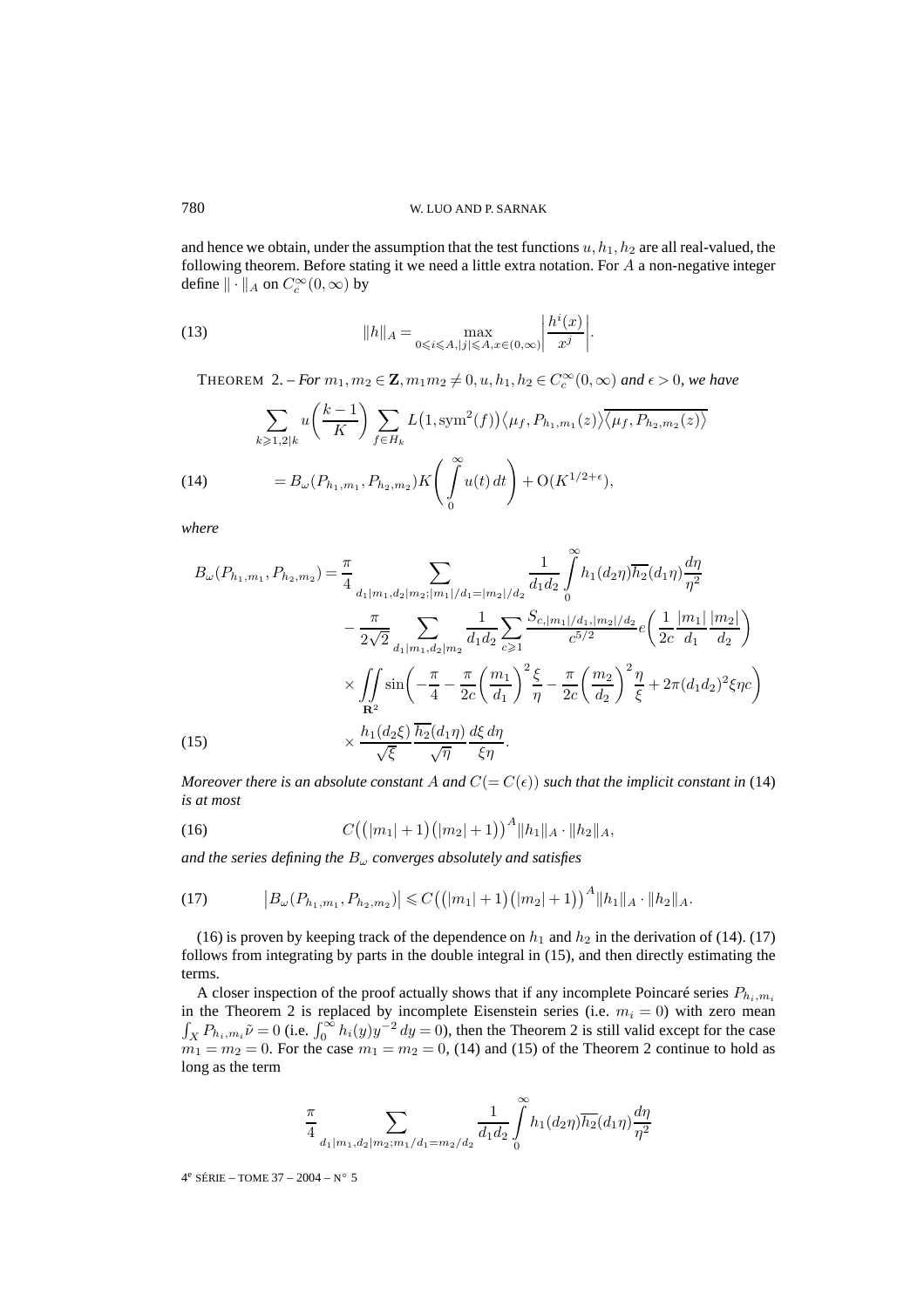and hence we obtain, under the assumption that the test functions $u, h_1, h_2$ are all real-valued, the following theorem. Before stating it we need a little extra notation. For $A$ a non-negative integer define $\|\cdot\|_A$ on $C_c^\infty(0,\infty)$ by

$$\|h\|_A = \max_{0\leqslant i\leqslant A, |j|\leqslant A, x\in(0,\infty)} \left|\frac{h^i(x)}{x^j}\right|. \tag{13}$$

THEOREM 2. – *For $m_1, m_2 \in \mathbf{Z}, m_1m_2 \neq 0, u, h_1, h_2 \in C_c^\infty(0,\infty)$ and $\epsilon > 0$, we have*

$$\sum_{k\geqslant 1, 2|k} u\left(\frac{k-1}{K}\right) \sum_{f\in H_k} L\big(1, \mathrm{sym}^2(f)\big)\big\langle \mu_f, P_{h_1,m_1}(z)\big\rangle \overline{\big\langle \mu_f, P_{h_2,m_2}(z)\big\rangle}$$
$$= B_\omega(P_{h_1,m_1}, P_{h_2,m_2}) K \left(\int_0^\infty u(t)\,dt\right) + \mathrm{O}(K^{1/2+\epsilon}), \tag{14}$$

*where*

$$\begin{aligned}
B_\omega(P_{h_1,m_1}, P_{h_2,m_2}) = {} & \frac{\pi}{4} \sum_{d_1|m_1, d_2|m_2; |m_1|/d_1 = |m_2|/d_2} \frac{1}{d_1d_2} \int_0^\infty h_1(d_2\eta)\overline{h_2}(d_1\eta)\frac{d\eta}{\eta^2} \\
& - \frac{\pi}{2\sqrt{2}} \sum_{d_1|m_1, d_2|m_2} \frac{1}{d_1d_2} \sum_{c\geqslant 1} \frac{S_{c,|m_1|/d_1,|m_2|/d_2}}{c^{5/2}} e\left(\frac{1}{2c}\frac{|m_1|}{d_1}\frac{|m_2|}{d_2}\right) \\
& \times \iint_{\mathbf{R}^2} \sin\left(-\frac{\pi}{4} - \frac{\pi}{2c}\left(\frac{m_1}{d_1}\right)^2\frac{\xi}{\eta} - \frac{\pi}{2c}\left(\frac{m_2}{d_2}\right)^2\frac{\eta}{\xi} + 2\pi(d_1d_2)^2\xi\eta c\right) \\
& \times \frac{h_1(d_2\xi)}{\sqrt{\xi}}\frac{\overline{h_2}(d_1\eta)}{\sqrt{\eta}}\frac{d\xi\,d\eta}{\xi\eta}.
\end{aligned} \tag{15}$$

*Moreover there is an absolute constant $A$ and $C(= C(\epsilon))$ such that the implicit constant in* (14) *is at most*

$$C\big((|m_1|+1)(|m_2|+1)\big)^A \|h_1\|_A \cdot \|h_2\|_A, \tag{16}$$

*and the series defining the $B_\omega$ converges absolutely and satisfies*

$$\big|B_\omega(P_{h_1,m_1}, P_{h_2,m_2})\big| \leqslant C\big((|m_1|+1)(|m_2|+1)\big)^A \|h_1\|_A \cdot \|h_2\|_A. \tag{17}$$

(16) is proven by keeping track of the dependence on $h_1$ and $h_2$ in the derivation of (14). (17) follows from integrating by parts in the double integral in (15), and then directly estimating the terms.

A closer inspection of the proof actually shows that if any incomplete Poincaré series $P_{h_i,m_i}$ in the Theorem 2 is replaced by incomplete Eisenstein series (i.e. $m_i = 0$) with zero mean $\int_X P_{h_i,m_i}\tilde{\nu} = 0$ (i.e. $\int_0^\infty h_i(y)y^{-2}\,dy = 0$), then the Theorem 2 is still valid except for the case $m_1 = m_2 = 0$. For the case $m_1 = m_2 = 0$, (14) and (15) of the Theorem 2 continue to hold as long as the term

$$\frac{\pi}{4} \sum_{d_1|m_1, d_2|m_2; m_1/d_1 = m_2/d_2} \frac{1}{d_1d_2} \int_0^\infty h_1(d_2\eta)\overline{h_2}(d_1\eta)\frac{d\eta}{\eta^2}$$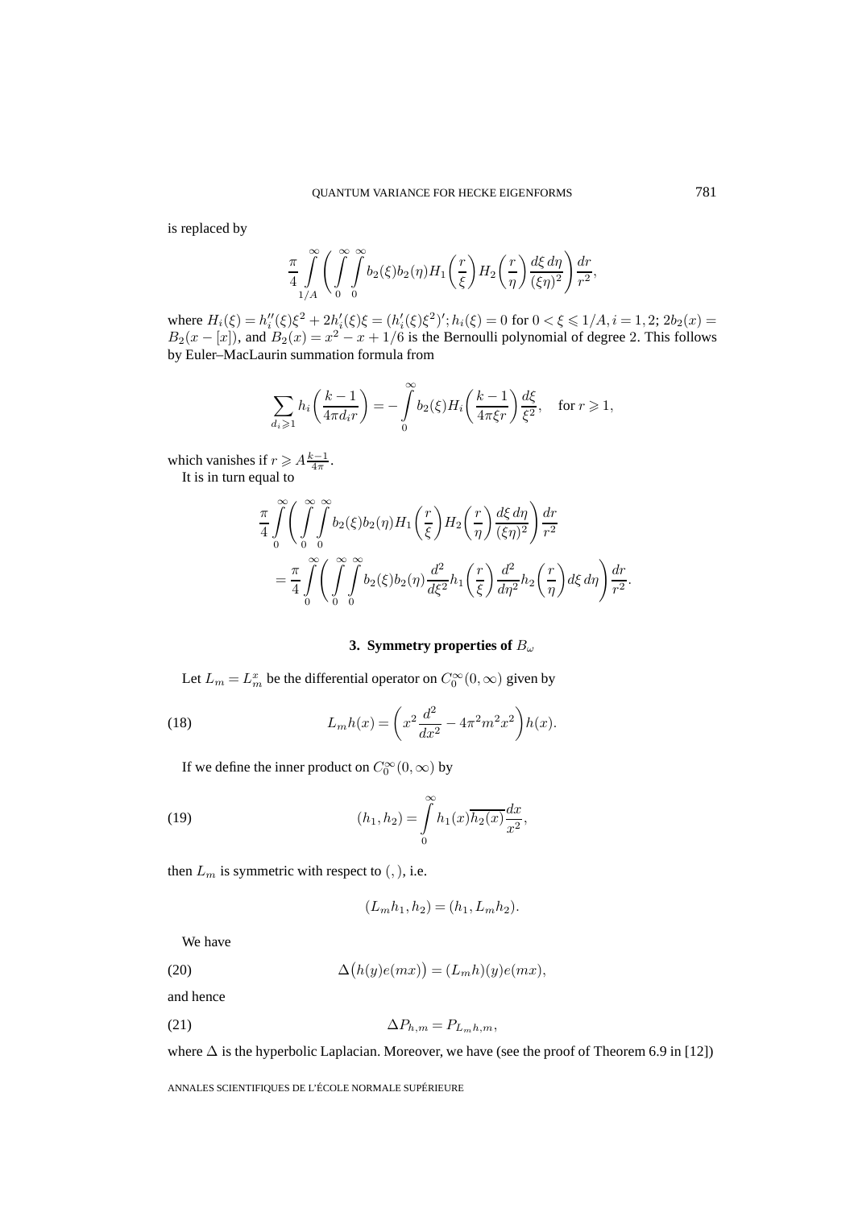is replaced by

$$\frac{\pi}{4}\int_{1/A}^{\infty}\left(\int_0^{\infty}\int_0^{\infty} b_2(\xi)b_2(\eta)H_1\left(\frac{r}{\xi}\right)H_2\left(\frac{r}{\eta}\right)\frac{d\xi\,d\eta}{(\xi\eta)^2}\right)\frac{dr}{r^2},$$

where $H_i(\xi) = h_i''(\xi)\xi^2 + 2h_i'(\xi)\xi = (h_i'(\xi)\xi^2)'; h_i(\xi) = 0$ for $0 < \xi \leqslant 1/A, i = 1, 2;$ $2b_2(x) = B_2(x - [x])$, and $B_2(x) = x^2 - x + 1/6$ is the Bernoulli polynomial of degree 2. This follows by Euler–MacLaurin summation formula from

$$\sum_{d_i \geqslant 1} h_i\left(\frac{k-1}{4\pi d_i r}\right) = -\int_0^{\infty} b_2(\xi)H_i\left(\frac{k-1}{4\pi\xi r}\right)\frac{d\xi}{\xi^2}, \quad \text{for } r \geqslant 1,$$

which vanishes if $r \geqslant A\frac{k-1}{4\pi}$.

It is in turn equal to

$$\begin{aligned}
&\frac{\pi}{4}\int_0^{\infty}\left(\int_0^{\infty}\int_0^{\infty} b_2(\xi)b_2(\eta)H_1\left(\frac{r}{\xi}\right)H_2\left(\frac{r}{\eta}\right)\frac{d\xi\,d\eta}{(\xi\eta)^2}\right)\frac{dr}{r^2}\\
&\quad = \frac{\pi}{4}\int_0^{\infty}\left(\int_0^{\infty}\int_0^{\infty} b_2(\xi)b_2(\eta)\frac{d^2}{d\xi^2}h_1\left(\frac{r}{\xi}\right)\frac{d^2}{d\eta^2}h_2\left(\frac{r}{\eta}\right)d\xi\,d\eta\right)\frac{dr}{r^2}.
\end{aligned}$$

### 3. Symmetry properties of $B_\omega$

Let $L_m = L_m^x$ be the differential operator on $C_0^\infty(0,\infty)$ given by

$$L_m h(x) = \left(x^2\frac{d^2}{dx^2} - 4\pi^2 m^2 x^2\right)h(x). \tag{18}$$

If we define the inner product on $C_0^\infty(0,\infty)$ by

$$(h_1, h_2) = \int_0^{\infty} h_1(x)\overline{h_2(x)}\frac{dx}{x^2}, \tag{19}$$

then $L_m$ is symmetric with respect to $(\,,)$, i.e.

$$(L_m h_1, h_2) = (h_1, L_m h_2).$$

We have

$$\Delta\big(h(y)e(mx)\big) = (L_m h)(y)e(mx), \tag{20}$$

and hence

$$\Delta P_{h,m} = P_{L_m h, m}, \tag{21}$$

where $\Delta$ is the hyperbolic Laplacian. Moreover, we have (see the proof of Theorem 6.9 in [12])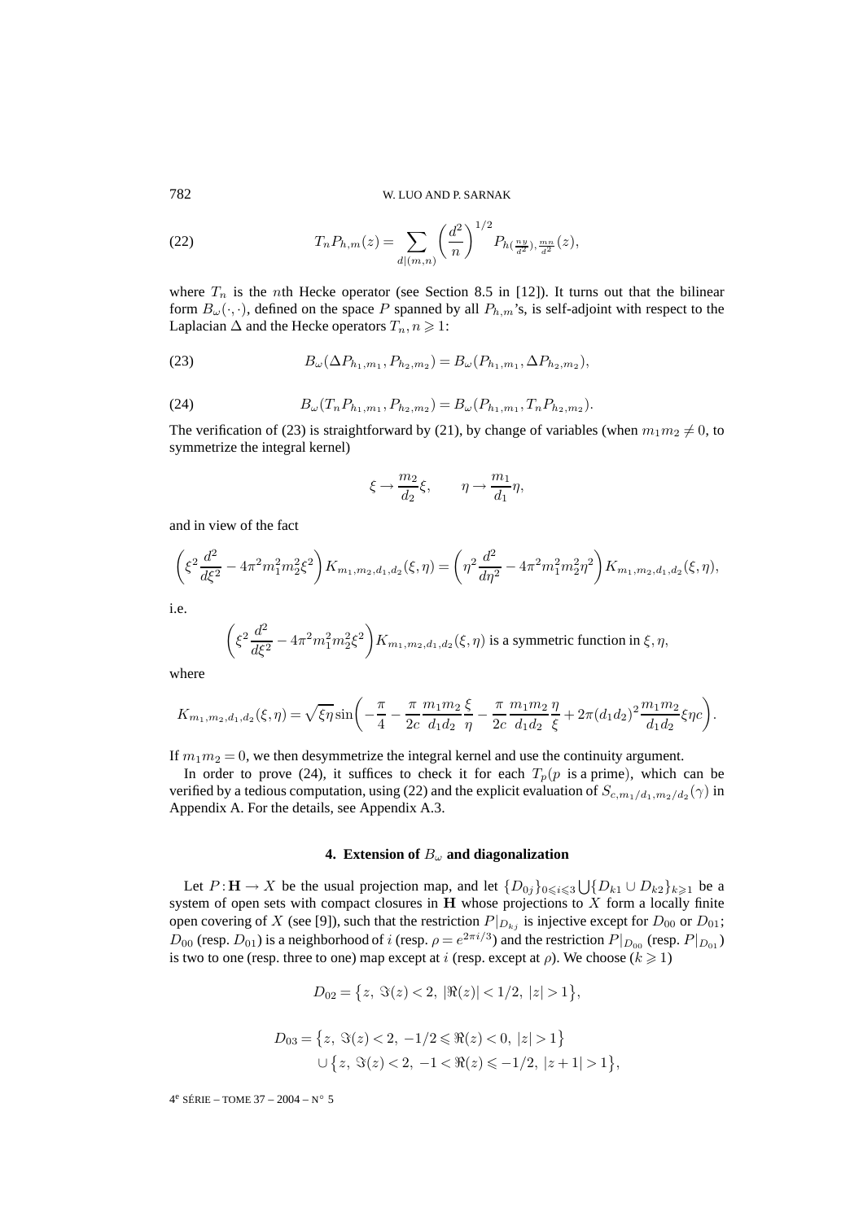$$T_n P_{h,m}(z) = \sum_{d|(m,n)} \left(\frac{d^2}{n}\right)^{1/2} P_{h(\frac{ny}{d^2}), \frac{mn}{d^2}}(z), \tag{22}$$

where $T_n$ is the $n$th Hecke operator (see Section 8.5 in [12]). It turns out that the bilinear form $B_\omega(\cdot,\cdot)$, defined on the space $P$ spanned by all $P_{h,m}$'s, is self-adjoint with respect to the Laplacian $\Delta$ and the Hecke operators $T_n, n \geqslant 1$:

$$B_\omega(\Delta P_{h_1,m_1}, P_{h_2,m_2}) = B_\omega(P_{h_1,m_1}, \Delta P_{h_2,m_2}), \tag{23}$$

$$B_\omega(T_n P_{h_1,m_1}, P_{h_2,m_2}) = B_\omega(P_{h_1,m_1}, T_n P_{h_2,m_2}). \tag{24}$$

The verification of (23) is straightforward by (21), by change of variables (when $m_1 m_2 \neq 0$, to symmetrize the integral kernel)

$$\xi \to \frac{m_2}{d_2}\xi, \qquad \eta \to \frac{m_1}{d_1}\eta,$$

and in view of the fact

$$\left(\xi^2 \frac{d^2}{d\xi^2} - 4\pi^2 m_1^2 m_2^2 \xi^2\right) K_{m_1,m_2,d_1,d_2}(\xi,\eta) = \left(\eta^2 \frac{d^2}{d\eta^2} - 4\pi^2 m_1^2 m_2^2 \eta^2\right) K_{m_1,m_2,d_1,d_2}(\xi,\eta),$$

i.e.

$$\left(\xi^2 \frac{d^2}{d\xi^2} - 4\pi^2 m_1^2 m_2^2 \xi^2\right) K_{m_1,m_2,d_1,d_2}(\xi,\eta) \text{ is a symmetric function in } \xi, \eta,$$

where

$$K_{m_1,m_2,d_1,d_2}(\xi,\eta) = \sqrt{\xi\eta}\sin\left(-\frac{\pi}{4} - \frac{\pi}{2c}\frac{m_1 m_2}{d_1 d_2}\frac{\xi}{\eta} - \frac{\pi}{2c}\frac{m_1 m_2}{d_1 d_2}\frac{\eta}{\xi} + 2\pi(d_1 d_2)^2 \frac{m_1 m_2}{d_1 d_2}\xi\eta c\right).$$

If $m_1 m_2 = 0$, we then desymmetrize the integral kernel and use the continuity argument.

In order to prove (24), it suffices to check it for each $T_p$($p$ is a prime), which can be verified by a tedious computation, using (22) and the explicit evaluation of $S_{c,m_1/d_1,m_2/d_2}(\gamma)$ in Appendix A. For the details, see Appendix A.3.

## 4. Extension of $B_\omega$ and diagonalization

Let $P:\mathbf{H} \to X$ be the usual projection map, and let $\{D_{0j}\}_{0\leqslant i\leqslant 3} \bigcup \{D_{k1} \cup D_{k2}\}_{k\geqslant 1}$ be a system of open sets with compact closures in $\mathbf{H}$ whose projections to $X$ form a locally finite open covering of $X$ (see [9]), such that the restriction $P|_{D_{kj}}$ is injective except for $D_{00}$ or $D_{01}$; $D_{00}$ (resp. $D_{01}$) is a neighborhood of $i$ (resp. $\rho = e^{2\pi i/3}$) and the restriction $P|_{D_{00}}$ (resp. $P|_{D_{01}}$) is two to one (resp. three to one) map except at $i$ (resp. except at $\rho$). We choose ($k \geqslant 1$)

$$D_{02} = \{z,\ \Im(z) < 2,\ |\Re(z)| < 1/2,\ |z| > 1\},$$

$$D_{03} = \{z,\ \Im(z) < 2,\ -1/2 \leqslant \Re(z) < 0,\ |z| > 1\} \cup \{z,\ \Im(z) < 2,\ -1 < \Re(z) \leqslant -1/2,\ |z+1| > 1\},$$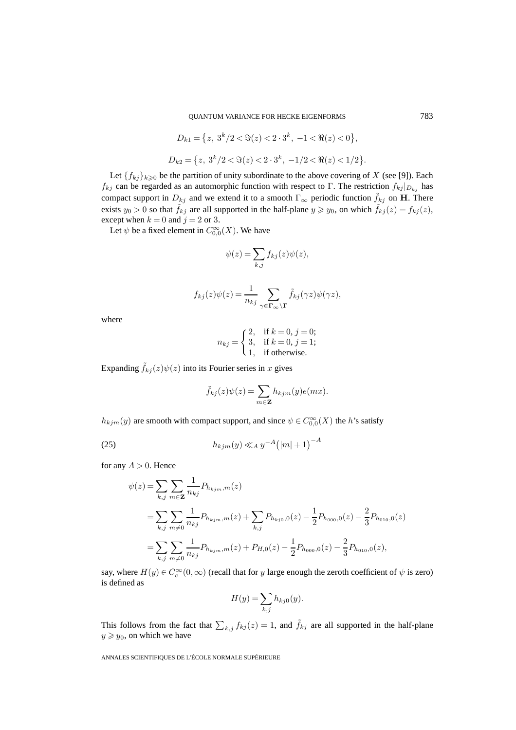$$D_{k1} = \{z,\ 3^k/2 < \Im(z) < 2 \cdot 3^k,\ -1 < \Re(z) < 0\},$$

$$D_{k2} = \{z,\ 3^k/2 < \Im(z) < 2 \cdot 3^k,\ -1/2 < \Re(z) < 1/2\}.$$

Let $\{f_{kj}\}_{k \geqslant 0}$ be the partition of unity subordinate to the above covering of $X$ (see [9]). Each $f_{kj}$ can be regarded as an automorphic function with respect to $\Gamma$. The restriction $f_{kj}|_{D_{kj}}$ has compact support in $D_{kj}$ and we extend it to a smooth $\Gamma_\infty$ periodic function $\tilde{f}_{kj}$ on $\mathbf{H}$. There exists $y_0 > 0$ so that $\tilde{f}_{kj}$ are all supported in the half-plane $y \geqslant y_0$, on which $\tilde{f}_{kj}(z) = f_{kj}(z)$, except when $k = 0$ and $j = 2$ or 3.

Let $\psi$ be a fixed element in $C_{0,0}^\infty(X)$. We have

$$\psi(z) = \sum_{k,j} f_{kj}(z)\psi(z),$$

$$f_{kj}(z)\psi(z) = \frac{1}{n_{kj}} \sum_{\gamma \in \mathbf{\Gamma}_\infty \backslash \mathbf{\Gamma}} \tilde{f}_{kj}(\gamma z)\psi(\gamma z),$$

where

$$n_{kj} = \begin{cases} 2, & \text{if } k = 0,\ j = 0; \\ 3, & \text{if } k = 0,\ j = 1; \\ 1, & \text{if otherwise.} \end{cases}$$

Expanding $\tilde{f}_{kj}(z)\psi(z)$ into its Fourier series in $x$ gives

$$\tilde{f}_{kj}(z)\psi(z) = \sum_{m \in \mathbf{Z}} h_{kjm}(y) e(mx).$$

$h_{kjm}(y)$ are smooth with compact support, and since $\psi \in C_{0,0}^\infty(X)$ the $h$'s satisfy

$$h_{kjm}(y) \ll_A y^{-A}\big(|m| + 1\big)^{-A} \tag{25}$$

for any $A > 0$. Hence

$$\begin{aligned}
\psi(z) &= \sum_{k,j} \sum_{m \in \mathbf{Z}} \frac{1}{n_{kj}} P_{h_{kjm},m}(z) \\
&= \sum_{k,j} \sum_{m \neq 0} \frac{1}{n_{kj}} P_{h_{kjm},m}(z) + \sum_{k,j} P_{h_{kj0},0}(z) - \frac{1}{2} P_{h_{000},0}(z) - \frac{2}{3} P_{h_{010},0}(z) \\
&= \sum_{k,j} \sum_{m \neq 0} \frac{1}{n_{kj}} P_{h_{kjm},m}(z) + P_{H,0}(z) - \frac{1}{2} P_{h_{000},0}(z) - \frac{2}{3} P_{h_{010},0}(z),
\end{aligned}$$

say, where $H(y) \in C_c^\infty(0, \infty)$ (recall that for $y$ large enough the zeroth coefficient of $\psi$ is zero) is defined as

$$H(y) = \sum_{k,j} h_{kj0}(y).$$

This follows from the fact that $\sum_{k,j} f_{kj}(z) = 1$, and $\tilde{f}_{kj}$ are all supported in the half-plane $y \geqslant y_0$, on which we have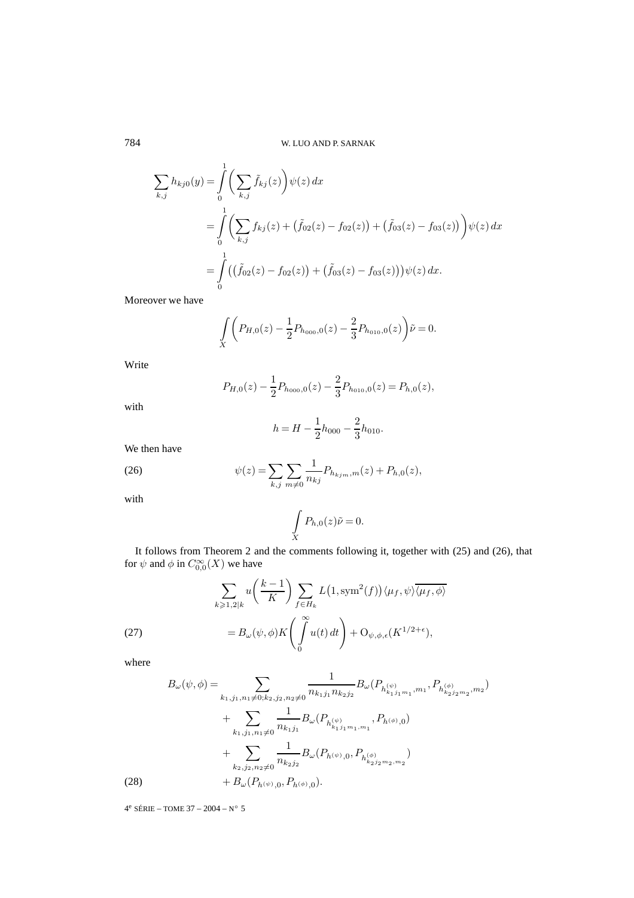$$\sum_{k,j} h_{kj0}(y) = \int_0^1 \biggl(\sum_{k,j} \tilde{f}_{kj}(z)\biggr)\psi(z)\,dx$$

$$= \int_0^1 \biggl(\sum_{k,j} f_{kj}(z) + \bigl(\tilde{f}_{02}(z) - f_{02}(z)\bigr) + \bigl(\tilde{f}_{03}(z) - f_{03}(z)\bigr)\biggr)\psi(z)\,dx$$

$$= \int_0^1 \bigl(\bigl(\tilde{f}_{02}(z) - f_{02}(z)\bigr) + \bigl(\tilde{f}_{03}(z) - f_{03}(z)\bigr)\bigr)\psi(z)\,dx.$$

Moreover we have

$$\int_X \biggl(P_{H,0}(z) - \frac{1}{2}P_{h_{000},0}(z) - \frac{2}{3}P_{h_{010},0}(z)\biggr)\tilde{\nu} = 0.$$

Write

$$P_{H,0}(z) - \frac{1}{2}P_{h_{000},0}(z) - \frac{2}{3}P_{h_{010},0}(z) = P_{h,0}(z),$$

with

$$h = H - \frac{1}{2}h_{000} - \frac{2}{3}h_{010}.$$

We then have

$$\psi(z) = \sum_{k,j}\sum_{m\neq 0} \frac{1}{n_{kj}} P_{h_{kjm},m}(z) + P_{h,0}(z), \tag{26}$$

with

$$\int_X P_{h,0}(z)\tilde{\nu} = 0.$$

It follows from Theorem 2 and the comments following it, together with (25) and (26), that for $\psi$ and $\phi$ in $C_{0,0}^{\infty}(X)$ we have

$$\sum_{k\geqslant 1,2|k} u\biggl(\frac{k-1}{K}\biggr) \sum_{f\in H_k} L\bigl(1,\mathrm{sym}^2(f)\bigr)\langle\mu_f,\psi\rangle\overline{\langle\mu_f,\phi\rangle}$$

$$= B_\omega(\psi,\phi)K\biggl(\int_0^\infty u(t)\,dt\biggr) + \mathrm{O}_{\psi,\phi,\epsilon}(K^{1/2+\epsilon}), \tag{27}$$

where

$$B_\omega(\psi,\phi) = \sum_{k_1,j_1,n_1\neq 0;k_2,j_2,n_2\neq 0} \frac{1}{n_{k_1j_1}n_{k_2j_2}} B_\omega(P_{h^{(\psi)}_{k_1j_1m_1},m_1}, P_{h^{(\phi)}_{k_2j_2m_2},m_2})$$

$$+ \sum_{k_1,j_1,n_1\neq 0} \frac{1}{n_{k_1j_1}} B_\omega(P_{h^{(\psi)}_{k_1j_1m_1},m_1}, P_{h^{(\phi)},0})$$

$$+ \sum_{k_2,j_2,n_2\neq 0} \frac{1}{n_{k_2j_2}} B_\omega(P_{h^{(\psi)},0}, P_{h^{(\phi)}_{k_2j_2m_2},m_2})$$

$$+ B_\omega(P_{h^{(\psi)},0}, P_{h^{(\phi)},0}). \tag{28}$$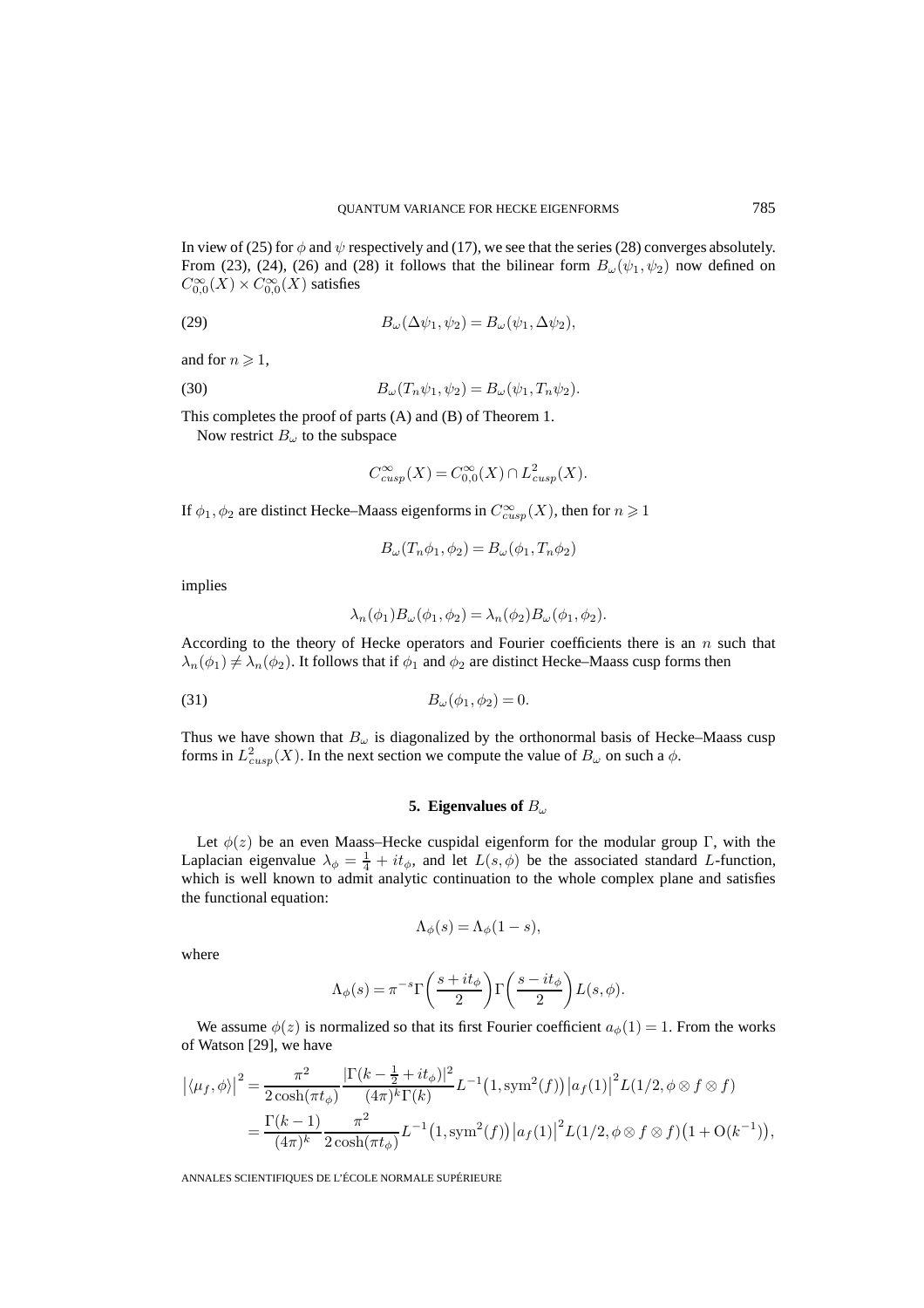In view of (25) for $\phi$ and $\psi$ respectively and (17), we see that the series (28) converges absolutely. From (23), (24), (26) and (28) it follows that the bilinear form $B_\omega(\psi_1, \psi_2)$ now defined on $C^\infty_{0,0}(X) \times C^\infty_{0,0}(X)$ satisfies

$$B_\omega(\Delta\psi_1, \psi_2) = B_\omega(\psi_1, \Delta\psi_2), \tag{29}$$

and for $n \geqslant 1$,

$$B_\omega(T_n\psi_1, \psi_2) = B_\omega(\psi_1, T_n\psi_2). \tag{30}$$

This completes the proof of parts (A) and (B) of Theorem 1.

Now restrict $B_\omega$ to the subspace

$$C^\infty_{cusp}(X) = C^\infty_{0,0}(X) \cap L^2_{cusp}(X).$$

If $\phi_1, \phi_2$ are distinct Hecke–Maass eigenforms in $C^\infty_{cusp}(X)$, then for $n \geqslant 1$

$$B_\omega(T_n\phi_1, \phi_2) = B_\omega(\phi_1, T_n\phi_2)$$

implies

$$\lambda_n(\phi_1)B_\omega(\phi_1, \phi_2) = \lambda_n(\phi_2)B_\omega(\phi_1, \phi_2).$$

According to the theory of Hecke operators and Fourier coefficients there is an $n$ such that $\lambda_n(\phi_1) \neq \lambda_n(\phi_2)$. It follows that if $\phi_1$ and $\phi_2$ are distinct Hecke–Maass cusp forms then

$$B_\omega(\phi_1, \phi_2) = 0. \tag{31}$$

Thus we have shown that $B_\omega$ is diagonalized by the orthonormal basis of Hecke–Maass cusp forms in $L^2_{cusp}(X)$. In the next section we compute the value of $B_\omega$ on such a $\phi$.

## 5. Eigenvalues of $B_\omega$

Let $\phi(z)$ be an even Maass–Hecke cuspidal eigenform for the modular group $\Gamma$, with the Laplacian eigenvalue $\lambda_\phi = \frac{1}{4} + it_\phi$, and let $L(s,\phi)$ be the associated standard $L$-function, which is well known to admit analytic continuation to the whole complex plane and satisfies the functional equation:

$$\Lambda_\phi(s) = \Lambda_\phi(1-s),$$

where

$$\Lambda_\phi(s) = \pi^{-s}\Gamma\left(\frac{s+it_\phi}{2}\right)\Gamma\left(\frac{s-it_\phi}{2}\right)L(s,\phi).$$

We assume $\phi(z)$ is normalized so that its first Fourier coefficient $a_\phi(1) = 1$. From the works of Watson [29], we have

$$\begin{aligned}
\left|\langle \mu_f, \phi\rangle\right|^2 &= \frac{\pi^2}{2\cosh(\pi t_\phi)}\frac{|\Gamma(k-\frac{1}{2}+it_\phi)|^2}{(4\pi)^k\Gamma(k)}L^{-1}\big(1,\mathrm{sym}^2(f)\big)\left|a_f(1)\right|^2 L(1/2, \phi\otimes f\otimes f) \\
&= \frac{\Gamma(k-1)}{(4\pi)^k}\frac{\pi^2}{2\cosh(\pi t_\phi)}L^{-1}\big(1,\mathrm{sym}^2(f)\big)\left|a_f(1)\right|^2 L(1/2, \phi\otimes f\otimes f)\big(1+\mathrm{O}(k^{-1})\big),
\end{aligned}$$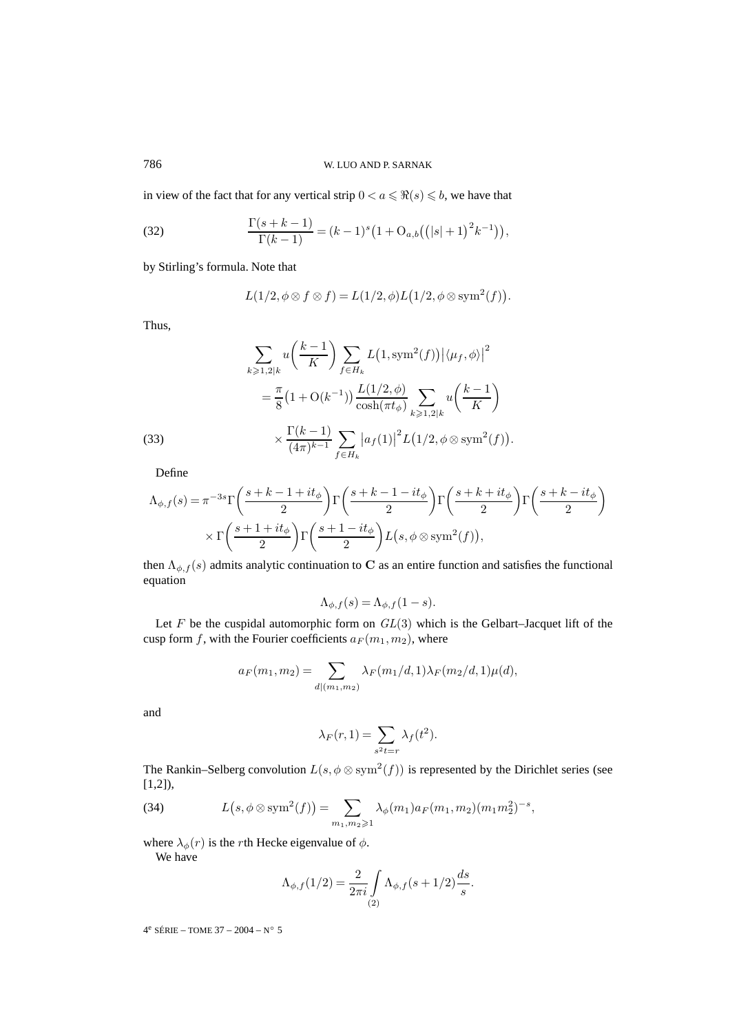in view of the fact that for any vertical strip $0 < a \leqslant \Re(s) \leqslant b$, we have that

$$\frac{\Gamma(s+k-1)}{\Gamma(k-1)} = (k-1)^s\big(1 + \mathrm{O}_{a,b}\big(\big(|s|+1\big)^2 k^{-1}\big)\big), \tag{32}$$

by Stirling's formula. Note that

$$L(1/2, \phi \otimes f \otimes f) = L(1/2, \phi) L\big(1/2, \phi \otimes \mathrm{sym}^2(f)\big).$$

Thus,

$$\begin{aligned}
&\sum_{k \geqslant 1, 2|k} u\bigg(\frac{k-1}{K}\bigg) \sum_{f \in H_k} L\big(1, \mathrm{sym}^2(f)\big) \big|\langle \mu_f, \phi\rangle\big|^2 \\
&\quad = \frac{\pi}{8}\big(1 + \mathrm{O}(k^{-1})\big) \frac{L(1/2, \phi)}{\cosh(\pi t_\phi)} \sum_{k \geqslant 1, 2|k} u\bigg(\frac{k-1}{K}\bigg) \\
&\qquad \times \frac{\Gamma(k-1)}{(4\pi)^{k-1}} \sum_{f \in H_k} \big|a_f(1)\big|^2 L\big(1/2, \phi \otimes \mathrm{sym}^2(f)\big).
\end{aligned} \tag{33}$$

Define

$$\begin{aligned}
\Lambda_{\phi,f}(s) = \pi^{-3s} &\Gamma\bigg(\frac{s+k-1+it_\phi}{2}\bigg)\Gamma\bigg(\frac{s+k-1-it_\phi}{2}\bigg)\Gamma\bigg(\frac{s+k+it_\phi}{2}\bigg)\Gamma\bigg(\frac{s+k-it_\phi}{2}\bigg) \\
&\times \Gamma\bigg(\frac{s+1+it_\phi}{2}\bigg)\Gamma\bigg(\frac{s+1-it_\phi}{2}\bigg) L\big(s, \phi \otimes \mathrm{sym}^2(f)\big),
\end{aligned}$$

then $\Lambda_{\phi,f}(s)$ admits analytic continuation to $\mathbf{C}$ as an entire function and satisfies the functional equation

$$\Lambda_{\phi,f}(s) = \Lambda_{\phi,f}(1-s).$$

Let $F$ be the cuspidal automorphic form on $GL(3)$ which is the Gelbart–Jacquet lift of the cusp form $f$, with the Fourier coefficients $a_F(m_1, m_2)$, where

$$a_F(m_1, m_2) = \sum_{d|(m_1, m_2)} \lambda_F(m_1/d, 1)\lambda_F(m_2/d, 1)\mu(d),$$

and

$$\lambda_F(r, 1) = \sum_{s^2 t = r} \lambda_f(t^2).$$

The Rankin–Selberg convolution $L(s, \phi \otimes \mathrm{sym}^2(f))$ is represented by the Dirichlet series (see [1,2]),

$$L\big(s, \phi \otimes \mathrm{sym}^2(f)\big) = \sum_{m_1, m_2 \geqslant 1} \lambda_\phi(m_1) a_F(m_1, m_2)(m_1 m_2^2)^{-s}, \tag{34}$$

where $\lambda_\phi(r)$ is the $r$th Hecke eigenvalue of $\phi$.

We have

$$\Lambda_{\phi,f}(1/2) = \frac{2}{2\pi i} \int_{(2)} \Lambda_{\phi,f}(s+1/2)\frac{ds}{s}.$$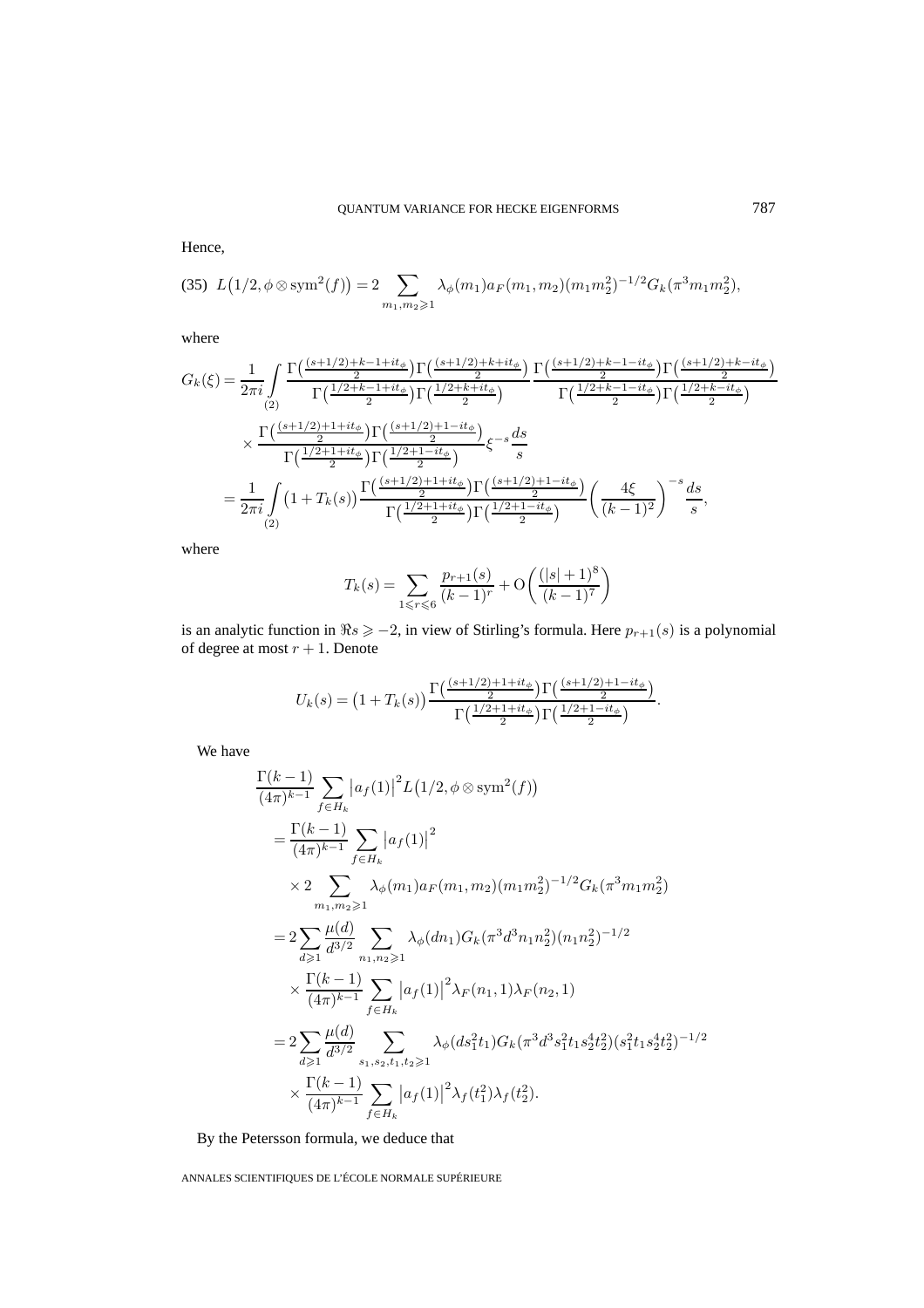Hence,

$$\text{(35)}\quad L\big(1/2,\phi\otimes \mathrm{sym}^2(f)\big)=2\sum_{m_1,m_2\geqslant 1}\lambda_\phi(m_1)a_F(m_1,m_2)(m_1m_2^2)^{-1/2}G_k(\pi^3 m_1 m_2^2),$$

where

$$\begin{aligned}
G_k(\xi)&=\frac{1}{2\pi i}\int\limits_{(2)}\frac{\Gamma\big(\frac{(s+1/2)+k-1+it_\phi}{2}\big)\Gamma\big(\frac{(s+1/2)+k+it_\phi}{2}\big)}{\Gamma\big(\frac{1/2+k-1+it_\phi}{2}\big)\Gamma\big(\frac{1/2+k+it_\phi}{2}\big)}\,\frac{\Gamma\big(\frac{(s+1/2)+k-1-it_\phi}{2}\big)\Gamma\big(\frac{(s+1/2)+k-it_\phi}{2}\big)}{\Gamma\big(\frac{1/2+k-1-it_\phi}{2}\big)\Gamma\big(\frac{1/2+k-it_\phi}{2}\big)}\\
&\quad\times\frac{\Gamma\big(\frac{(s+1/2)+1+it_\phi}{2}\big)\Gamma\big(\frac{(s+1/2)+1-it_\phi}{2}\big)}{\Gamma\big(\frac{1/2+1+it_\phi}{2}\big)\Gamma\big(\frac{1/2+1-it_\phi}{2}\big)}\xi^{-s}\frac{ds}{s}\\
&=\frac{1}{2\pi i}\int\limits_{(2)}\big(1+T_k(s)\big)\frac{\Gamma\big(\frac{(s+1/2)+1+it_\phi}{2}\big)\Gamma\big(\frac{(s+1/2)+1-it_\phi}{2}\big)}{\Gamma\big(\frac{1/2+1+it_\phi}{2}\big)\Gamma\big(\frac{1/2+1-it_\phi}{2}\big)}\bigg(\frac{4\xi}{(k-1)^2}\bigg)^{-s}\frac{ds}{s},
\end{aligned}$$

where

$$T_k(s)=\sum_{1\leqslant r\leqslant 6}\frac{p_{r+1}(s)}{(k-1)^r}+\mathrm{O}\bigg(\frac{(|s|+1)^8}{(k-1)^7}\bigg)$$

is an analytic function in $\Re s\geqslant -2$, in view of Stirling's formula. Here $p_{r+1}(s)$ is a polynomial of degree at most $r+1$. Denote

$$U_k(s)=\big(1+T_k(s)\big)\frac{\Gamma\big(\frac{(s+1/2)+1+it_\phi}{2}\big)\Gamma\big(\frac{(s+1/2)+1-it_\phi}{2}\big)}{\Gamma\big(\frac{1/2+1+it_\phi}{2}\big)\Gamma\big(\frac{1/2+1-it_\phi}{2}\big)}.$$

We have

$$\begin{aligned}
&\frac{\Gamma(k-1)}{(4\pi)^{k-1}}\sum_{f\in H_k}\big|a_f(1)\big|^2L\big(1/2,\phi\otimes\mathrm{sym}^2(f)\big)\\
&\quad=\frac{\Gamma(k-1)}{(4\pi)^{k-1}}\sum_{f\in H_k}\big|a_f(1)\big|^2\\
&\qquad\times 2\sum_{m_1,m_2\geqslant 1}\lambda_\phi(m_1)a_F(m_1,m_2)(m_1m_2^2)^{-1/2}G_k(\pi^3m_1m_2^2)\\
&\quad=2\sum_{d\geqslant 1}\frac{\mu(d)}{d^{3/2}}\sum_{n_1,n_2\geqslant 1}\lambda_\phi(dn_1)G_k(\pi^3d^3n_1n_2^2)(n_1n_2^2)^{-1/2}\\
&\qquad\times\frac{\Gamma(k-1)}{(4\pi)^{k-1}}\sum_{f\in H_k}\big|a_f(1)\big|^2\lambda_F(n_1,1)\lambda_F(n_2,1)\\
&\quad=2\sum_{d\geqslant 1}\frac{\mu(d)}{d^{3/2}}\sum_{s_1,s_2,t_1,t_2\geqslant 1}\lambda_\phi(ds_1^2t_1)G_k(\pi^3d^3s_1^2t_1s_2^4t_2^2)(s_1^2t_1s_2^4t_2^2)^{-1/2}\\
&\qquad\times\frac{\Gamma(k-1)}{(4\pi)^{k-1}}\sum_{f\in H_k}\big|a_f(1)\big|^2\lambda_f(t_1^2)\lambda_f(t_2^2).
\end{aligned}$$

By the Petersson formula, we deduce that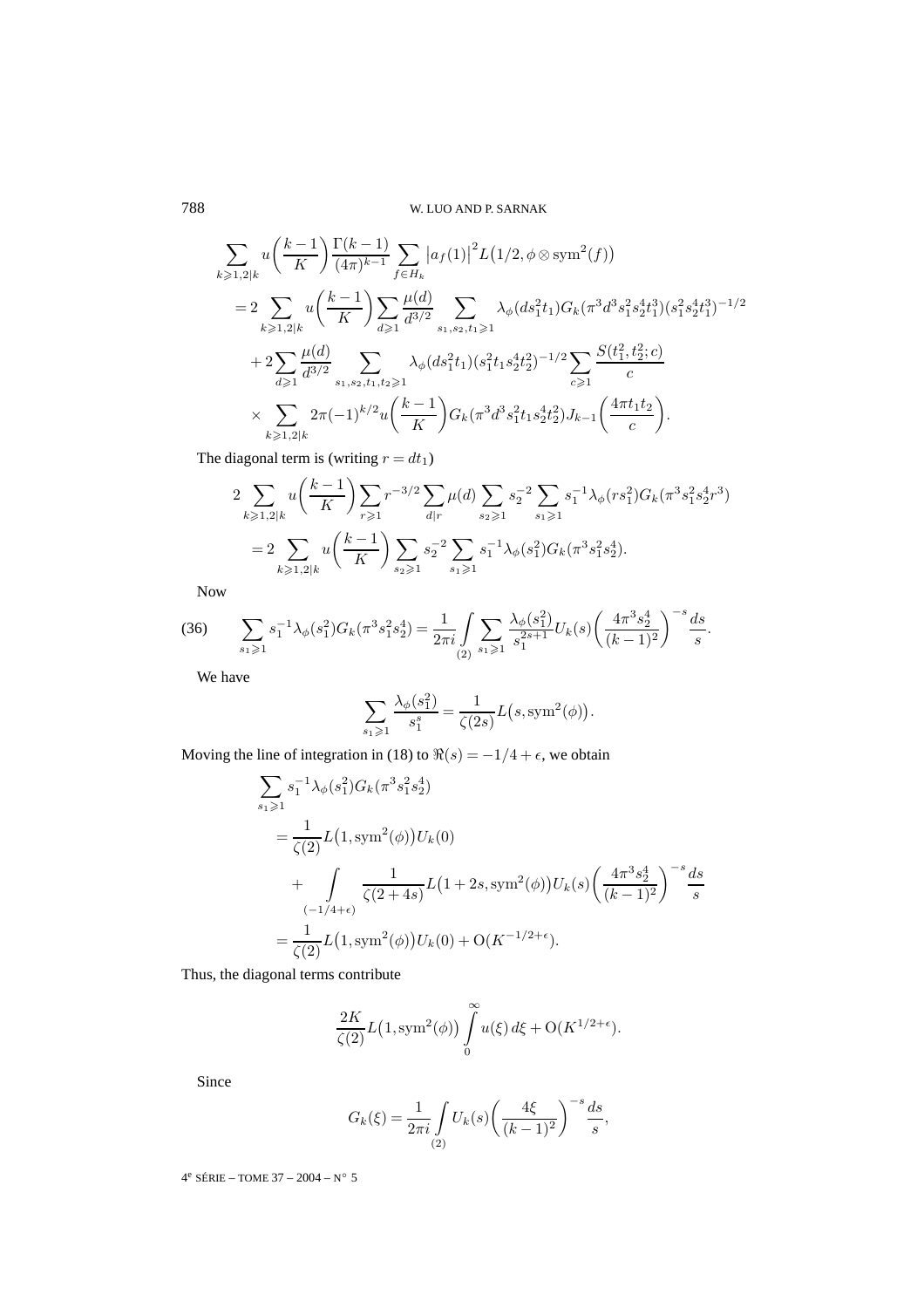$$
\begin{aligned}
&\sum_{k\geqslant 1,2|k} u\left(\frac{k-1}{K}\right)\frac{\Gamma(k-1)}{(4\pi)^{k-1}}\sum_{f\in H_k}\left|a_f(1)\right|^2 L\big(1/2,\phi\otimes \mathrm{sym}^2(f)\big)\\
&\quad= 2\sum_{k\geqslant 1,2|k} u\left(\frac{k-1}{K}\right)\sum_{d\geqslant 1}\frac{\mu(d)}{d^{3/2}}\sum_{s_1,s_2,t_1\geqslant 1}\lambda_\phi(ds_1^2t_1)G_k(\pi^3d^3s_1^2s_2^4t_1^3)(s_1^2s_2^4t_1^3)^{-1/2}\\
&\qquad+2\sum_{d\geqslant 1}\frac{\mu(d)}{d^{3/2}}\sum_{s_1,s_2,t_1,t_2\geqslant 1}\lambda_\phi(ds_1^2t_1)(s_1^2t_1s_2^4t_2^2)^{-1/2}\sum_{c\geqslant 1}\frac{S(t_1^2,t_2^2;c)}{c}\\
&\qquad\times\sum_{k\geqslant 1,2|k} 2\pi(-1)^{k/2}u\left(\frac{k-1}{K}\right)G_k(\pi^3d^3s_1^2t_1s_2^4t_2^2)J_{k-1}\left(\frac{4\pi t_1t_2}{c}\right).
\end{aligned}
$$

The diagonal term is (writing $r = dt_1$)

$$
\begin{aligned}
&2\sum_{k\geqslant 1,2|k} u\left(\frac{k-1}{K}\right)\sum_{r\geqslant 1} r^{-3/2}\sum_{d|r}\mu(d)\sum_{s_2\geqslant 1}s_2^{-2}\sum_{s_1\geqslant 1}s_1^{-1}\lambda_\phi(rs_1^2)G_k(\pi^3s_1^2s_2^4r^3)\\
&\quad=2\sum_{k\geqslant 1,2|k} u\left(\frac{k-1}{K}\right)\sum_{s_2\geqslant 1}s_2^{-2}\sum_{s_1\geqslant 1}s_1^{-1}\lambda_\phi(s_1^2)G_k(\pi^3s_1^2s_2^4).
\end{aligned}
$$

Now

$$
\sum_{s_1\geqslant 1}s_1^{-1}\lambda_\phi(s_1^2)G_k(\pi^3s_1^2s_2^4) = \frac{1}{2\pi i}\int_{(2)}\sum_{s_1\geqslant 1}\frac{\lambda_\phi(s_1^2)}{s_1^{2s+1}}U_k(s)\left(\frac{4\pi^3s_2^4}{(k-1)^2}\right)^{-s}\frac{ds}{s}. \tag{36}
$$

We have

$$
\sum_{s_1\geqslant 1}\frac{\lambda_\phi(s_1^2)}{s_1^s} = \frac{1}{\zeta(2s)}L\big(s,\mathrm{sym}^2(\phi)\big).
$$

Moving the line of integration in (18) to $\Re(s) = -1/4+\epsilon$, we obtain

$$
\begin{aligned}
&\sum_{s_1\geqslant 1}s_1^{-1}\lambda_\phi(s_1^2)G_k(\pi^3s_1^2s_2^4)\\
&\quad=\frac{1}{\zeta(2)}L\big(1,\mathrm{sym}^2(\phi)\big)U_k(0)\\
&\qquad+\int_{(-1/4+\epsilon)}\frac{1}{\zeta(2+4s)}L\big(1+2s,\mathrm{sym}^2(\phi)\big)U_k(s)\left(\frac{4\pi^3s_2^4}{(k-1)^2}\right)^{-s}\frac{ds}{s}\\
&\quad=\frac{1}{\zeta(2)}L\big(1,\mathrm{sym}^2(\phi)\big)U_k(0)+\mathrm{O}(K^{-1/2+\epsilon}).
\end{aligned}
$$

Thus, the diagonal terms contribute

$$
\frac{2K}{\zeta(2)}L\big(1,\mathrm{sym}^2(\phi)\big)\int_0^\infty u(\xi)\,d\xi + \mathrm{O}(K^{1/2+\epsilon}).
$$

Since

$$
G_k(\xi) = \frac{1}{2\pi i}\int_{(2)}U_k(s)\left(\frac{4\xi}{(k-1)^2}\right)^{-s}\frac{ds}{s},
$$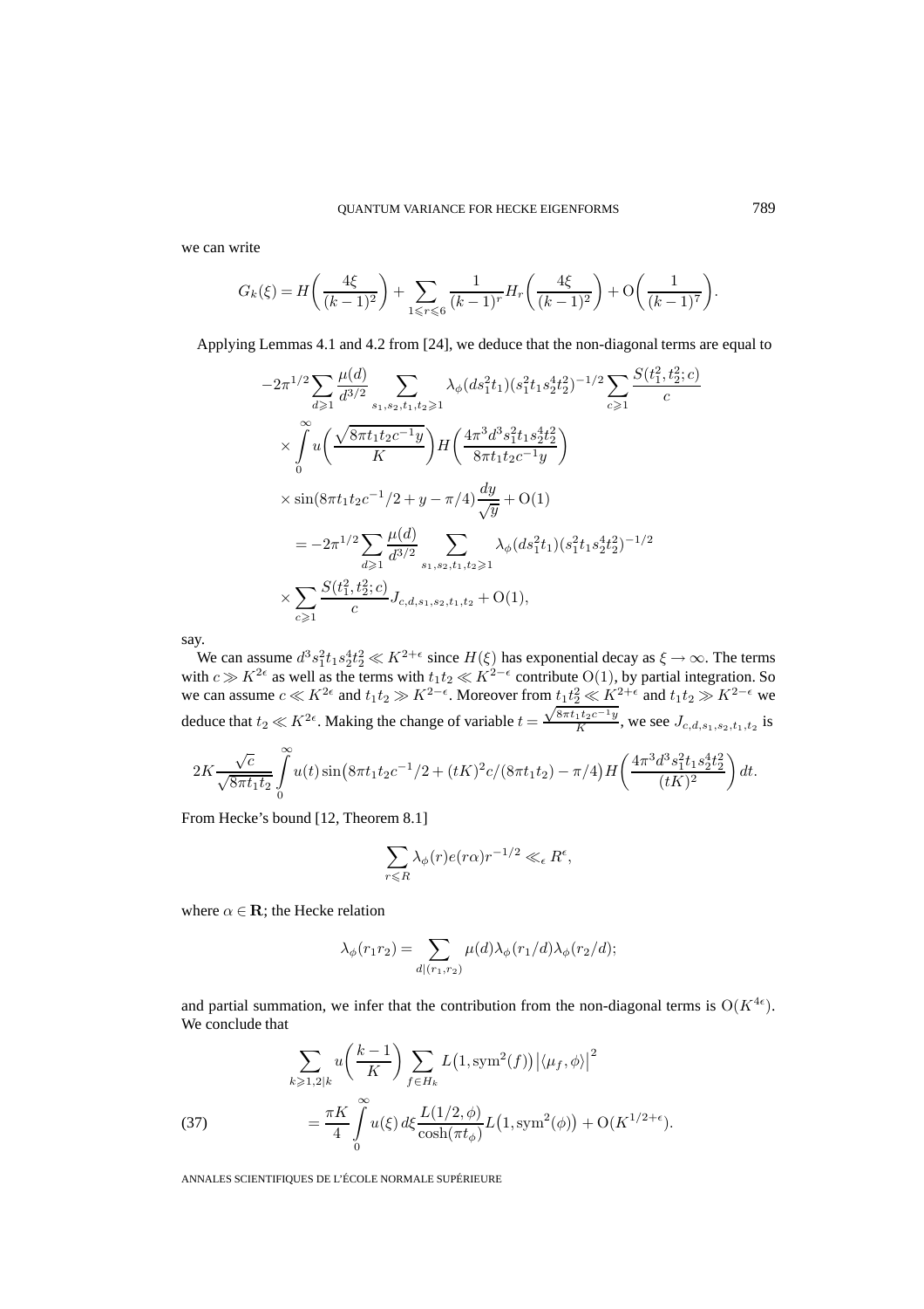we can write

$$G_k(\xi) = H\left(\frac{4\xi}{(k-1)^2}\right) + \sum_{1\leqslant r\leqslant 6} \frac{1}{(k-1)^r} H_r\left(\frac{4\xi}{(k-1)^2}\right) + \mathrm{O}\left(\frac{1}{(k-1)^7}\right).$$

Applying Lemmas 4.1 and 4.2 from [24], we deduce that the non-diagonal terms are equal to

$$\begin{aligned}
&-2\pi^{1/2} \sum_{d\geqslant 1} \frac{\mu(d)}{d^{3/2}} \sum_{s_1,s_2,t_1,t_2\geqslant 1} \lambda_\phi(ds_1^2t_1)(s_1^2t_1s_2^4t_2^2)^{-1/2} \sum_{c\geqslant 1} \frac{S(t_1^2,t_2^2;c)}{c} \\
&\times \int_0^\infty u\left(\frac{\sqrt{8\pi t_1t_2c^{-1}y}}{K}\right) H\left(\frac{4\pi^3d^3s_1^2t_1s_2^4t_2^2}{8\pi t_1t_2c^{-1}y}\right) \\
&\times \sin(8\pi t_1t_2c^{-1}/2 + y - \pi/4)\frac{dy}{\sqrt{y}} + \mathrm{O}(1) \\
&\quad = -2\pi^{1/2} \sum_{d\geqslant 1} \frac{\mu(d)}{d^{3/2}} \sum_{s_1,s_2,t_1,t_2\geqslant 1} \lambda_\phi(ds_1^2t_1)(s_1^2t_1s_2^4t_2^2)^{-1/2} \\
&\times \sum_{c\geqslant 1} \frac{S(t_1^2,t_2^2;c)}{c} J_{c,d,s_1,s_2,t_1,t_2} + \mathrm{O}(1),
\end{aligned}$$

say.

We can assume $d^3s_1^2t_1s_2^4t_2^2 \ll K^{2+\epsilon}$ since $H(\xi)$ has exponential decay as $\xi\to\infty$. The terms with $c \gg K^{2\epsilon}$ as well as the terms with $t_1t_2 \ll K^{2-\epsilon}$ contribute $\mathrm{O}(1)$, by partial integration. So we can assume $c \ll K^{2\epsilon}$ and $t_1t_2 \gg K^{2-\epsilon}$. Moreover from $t_1t_2^2 \ll K^{2+\epsilon}$ and $t_1t_2 \gg K^{2-\epsilon}$ we deduce that $t_2 \ll K^{2\epsilon}$. Making the change of variable $t = \frac{\sqrt{8\pi t_1t_2c^{-1}y}}{K}$, we see $J_{c,d,s_1,s_2,t_1,t_2}$ is

$$2K\frac{\sqrt{c}}{\sqrt{8\pi t_1t_2}} \int_0^\infty u(t)\sin\bigl(8\pi t_1t_2c^{-1}/2 + (tK)^2c/(8\pi t_1t_2) - \pi/4\bigr) H\left(\frac{4\pi^3d^3s_1^2t_1s_2^4t_2^2}{(tK)^2}\right) dt.$$

From Hecke's bound [12, Theorem 8.1]

$$\sum_{r\leqslant R} \lambda_\phi(r)e(r\alpha)r^{-1/2} \ll_\epsilon R^\epsilon,$$

where $\alpha\in\mathbf{R}$; the Hecke relation

$$\lambda_\phi(r_1r_2) = \sum_{d|(r_1,r_2)} \mu(d)\lambda_\phi(r_1/d)\lambda_\phi(r_2/d);$$

and partial summation, we infer that the contribution from the non-diagonal terms is $\mathrm{O}(K^{4\epsilon})$. We conclude that

$$\begin{aligned}
&\sum_{k\geqslant 1, 2|k} u\left(\frac{k-1}{K}\right) \sum_{f\in H_k} L\bigl(1,\mathrm{sym}^2(f)\bigr)\bigl|\langle\mu_f,\phi\rangle\bigr|^2 \\
&\qquad = \frac{\pi K}{4}\int_0^\infty u(\xi)\,d\xi \frac{L(1/2,\phi)}{\cosh(\pi t_\phi)} L\bigl(1,\mathrm{sym}^2(\phi)\bigr) + \mathrm{O}(K^{1/2+\epsilon}).
\end{aligned} \tag{37}$$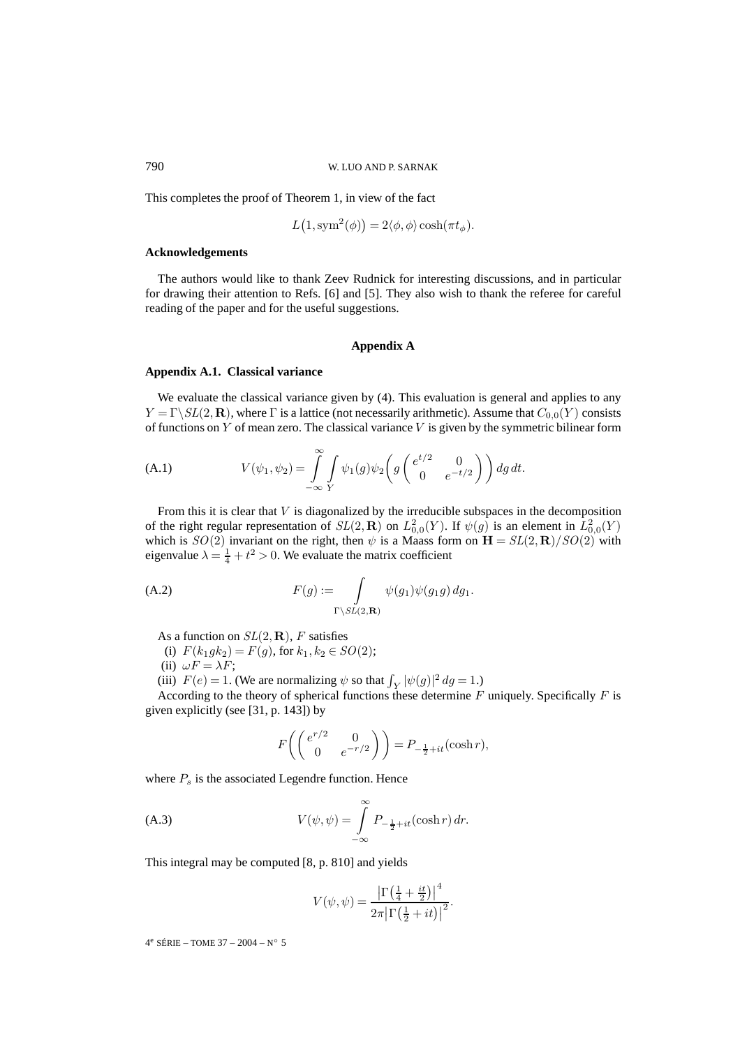This completes the proof of Theorem 1, in view of the fact

$$L\big(1, \mathrm{sym}^2(\phi)\big) = 2\langle \phi, \phi\rangle \cosh(\pi t_\phi).$$

**Acknowledgements**

The authors would like to thank Zeev Rudnick for interesting discussions, and in particular for drawing their attention to Refs. [6] and [5]. They also wish to thank the referee for careful reading of the paper and for the useful suggestions.

## Appendix A

### Appendix A.1. Classical variance

We evaluate the classical variance given by (4). This evaluation is general and applies to any $Y = \Gamma\backslash SL(2,\mathbf{R})$, where $\Gamma$ is a lattice (not necessarily arithmetic). Assume that $C_{0,0}(Y)$ consists of functions on $Y$ of mean zero. The classical variance $V$ is given by the symmetric bilinear form

$$V(\psi_1, \psi_2) = \int_{-\infty}^{\infty} \int_{Y} \psi_1(g)\psi_2\left(g \begin{pmatrix} e^{t/2} & 0 \\ 0 & e^{-t/2} \end{pmatrix}\right) dg\, dt. \tag{A.1}$$

From this it is clear that $V$ is diagonalized by the irreducible subspaces in the decomposition of the right regular representation of $SL(2,\mathbf{R})$ on $L^2_{0,0}(Y)$. If $\psi(g)$ is an element in $L^2_{0,0}(Y)$ which is $SO(2)$ invariant on the right, then $\psi$ is a Maass form on $\mathbf{H} = SL(2,\mathbf{R})/SO(2)$ with eigenvalue $\lambda = \frac{1}{4} + t^2 > 0$. We evaluate the matrix coefficient

$$F(g) := \int_{\Gamma\backslash SL(2,\mathbf{R})} \psi(g_1)\psi(g_1 g)\, dg_1. \tag{A.2}$$

As a function on $SL(2,\mathbf{R})$, $F$ satisfies

(i) $F(k_1 g k_2) = F(g)$, for $k_1, k_2 \in SO(2)$;

(ii) $\omega F = \lambda F$;

(iii) $F(e) = 1$. (We are normalizing $\psi$ so that $\int_Y |\psi(g)|^2\, dg = 1$.)

According to the theory of spherical functions these determine $F$ uniquely. Specifically $F$ is given explicitly (see [31, p. 143]) by

$$F\left(\begin{pmatrix} e^{r/2} & 0 \\ 0 & e^{-r/2} \end{pmatrix}\right) = P_{-\frac{1}{2}+it}(\cosh r),$$

where $P_s$ is the associated Legendre function. Hence

$$V(\psi, \psi) = \int_{-\infty}^{\infty} P_{-\frac{1}{2}+it}(\cosh r)\, dr. \tag{A.3}$$

This integral may be computed [8, p. 810] and yields

$$V(\psi, \psi) = \frac{\left|\Gamma\left(\frac{1}{4} + \frac{it}{2}\right)\right|^4}{2\pi\left|\Gamma\left(\frac{1}{2} + it\right)\right|^2}.$$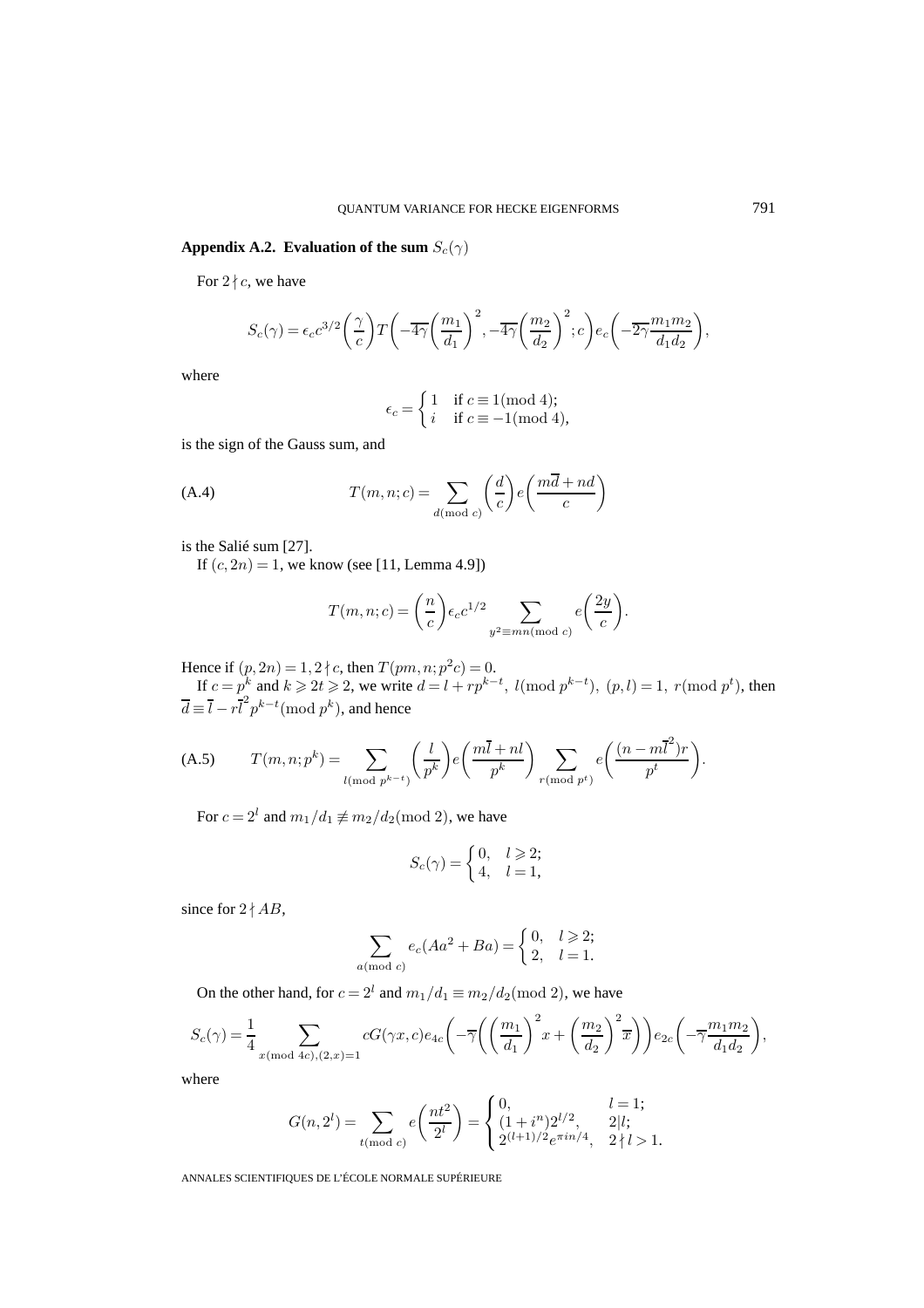### Appendix A.2. Evaluation of the sum $S_c(\gamma)$

For $2 \nmid c$, we have

$$S_c(\gamma) = \epsilon_c c^{3/2} \left(\frac{\gamma}{c}\right) T\left(-\overline{4\gamma}\left(\frac{m_1}{d_1}\right)^2, -\overline{4\gamma}\left(\frac{m_2}{d_2}\right)^2; c\right) e_c\left(-\overline{2\gamma}\frac{m_1 m_2}{d_1 d_2}\right),$$

where

$$\epsilon_c = \begin{cases} 1 & \text{if } c \equiv 1 (\text{mod } 4); \\ i & \text{if } c \equiv -1 (\text{mod } 4), \end{cases}$$

is the sign of the Gauss sum, and

$$T(m,n;c) = \sum_{d (\text{mod } c)} \left(\frac{d}{c}\right) e\left(\frac{m\overline{d} + nd}{c}\right) \tag{A.4}$$

is the Salié sum [27].

If $(c, 2n) = 1$, we know (see [11, Lemma 4.9])

$$T(m,n;c) = \left(\frac{n}{c}\right) \epsilon_c c^{1/2} \sum_{y^2 \equiv mn (\text{mod } c)} e\left(\frac{2y}{c}\right).$$

Hence if $(p, 2n) = 1, 2 \nmid c$, then $T(pm, n; p^2 c) = 0$.

If $c = p^k$ and $k \geqslant 2t \geqslant 2$, we write $d = l + rp^{k-t},\ l (\text{mod } p^{k-t}),\ (p,l) = 1,\ r (\text{mod } p^t)$, then $\overline{d} \equiv \overline{l} - r\overline{l}^2 p^{k-t} (\text{mod } p^k)$, and hence

$$T(m,n;p^k) = \sum_{l (\text{mod } p^{k-t})} \left(\frac{l}{p^k}\right) e\left(\frac{m\overline{l} + nl}{p^k}\right) \sum_{r (\text{mod } p^t)} e\left(\frac{(n - m\overline{l}^2) r}{p^t}\right). \tag{A.5}$$

For $c = 2^l$ and $m_1/d_1 \not\equiv m_2/d_2 (\text{mod } 2)$, we have

$$S_c(\gamma) = \begin{cases} 0, & l \geqslant 2; \\ 4, & l = 1, \end{cases}$$

since for $2 \nmid AB$,

$$\sum_{a (\text{mod } c)} e_c(Aa^2 + Ba) = \begin{cases} 0, & l \geqslant 2; \\ 2, & l = 1. \end{cases}$$

On the other hand, for $c = 2^l$ and $m_1/d_1 \equiv m_2/d_2 (\text{mod } 2)$, we have

$$S_c(\gamma) = \frac{1}{4} \sum_{x (\text{mod } 4c), (2,x) = 1} cG(\gamma x, c) e_{4c}\left(-\overline{\gamma}\left(\left(\frac{m_1}{d_1}\right)^2 x + \left(\frac{m_2}{d_2}\right)^2 \overline{x}\right)\right) e_{2c}\left(-\overline{\gamma}\frac{m_1 m_2}{d_1 d_2}\right),$$

where

$$G(n, 2^l) = \sum_{t (\text{mod } c)} e\left(\frac{nt^2}{2^l}\right) = \begin{cases} 0, & l = 1; \\ (1 + i^n) 2^{l/2}, & 2 | l; \\ 2^{(l+1)/2} e^{\pi i n/4}, & 2 \nmid l > 1. \end{cases}$$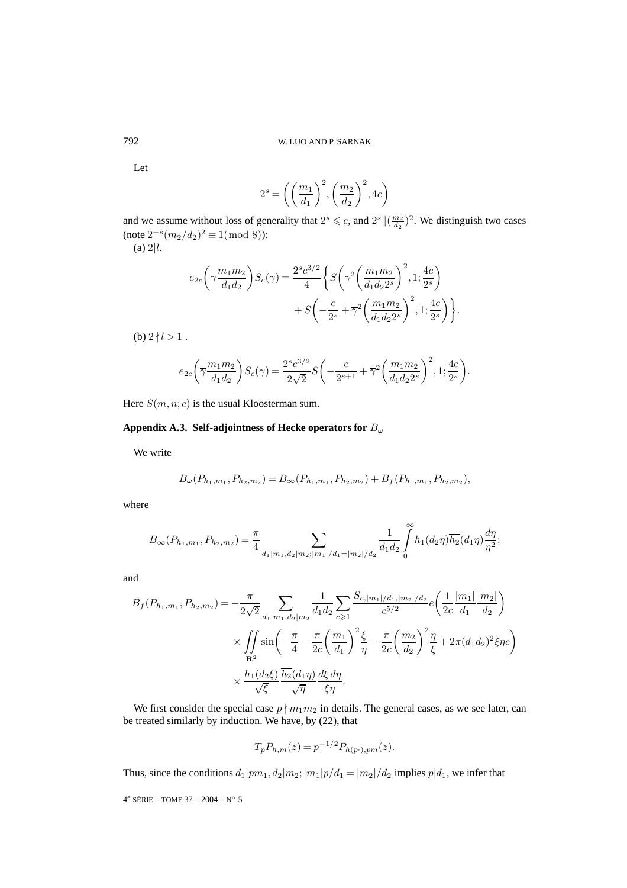Let

$$2^s = \left( \left(\frac{m_1}{d_1}\right)^2, \left(\frac{m_2}{d_2}\right)^2, 4c \right)$$

and we assume without loss of generality that $2^s \leqslant c$, and $2^s \| (\frac{m_2}{d_2})^2$. We distinguish two cases (note $2^{-s}(m_2/d_2)^2 \equiv 1 (\bmod 8)$):

(a) $2|l$.

$$e_{2c}\left(\overline{\gamma}\frac{m_1 m_2}{d_1 d_2}\right) S_c(\gamma) = \frac{2^s c^{3/2}}{4} \left\{ S\left(\overline{\gamma}^2 \left(\frac{m_1 m_2}{d_1 d_2 2^s}\right)^2, 1; \frac{4c}{2^s}\right) + S\left(-\frac{c}{2^s} + \overline{\gamma}^2 \left(\frac{m_1 m_2}{d_1 d_2 2^s}\right)^2, 1; \frac{4c}{2^s}\right) \right\}.$$

(b) $2 \nmid l > 1$ .

$$e_{2c}\left(\overline{\gamma}\frac{m_1 m_2}{d_1 d_2}\right) S_c(\gamma) = \frac{2^s c^{3/2}}{2\sqrt{2}} S\left(-\frac{c}{2^{s+1}} + \overline{\gamma}^2 \left(\frac{m_1 m_2}{d_1 d_2 2^s}\right)^2, 1; \frac{4c}{2^s}\right).$$

Here $S(m,n;c)$ is the usual Kloosterman sum.

### Appendix A.3. Self-adjointness of Hecke operators for $B_\omega$

We write

$$B_\omega(P_{h_1,m_1}, P_{h_2,m_2}) = B_\infty(P_{h_1,m_1}, P_{h_2,m_2}) + B_f(P_{h_1,m_1}, P_{h_2,m_2}),$$

where

$$B_\infty(P_{h_1,m_1}, P_{h_2,m_2}) = \frac{\pi}{4} \sum_{d_1|m_1, d_2|m_2; |m_1|/d_1 = |m_2|/d_2} \frac{1}{d_1 d_2} \int_0^\infty h_1(d_2\eta)\overline{h_2}(d_1\eta)\frac{d\eta}{\eta^2};$$

and

$$\begin{aligned} B_f(P_{h_1,m_1}, P_{h_2,m_2}) = &-\frac{\pi}{2\sqrt{2}} \sum_{d_1|m_1, d_2|m_2} \frac{1}{d_1 d_2} \sum_{c \geqslant 1} \frac{S_{c,|m_1|/d_1,|m_2|/d_2}}{c^{5/2}} e\left(\frac{1}{2c}\frac{|m_1|}{d_1}\frac{|m_2|}{d_2}\right) \\ &\times \iint_{\mathbf{R}^2} \sin\left(-\frac{\pi}{4} - \frac{\pi}{2c}\left(\frac{m_1}{d_1}\right)^2\frac{\xi}{\eta} - \frac{\pi}{2c}\left(\frac{m_2}{d_2}\right)^2\frac{\eta}{\xi} + 2\pi(d_1 d_2)^2 \xi\eta c\right) \\ &\times \frac{h_1(d_2\xi)}{\sqrt{\xi}} \frac{\overline{h_2}(d_1\eta)}{\sqrt{\eta}} \frac{d\xi\, d\eta}{\xi\eta}. \end{aligned}$$

We first consider the special case $p \nmid m_1 m_2$ in details. The general cases, as we see later, can be treated similarly by induction. We have, by (22), that

$$T_p P_{h,m}(z) = p^{-1/2} P_{h(p\cdot),pm}(z).$$

Thus, since the conditions $d_1|pm_1, d_2|m_2; |m_1|p/d_1 = |m_2|/d_2$ implies $p|d_1$, we infer that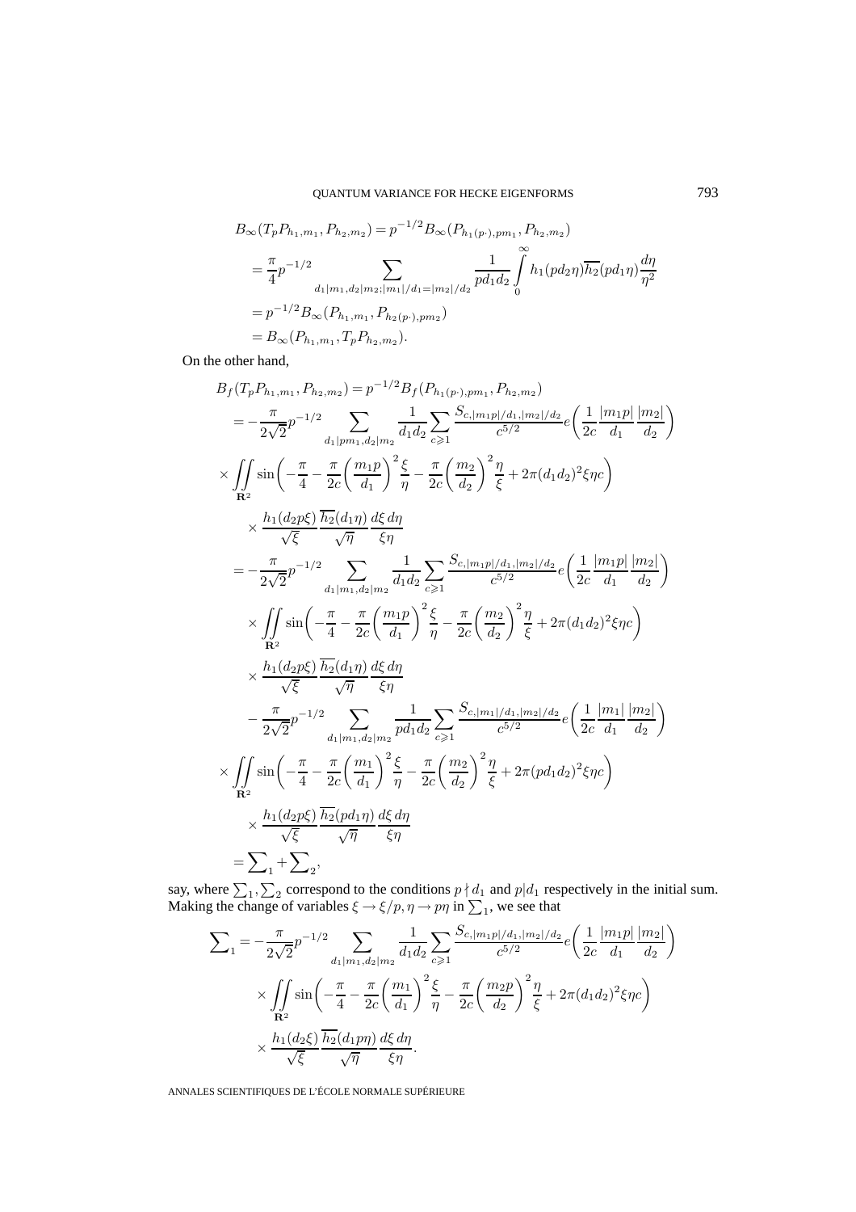$$B_\infty(T_p P_{h_1,m_1}, P_{h_2,m_2}) = p^{-1/2} B_\infty(P_{h_1(p\cdot),pm_1}, P_{h_2,m_2})$$

$$= \frac{\pi}{4} p^{-1/2} \sum_{d_1|m_1, d_2|m_2; |m_1|/d_1 = |m_2|/d_2} \frac{1}{pd_1 d_2} \int_0^\infty h_1(pd_2\eta)\overline{h_2}(pd_1\eta)\frac{d\eta}{\eta^2}$$

$$= p^{-1/2} B_\infty(P_{h_1,m_1}, P_{h_2(p\cdot),pm_2})$$

$$= B_\infty(P_{h_1,m_1}, T_p P_{h_2,m_2}).$$

On the other hand,

$$B_f(T_p P_{h_1,m_1}, P_{h_2,m_2}) = p^{-1/2} B_f(P_{h_1(p\cdot),pm_1}, P_{h_2,m_2})$$

$$= -\frac{\pi}{2\sqrt{2}} p^{-1/2} \sum_{d_1|pm_1, d_2|m_2} \frac{1}{d_1 d_2} \sum_{c\geqslant 1} \frac{S_{c,|m_1 p|/d_1,|m_2|/d_2}}{c^{5/2}} e\left(\frac{1}{2c}\frac{|m_1 p|}{d_1}\frac{|m_2|}{d_2}\right)$$

$$\times \iint_{\mathbf{R}^2} \sin\left(-\frac{\pi}{4} - \frac{\pi}{2c}\left(\frac{m_1 p}{d_1}\right)^2 \frac{\xi}{\eta} - \frac{\pi}{2c}\left(\frac{m_2}{d_2}\right)^2 \frac{\eta}{\xi} + 2\pi (d_1 d_2)^2 \xi\eta c\right)$$

$$\times \frac{h_1(d_2 p\xi)}{\sqrt{\xi}} \frac{\overline{h_2}(d_1\eta)}{\sqrt{\eta}} \frac{d\xi\, d\eta}{\xi\eta}$$

$$= -\frac{\pi}{2\sqrt{2}} p^{-1/2} \sum_{d_1|m_1, d_2|m_2} \frac{1}{d_1 d_2} \sum_{c\geqslant 1} \frac{S_{c,|m_1 p|/d_1,|m_2|/d_2}}{c^{5/2}} e\left(\frac{1}{2c}\frac{|m_1 p|}{d_1}\frac{|m_2|}{d_2}\right)$$

$$\times \iint_{\mathbf{R}^2} \sin\left(-\frac{\pi}{4} - \frac{\pi}{2c}\left(\frac{m_1 p}{d_1}\right)^2 \frac{\xi}{\eta} - \frac{\pi}{2c}\left(\frac{m_2}{d_2}\right)^2 \frac{\eta}{\xi} + 2\pi (d_1 d_2)^2 \xi\eta c\right)$$

$$\times \frac{h_1(d_2 p\xi)}{\sqrt{\xi}} \frac{\overline{h_2}(d_1\eta)}{\sqrt{\eta}} \frac{d\xi\, d\eta}{\xi\eta}$$

$$- \frac{\pi}{2\sqrt{2}} p^{-1/2} \sum_{d_1|m_1, d_2|m_2} \frac{1}{pd_1 d_2} \sum_{c\geqslant 1} \frac{S_{c,|m_1|/d_1,|m_2|/d_2}}{c^{5/2}} e\left(\frac{1}{2c}\frac{|m_1|}{d_1}\frac{|m_2|}{d_2}\right)$$

$$\times \iint_{\mathbf{R}^2} \sin\left(-\frac{\pi}{4} - \frac{\pi}{2c}\left(\frac{m_1}{d_1}\right)^2 \frac{\xi}{\eta} - \frac{\pi}{2c}\left(\frac{m_2}{d_2}\right)^2 \frac{\eta}{\xi} + 2\pi (pd_1 d_2)^2 \xi\eta c\right)$$

$$\times \frac{h_1(d_2 p\xi)}{\sqrt{\xi}} \frac{\overline{h_2}(pd_1\eta)}{\sqrt{\eta}} \frac{d\xi\, d\eta}{\xi\eta}$$

$$= \sum\nolimits_1 + \sum\nolimits_2,$$

say, where $\sum_1, \sum_2$ correspond to the conditions $p \nmid d_1$ and $p|d_1$ respectively in the initial sum. Making the change of variables $\xi \to \xi/p, \eta \to p\eta$ in $\sum_1$, we see that

$$\sum\nolimits_1 = -\frac{\pi}{2\sqrt{2}} p^{-1/2} \sum_{d_1|m_1, d_2|m_2} \frac{1}{d_1 d_2} \sum_{c\geqslant 1} \frac{S_{c,|m_1 p|/d_1,|m_2|/d_2}}{c^{5/2}} e\left(\frac{1}{2c}\frac{|m_1 p|}{d_1}\frac{|m_2|}{d_2}\right)$$

$$\times \iint_{\mathbf{R}^2} \sin\left(-\frac{\pi}{4} - \frac{\pi}{2c}\left(\frac{m_1}{d_1}\right)^2 \frac{\xi}{\eta} - \frac{\pi}{2c}\left(\frac{m_2 p}{d_2}\right)^2 \frac{\eta}{\xi} + 2\pi (d_1 d_2)^2 \xi\eta c\right)$$

$$\times \frac{h_1(d_2\xi)}{\sqrt{\xi}} \frac{\overline{h_2}(d_1 p\eta)}{\sqrt{\eta}} \frac{d\xi\, d\eta}{\xi\eta}.$$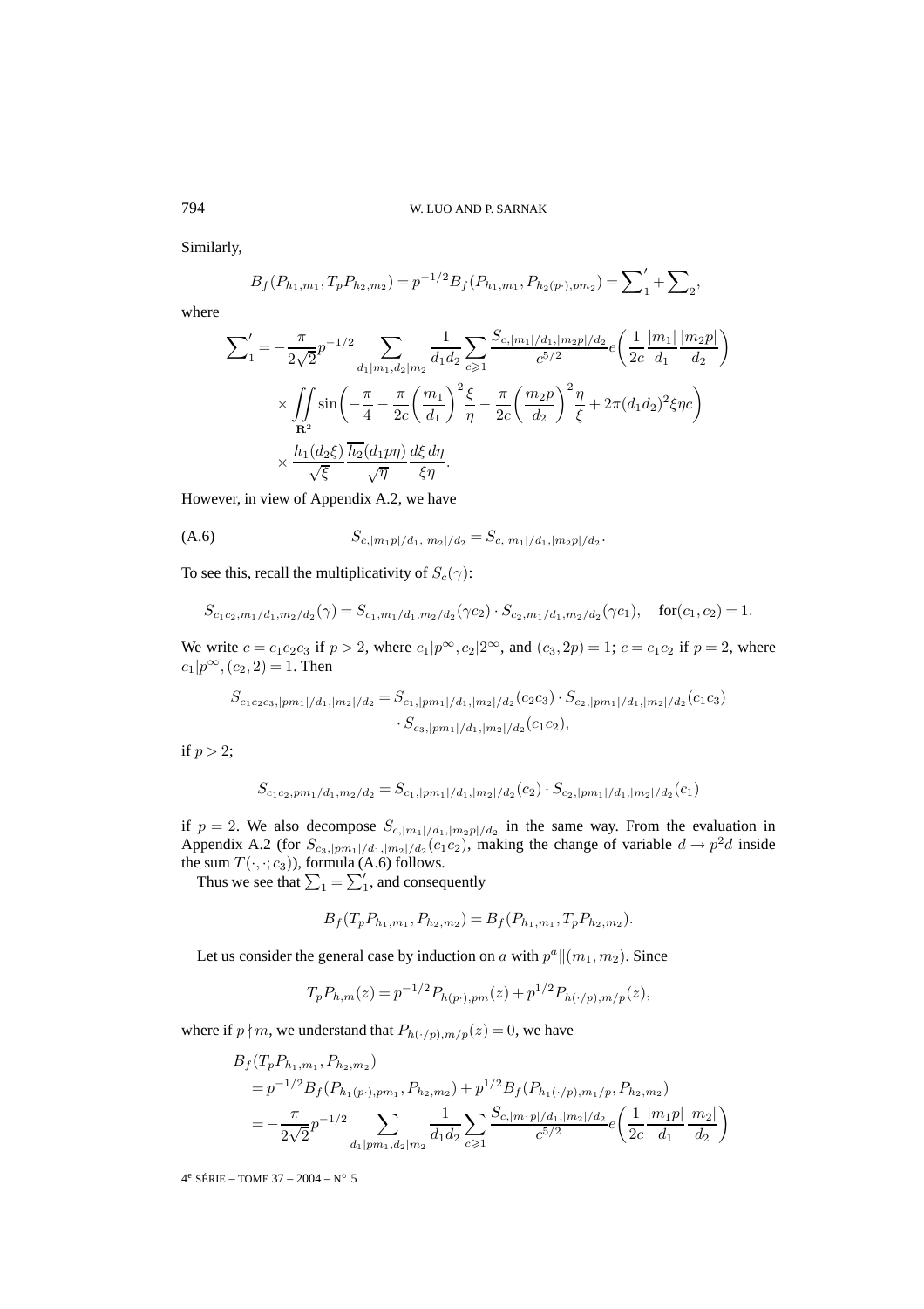Similarly,

$$B_f(P_{h_1,m_1}, T_p P_{h_2,m_2}) = p^{-1/2} B_f(P_{h_1,m_1}, P_{h_2(p\cdot),pm_2}) = \sum\nolimits_1' + \sum\nolimits_2,$$

where

$$\begin{aligned}\sum\nolimits_1' = &-\frac{\pi}{2\sqrt{2}} p^{-1/2} \sum_{d_1|m_1, d_2|m_2} \frac{1}{d_1 d_2} \sum_{c\geqslant 1} \frac{S_{c,|m_1|/d_1,|m_2 p|/d_2}}{c^{5/2}} e\left(\frac{1}{2c}\frac{|m_1|}{d_1}\frac{|m_2 p|}{d_2}\right) \\ &\times \iint_{\mathbf{R}^2} \sin\left(-\frac{\pi}{4} - \frac{\pi}{2c}\left(\frac{m_1}{d_1}\right)^2 \frac{\xi}{\eta} - \frac{\pi}{2c}\left(\frac{m_2 p}{d_2}\right)^2 \frac{\eta}{\xi} + 2\pi (d_1 d_2)^2 \xi \eta c\right) \\ &\times \frac{h_1(d_2 \xi)}{\sqrt{\xi}} \frac{\overline{h_2}(d_1 p \eta)}{\sqrt{\eta}} \frac{d\xi\, d\eta}{\xi \eta}.\end{aligned}$$

However, in view of Appendix A.2, we have

$$S_{c,|m_1 p|/d_1,|m_2|/d_2} = S_{c,|m_1|/d_1,|m_2 p|/d_2}. \tag{A.6}$$

To see this, recall the multiplicativity of $S_c(\gamma)$:

$$S_{c_1c_2, m_1/d_1, m_2/d_2}(\gamma) = S_{c_1, m_1/d_1, m_2/d_2}(\gamma c_2) \cdot S_{c_2, m_1/d_1, m_2/d_2}(\gamma c_1), \quad \text{for}(c_1, c_2) = 1.$$

We write $c = c_1 c_2 c_3$ if $p > 2$, where $c_1 | p^\infty, c_2 | 2^\infty$, and $(c_3, 2p) = 1$; $c = c_1 c_2$ if $p = 2$, where $c_1 | p^\infty, (c_2, 2) = 1$. Then

$$\begin{aligned}S_{c_1c_2c_3,|pm_1|/d_1,|m_2|/d_2} = &S_{c_1,|pm_1|/d_1,|m_2|/d_2}(c_2 c_3) \cdot S_{c_2,|pm_1|/d_1,|m_2|/d_2}(c_1 c_3) \\ &\cdot S_{c_3,|pm_1|/d_1,|m_2|/d_2}(c_1 c_2),\end{aligned}$$

if $p > 2$;

$$S_{c_1c_2,pm_1/d_1,m_2/d_2} = S_{c_1,|pm_1|/d_1,|m_2|/d_2}(c_2) \cdot S_{c_2,|pm_1|/d_1,|m_2|/d_2}(c_1)$$

if $p = 2$. We also decompose $S_{c,|m_1|/d_1,|m_2 p|/d_2}$ in the same way. From the evaluation in Appendix A.2 (for $S_{c_3,|pm_1|/d_1,|m_2|/d_2}(c_1 c_2)$, making the change of variable $d \to p^2 d$ inside the sum $T(\cdot,\cdot;c_3)$), formula (A.6) follows.

Thus we see that $\sum_1 = \sum_1'$, and consequently

$$B_f(T_p P_{h_1,m_1}, P_{h_2,m_2}) = B_f(P_{h_1,m_1}, T_p P_{h_2,m_2}).$$

Let us consider the general case by induction on $a$ with $p^a \| (m_1, m_2)$. Since

$$T_p P_{h,m}(z) = p^{-1/2} P_{h(p\cdot),pm}(z) + p^{1/2} P_{h(\cdot/p),m/p}(z),$$

where if $p \nmid m$, we understand that $P_{h(\cdot/p),m/p}(z) = 0$, we have

$$\begin{aligned}&B_f(T_p P_{h_1,m_1}, P_{h_2,m_2}) \\ &= p^{-1/2} B_f(P_{h_1(p\cdot),pm_1}, P_{h_2,m_2}) + p^{1/2} B_f(P_{h_1(\cdot/p),m_1/p}, P_{h_2,m_2}) \\ &= -\frac{\pi}{2\sqrt{2}} p^{-1/2} \sum_{d_1|pm_1, d_2|m_2} \frac{1}{d_1 d_2} \sum_{c\geqslant 1} \frac{S_{c,|m_1 p|/d_1,|m_2|/d_2}}{c^{5/2}} e\left(\frac{1}{2c}\frac{|m_1 p|}{d_1}\frac{|m_2|}{d_2}\right)\end{aligned}$$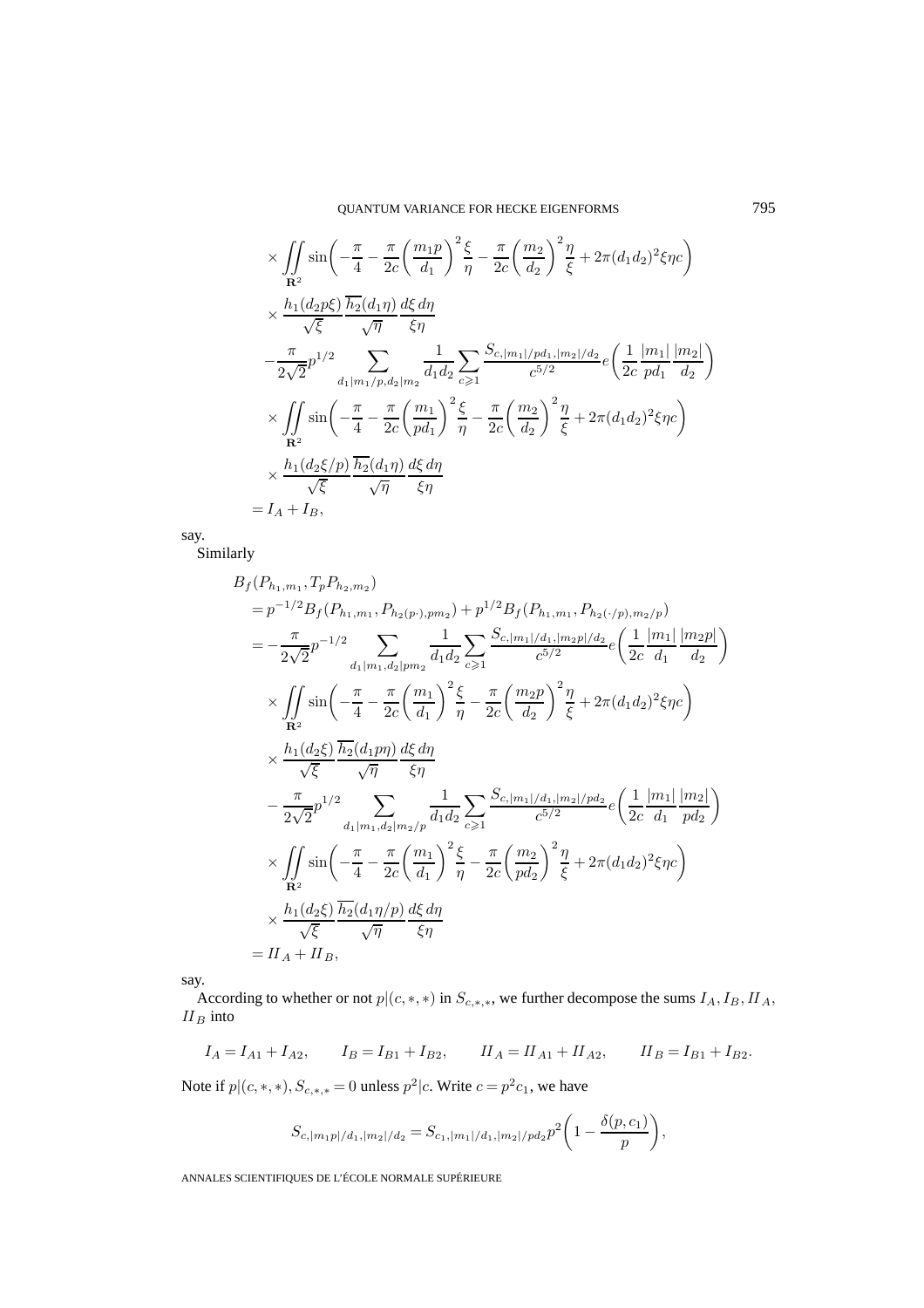$$
\begin{aligned}
&\times \iint\limits_{\mathbf{R}^2} \sin\biggl(-\frac{\pi}{4} - \frac{\pi}{2c}\biggl(\frac{m_1 p}{d_1}\biggr)^2 \frac{\xi}{\eta} - \frac{\pi}{2c}\biggl(\frac{m_2}{d_2}\biggr)^2 \frac{\eta}{\xi} + 2\pi (d_1 d_2)^2 \xi \eta c\biggr) \\
&\times \frac{h_1(d_2 p \xi)}{\sqrt{\xi}} \frac{\overline{h_2}(d_1 \eta)}{\sqrt{\eta}} \frac{d\xi\, d\eta}{\xi \eta} \\
&- \frac{\pi}{2\sqrt{2}} p^{1/2} \sum_{d_1 | m_1/p,\, d_2 | m_2} \frac{1}{d_1 d_2} \sum_{c \geqslant 1} \frac{S_{c, |m_1|/pd_1, |m_2|/d_2}}{c^{5/2}} e\biggl(\frac{1}{2c} \frac{|m_1|}{pd_1} \frac{|m_2|}{d_2}\biggr) \\
&\times \iint\limits_{\mathbf{R}^2} \sin\biggl(-\frac{\pi}{4} - \frac{\pi}{2c}\biggl(\frac{m_1}{pd_1}\biggr)^2 \frac{\xi}{\eta} - \frac{\pi}{2c}\biggl(\frac{m_2}{d_2}\biggr)^2 \frac{\eta}{\xi} + 2\pi (d_1 d_2)^2 \xi \eta c\biggr) \\
&\times \frac{h_1(d_2 \xi / p)}{\sqrt{\xi}} \frac{\overline{h_2}(d_1 \eta)}{\sqrt{\eta}} \frac{d\xi\, d\eta}{\xi \eta} \\
&= I_A + I_B,
\end{aligned}
$$

say.

Similarly

$$
\begin{aligned}
&B_f(P_{h_1,m_1}, T_p P_{h_2,m_2}) \\
&= p^{-1/2} B_f(P_{h_1,m_1}, P_{h_2(p\cdot), pm_2}) + p^{1/2} B_f(P_{h_1,m_1}, P_{h_2(\cdot/p), m_2/p}) \\
&= -\frac{\pi}{2\sqrt{2}} p^{-1/2} \sum_{d_1 | m_1,\, d_2 | pm_2} \frac{1}{d_1 d_2} \sum_{c \geqslant 1} \frac{S_{c, |m_1|/d_1, |m_2 p|/d_2}}{c^{5/2}} e\biggl(\frac{1}{2c} \frac{|m_1|}{d_1} \frac{|m_2 p|}{d_2}\biggr) \\
&\quad \times \iint\limits_{\mathbf{R}^2} \sin\biggl(-\frac{\pi}{4} - \frac{\pi}{2c}\biggl(\frac{m_1}{d_1}\biggr)^2 \frac{\xi}{\eta} - \frac{\pi}{2c}\biggl(\frac{m_2 p}{d_2}\biggr)^2 \frac{\eta}{\xi} + 2\pi (d_1 d_2)^2 \xi \eta c\biggr) \\
&\quad \times \frac{h_1(d_2 \xi)}{\sqrt{\xi}} \frac{\overline{h_2}(d_1 p \eta)}{\sqrt{\eta}} \frac{d\xi\, d\eta}{\xi \eta} \\
&\quad - \frac{\pi}{2\sqrt{2}} p^{1/2} \sum_{d_1 | m_1,\, d_2 | m_2/p} \frac{1}{d_1 d_2} \sum_{c \geqslant 1} \frac{S_{c, |m_1|/d_1, |m_2|/pd_2}}{c^{5/2}} e\biggl(\frac{1}{2c} \frac{|m_1|}{d_1} \frac{|m_2|}{pd_2}\biggr) \\
&\quad \times \iint\limits_{\mathbf{R}^2} \sin\biggl(-\frac{\pi}{4} - \frac{\pi}{2c}\biggl(\frac{m_1}{d_1}\biggr)^2 \frac{\xi}{\eta} - \frac{\pi}{2c}\biggl(\frac{m_2}{pd_2}\biggr)^2 \frac{\eta}{\xi} + 2\pi (d_1 d_2)^2 \xi \eta c\biggr) \\
&\quad \times \frac{h_1(d_2 \xi)}{\sqrt{\xi}} \frac{\overline{h_2}(d_1 \eta / p)}{\sqrt{\eta}} \frac{d\xi\, d\eta}{\xi \eta} \\
&= II_A + II_B,
\end{aligned}
$$

say.

According to whether or not $p | (c, *, *)$ in $S_{c,*,*}$, we further decompose the sums $I_A, I_B, II_A, II_B$ into

$$
I_A = I_{A1} + I_{A2}, \qquad I_B = I_{B1} + I_{B2}, \qquad II_A = II_{A1} + II_{A2}, \qquad II_B = I_{B1} + I_{B2}.
$$

Note if $p | (c, *, *)$, $S_{c,*,*} = 0$ unless $p^2 | c$. Write $c = p^2 c_1$, we have

$$
S_{c, |m_1 p|/d_1, |m_2|/d_2} = S_{c_1, |m_1|/d_1, |m_2|/pd_2} \, p^2 \biggl(1 - \frac{\delta(p, c_1)}{p}\biggr),
$$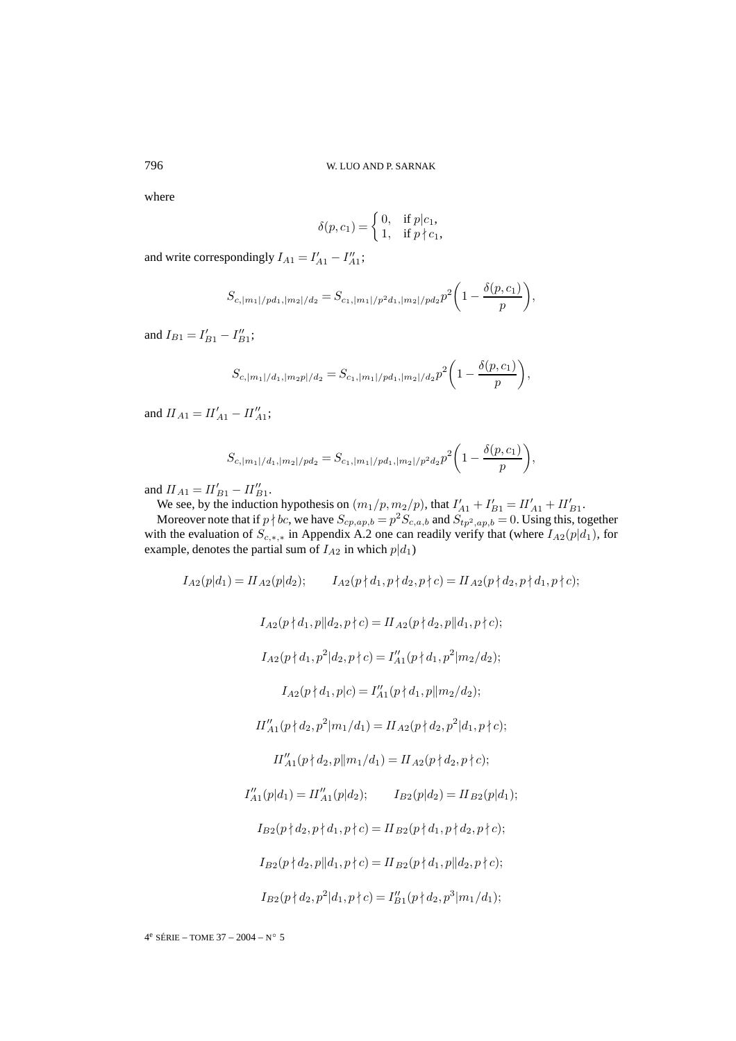where

$$\delta(p, c_1) = \begin{cases} 0, & \text{if } p|c_1, \\ 1, & \text{if } p \nmid c_1, \end{cases}$$

and write correspondingly $I_{A1} = I'_{A1} - I''_{A1}$;

$$S_{c,|m_1|/pd_1,|m_2|/d_2} = S_{c_1,|m_1|/p^2d_1,|m_2|/pd_2} p^2 \left(1 - \frac{\delta(p, c_1)}{p}\right),$$

and $I_{B1} = I'_{B1} - I''_{B1}$;

$$S_{c,|m_1|/d_1,|m_2p|/d_2} = S_{c_1,|m_1|/pd_1,|m_2|/d_2} p^2 \left(1 - \frac{\delta(p, c_1)}{p}\right),$$

and $II_{A1} = II'_{A1} - II''_{A1}$;

$$S_{c,|m_1|/d_1,|m_2|/pd_2} = S_{c_1,|m_1|/pd_1,|m_2|/p^2d_2} p^2 \left(1 - \frac{\delta(p, c_1)}{p}\right),$$

and $II_{A1} = II'_{B1} - II''_{B1}$.

We see, by the induction hypothesis on $(m_1/p, m_2/p)$, that $I'_{A1} + I'_{B1} = II'_{A1} + II'_{B1}$.

Moreover note that if $p \nmid bc$, we have $S_{cp,ap,b} = p^2 S_{c,a,b}$ and $S_{tp^2,ap,b} = 0$. Using this, together with the evaluation of $S_{c,*,*}$ in Appendix A.2 one can readily verify that (where $I_{A2}(p|d_1)$, for example, denotes the partial sum of $I_{A2}$ in which $p|d_1$)

$$I_{A2}(p|d_1) = II_{A2}(p|d_2); \qquad I_{A2}(p \nmid d_1, p \nmid d_2, p \nmid c) = II_{A2}(p \nmid d_2, p \nmid d_1, p \nmid c);$$

$$I_{A2}(p \nmid d_1, p \| d_2, p \nmid c) = II_{A2}(p \nmid d_2, p \| d_1, p \nmid c);$$

$$I_{A2}(p \nmid d_1, p^2 | d_2, p \nmid c) = I''_{A1}(p \nmid d_1, p^2 | m_2/d_2);$$

$$I_{A2}(p \nmid d_1, p | c) = I''_{A1}(p \nmid d_1, p \| m_2/d_2);$$

$$II''_{A1}(p \nmid d_2, p^2 | m_1/d_1) = II_{A2}(p \nmid d_2, p^2 | d_1, p \nmid c);$$

$$II''_{A1}(p \nmid d_2, p \| m_1/d_1) = II_{A2}(p \nmid d_2, p \nmid c);$$

$$I''_{A1}(p|d_1) = II''_{A1}(p|d_2); \qquad I_{B2}(p|d_2) = II_{B2}(p|d_1);$$

$$I_{B2}(p \nmid d_2, p \nmid d_1, p \nmid c) = II_{B2}(p \nmid d_1, p \nmid d_2, p \nmid c);$$

$$I_{B2}(p \nmid d_2, p \| d_1, p \nmid c) = II_{B2}(p \nmid d_1, p \| d_2, p \nmid c);$$

$$I_{B2}(p \nmid d_2, p^2 | d_1, p \nmid c) = I''_{B1}(p \nmid d_2, p^3 | m_1/d_1);$$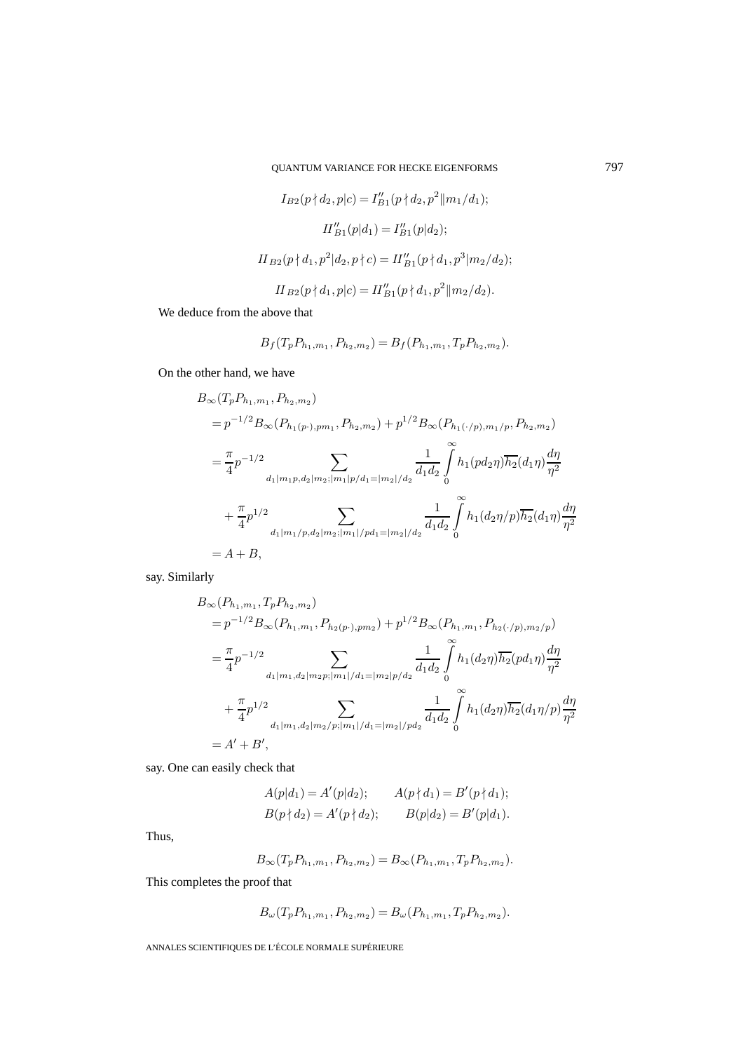$$I_{B2}(p \nmid d_2, p|c) = I''_{B1}(p \nmid d_2, p^2 \| m_1/d_1);$$

$$II''_{B1}(p|d_1) = I''_{B1}(p|d_2);$$

$$II_{B2}(p \nmid d_1, p^2|d_2, p \nmid c) = II''_{B1}(p \nmid d_1, p^3|m_2/d_2);$$

$$II_{B2}(p \nmid d_1, p|c) = II''_{B1}(p \nmid d_1, p^2 \| m_2/d_2).$$

We deduce from the above that

$$B_f(T_p P_{h_1,m_1}, P_{h_2,m_2}) = B_f(P_{h_1,m_1}, T_p P_{h_2,m_2}).$$

On the other hand, we have

$$\begin{aligned}
&B_\infty(T_p P_{h_1,m_1}, P_{h_2,m_2}) \\
&= p^{-1/2} B_\infty(P_{h_1(p\cdot),pm_1}, P_{h_2,m_2}) + p^{1/2} B_\infty(P_{h_1(\cdot/p),m_1/p}, P_{h_2,m_2}) \\
&= \frac{\pi}{4} p^{-1/2} \sum_{d_1|m_1 p, d_2|m_2; |m_1|p/d_1 = |m_2|/d_2} \frac{1}{d_1 d_2} \int_0^\infty h_1(pd_2\eta)\overline{h_2}(d_1\eta)\frac{d\eta}{\eta^2} \\
&\quad + \frac{\pi}{4} p^{1/2} \sum_{d_1|m_1/p, d_2|m_2; |m_1|/pd_1 = |m_2|/d_2} \frac{1}{d_1 d_2} \int_0^\infty h_1(d_2\eta/p)\overline{h_2}(d_1\eta)\frac{d\eta}{\eta^2} \\
&= A + B,
\end{aligned}$$

say. Similarly

$$\begin{aligned}
&B_\infty(P_{h_1,m_1}, T_p P_{h_2,m_2}) \\
&= p^{-1/2} B_\infty(P_{h_1,m_1}, P_{h_2(p\cdot),pm_2}) + p^{1/2} B_\infty(P_{h_1,m_1}, P_{h_2(\cdot/p),m_2/p}) \\
&= \frac{\pi}{4} p^{-1/2} \sum_{d_1|m_1, d_2|m_2 p; |m_1|/d_1 = |m_2|p/d_2} \frac{1}{d_1 d_2} \int_0^\infty h_1(d_2\eta)\overline{h_2}(pd_1\eta)\frac{d\eta}{\eta^2} \\
&\quad + \frac{\pi}{4} p^{1/2} \sum_{d_1|m_1, d_2|m_2/p; |m_1|/d_1 = |m_2|/pd_2} \frac{1}{d_1 d_2} \int_0^\infty h_1(d_2\eta)\overline{h_2}(d_1\eta/p)\frac{d\eta}{\eta^2} \\
&= A' + B',
\end{aligned}$$

say. One can easily check that

$$\begin{aligned}
A(p|d_1) &= A'(p|d_2); \qquad & A(p \nmid d_1) &= B'(p \nmid d_1); \\
B(p \nmid d_2) &= A'(p \nmid d_2); \qquad & B(p|d_2) &= B'(p|d_1).
\end{aligned}$$

Thus,

$$B_\infty(T_p P_{h_1,m_1}, P_{h_2,m_2}) = B_\infty(P_{h_1,m_1}, T_p P_{h_2,m_2}).$$

This completes the proof that

$$B_\omega(T_p P_{h_1,m_1}, P_{h_2,m_2}) = B_\omega(P_{h_1,m_1}, T_p P_{h_2,m_2}).$$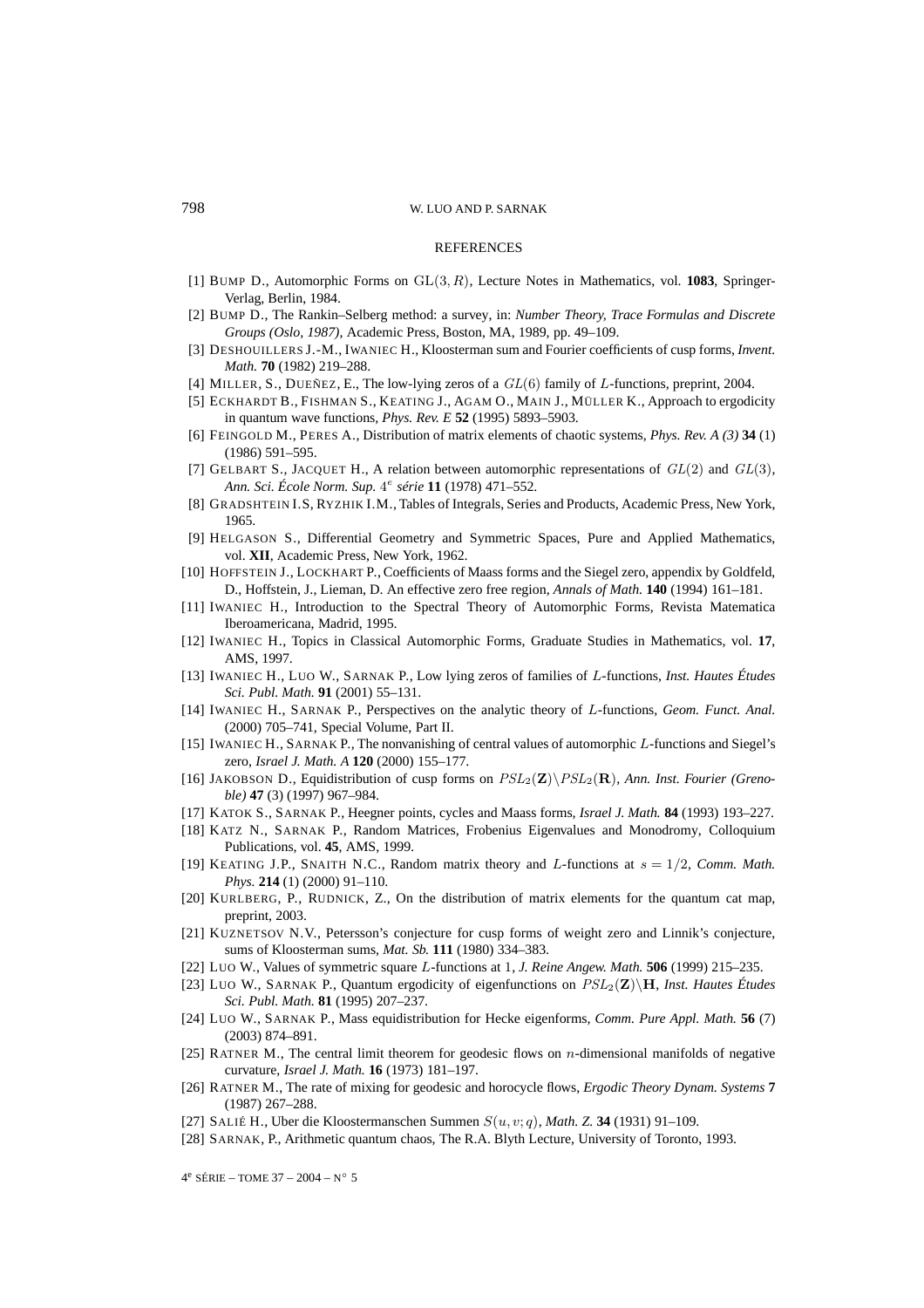## REFERENCES

[1] BUMP D., Automorphic Forms on $\mathrm{GL}(3, R)$, Lecture Notes in Mathematics, vol. **1083**, Springer-Verlag, Berlin, 1984.

[2] BUMP D., The Rankin–Selberg method: a survey, in: *Number Theory, Trace Formulas and Discrete Groups (Oslo, 1987)*, Academic Press, Boston, MA, 1989, pp. 49–109.

[3] DESHOUILLERS J.-M., IWANIEC H., Kloosterman sum and Fourier coefficients of cusp forms, *Invent. Math.* **70** (1982) 219–288.

[4] MILLER, S., DUEÑEZ, E., The low-lying zeros of a $GL(6)$ family of $L$-functions, preprint, 2004.

[5] ECKHARDT B., FISHMAN S., KEATING J., AGAM O., MAIN J., MÜLLER K., Approach to ergodicity in quantum wave functions, *Phys. Rev. E* **52** (1995) 5893–5903.

[6] FEINGOLD M., PERES A., Distribution of matrix elements of chaotic systems, *Phys. Rev. A (3)* **34** (1) (1986) 591–595.

[7] GELBART S., JACQUET H., A relation between automorphic representations of $GL(2)$ and $GL(3)$, *Ann. Sci. École Norm. Sup.* $4^{e}$ *série* **11** (1978) 471–552.

[8] GRADSHTEIN I.S, RYZHIK I.M., Tables of Integrals, Series and Products, Academic Press, New York, 1965.

[9] HELGASON S., Differential Geometry and Symmetric Spaces, Pure and Applied Mathematics, vol. **XII**, Academic Press, New York, 1962.

[10] HOFFSTEIN J., LOCKHART P., Coefficients of Maass forms and the Siegel zero, appendix by Goldfeld, D., Hoffstein, J., Lieman, D. An effective zero free region, *Annals of Math.* **140** (1994) 161–181.

[11] IWANIEC H., Introduction to the Spectral Theory of Automorphic Forms, Revista Matematica Iberoamericana, Madrid, 1995.

[12] IWANIEC H., Topics in Classical Automorphic Forms, Graduate Studies in Mathematics, vol. **17**, AMS, 1997.

[13] IWANIEC H., LUO W., SARNAK P., Low lying zeros of families of $L$-functions, *Inst. Hautes Études Sci. Publ. Math.* **91** (2001) 55–131.

[14] IWANIEC H., SARNAK P., Perspectives on the analytic theory of $L$-functions, *Geom. Funct. Anal.* (2000) 705–741, Special Volume, Part II.

[15] IWANIEC H., SARNAK P., The nonvanishing of central values of automorphic $L$-functions and Siegel's zero, *Israel J. Math. A* **120** (2000) 155–177.

[16] JAKOBSON D., Equidistribution of cusp forms on $PSL_2(\mathbf{Z})\backslash PSL_2(\mathbf{R})$, *Ann. Inst. Fourier (Grenoble)* **47** (3) (1997) 967–984.

[17] KATOK S., SARNAK P., Heegner points, cycles and Maass forms, *Israel J. Math.* **84** (1993) 193–227.

[18] KATZ N., SARNAK P., Random Matrices, Frobenius Eigenvalues and Monodromy, Colloquium Publications, vol. **45**, AMS, 1999.

[19] KEATING J.P., SNAITH N.C., Random matrix theory and $L$-functions at $s = 1/2$, *Comm. Math. Phys.* **214** (1) (2000) 91–110.

[20] KURLBERG, P., RUDNICK, Z., On the distribution of matrix elements for the quantum cat map, preprint, 2003.

[21] KUZNETSOV N.V., Petersson's conjecture for cusp forms of weight zero and Linnik's conjecture, sums of Kloosterman sums, *Mat. Sb.* **111** (1980) 334–383.

[22] LUO W., Values of symmetric square $L$-functions at 1, *J. Reine Angew. Math.* **506** (1999) 215–235.

[23] LUO W., SARNAK P., Quantum ergodicity of eigenfunctions on $PSL_2(\mathbf{Z})\backslash\mathbf{H}$, *Inst. Hautes Études Sci. Publ. Math.* **81** (1995) 207–237.

[24] LUO W., SARNAK P., Mass equidistribution for Hecke eigenforms, *Comm. Pure Appl. Math.* **56** (7) (2003) 874–891.

[25] RATNER M., The central limit theorem for geodesic flows on $n$-dimensional manifolds of negative curvature, *Israel J. Math.* **16** (1973) 181–197.

[26] RATNER M., The rate of mixing for geodesic and horocycle flows, *Ergodic Theory Dynam. Systems* **7** (1987) 267–288.

[27] SALIÉ H., Uber die Kloostermanschen Summen $S(u, v; q)$, *Math. Z.* **34** (1931) 91–109.

[28] SARNAK, P., Arithmetic quantum chaos, The R.A. Blyth Lecture, University of Toronto, 1993.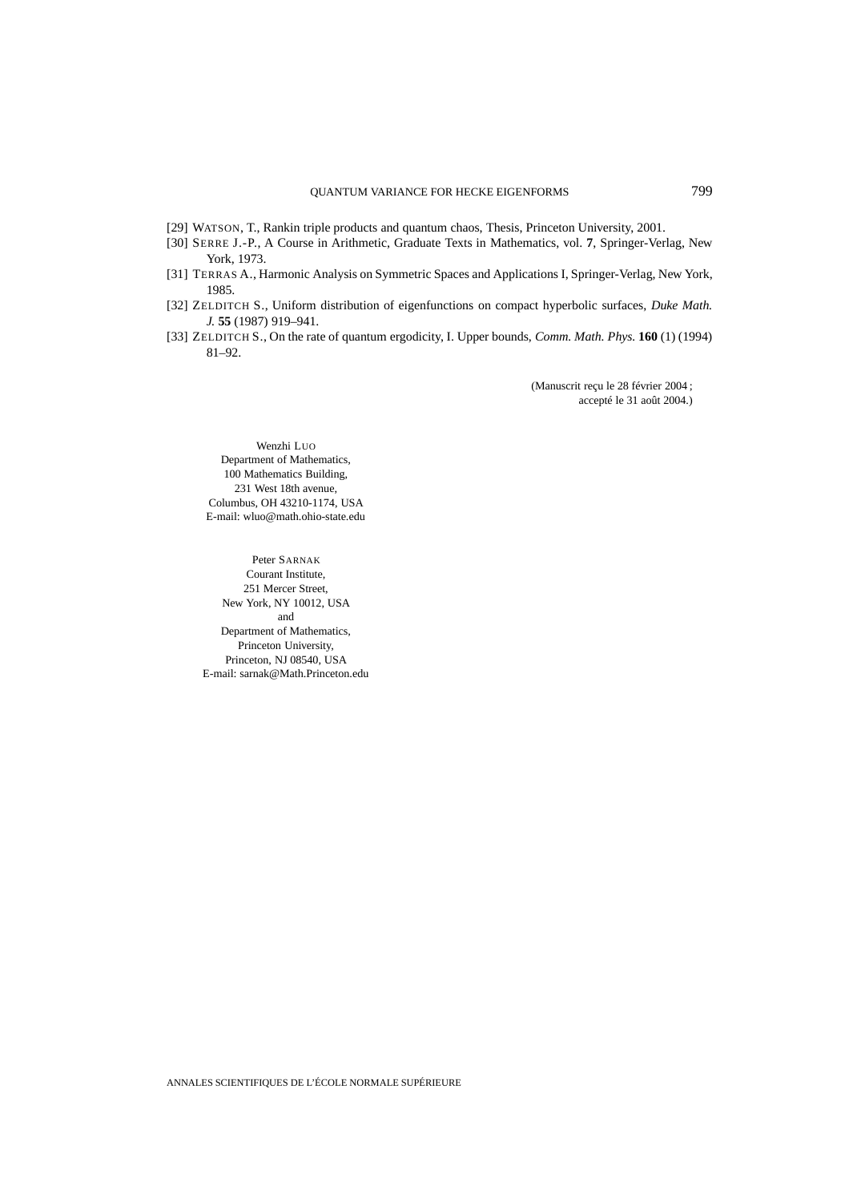[29] WATSON, T., Rankin triple products and quantum chaos, Thesis, Princeton University, 2001.

[30] SERRE J.-P., A Course in Arithmetic, Graduate Texts in Mathematics, vol. **7**, Springer-Verlag, New York, 1973.

[31] TERRAS A., Harmonic Analysis on Symmetric Spaces and Applications I, Springer-Verlag, New York, 1985.

[32] ZELDITCH S., Uniform distribution of eigenfunctions on compact hyperbolic surfaces, *Duke Math. J.* **55** (1987) 919–941.

[33] ZELDITCH S., On the rate of quantum ergodicity, I. Upper bounds, *Comm. Math. Phys.* **160** (1) (1994) 81–92.

(Manuscrit reçu le 28 février 2004 ;
accepté le 31 août 2004.)

Wenzhi LUO
Department of Mathematics,
100 Mathematics Building,
231 West 18th avenue,
Columbus, OH 43210-1174, USA
E-mail: wluo@math.ohio-state.edu

Peter SARNAK
Courant Institute,
251 Mercer Street,
New York, NY 10012, USA
and
Department of Mathematics,
Princeton University,
Princeton, NJ 08540, USA
E-mail: sarnak@Math.Princeton.edu